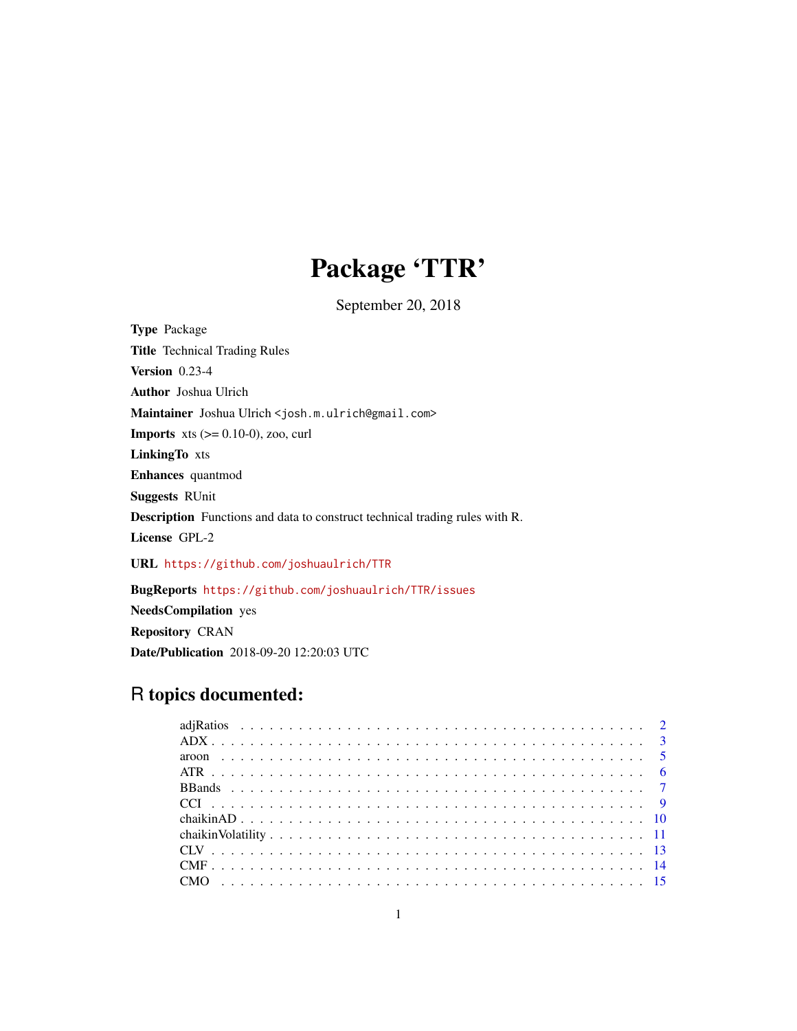# Package 'TTR'

September 20, 2018

**Type** Package

**Title** Technical Trading Rules

**Version** 0.23-4

**Author** Joshua Ulrich

**Maintainer** Joshua Ulrich <josh.m.ulrich@gmail.com>

**Imports** xts (>= 0.10-0), zoo, curl

**LinkingTo** xts

**Enhances** quantmod

**Suggests** RUnit

**Description** Functions and data to construct technical trading rules with R.

**License** GPL-2

**URL** https://github.com/joshuaulrich/TTR

**BugReports** https://github.com/joshuaulrich/TTR/issues

**NeedsCompilation** yes

**Repository** CRAN

**Date/Publication** 2018-09-20 12:20:03 UTC

## R topics documented:

| | |
|---|---|
| adjRatios | 2 |
| ADX | 3 |
| aroon | 5 |
| ATR | 6 |
| BBands | 7 |
| CCI | 9 |
| chaikinAD | 10 |
| chaikinVolatility | 11 |
| CLV | 13 |
| CMF | 14 |
| CMO | 15 |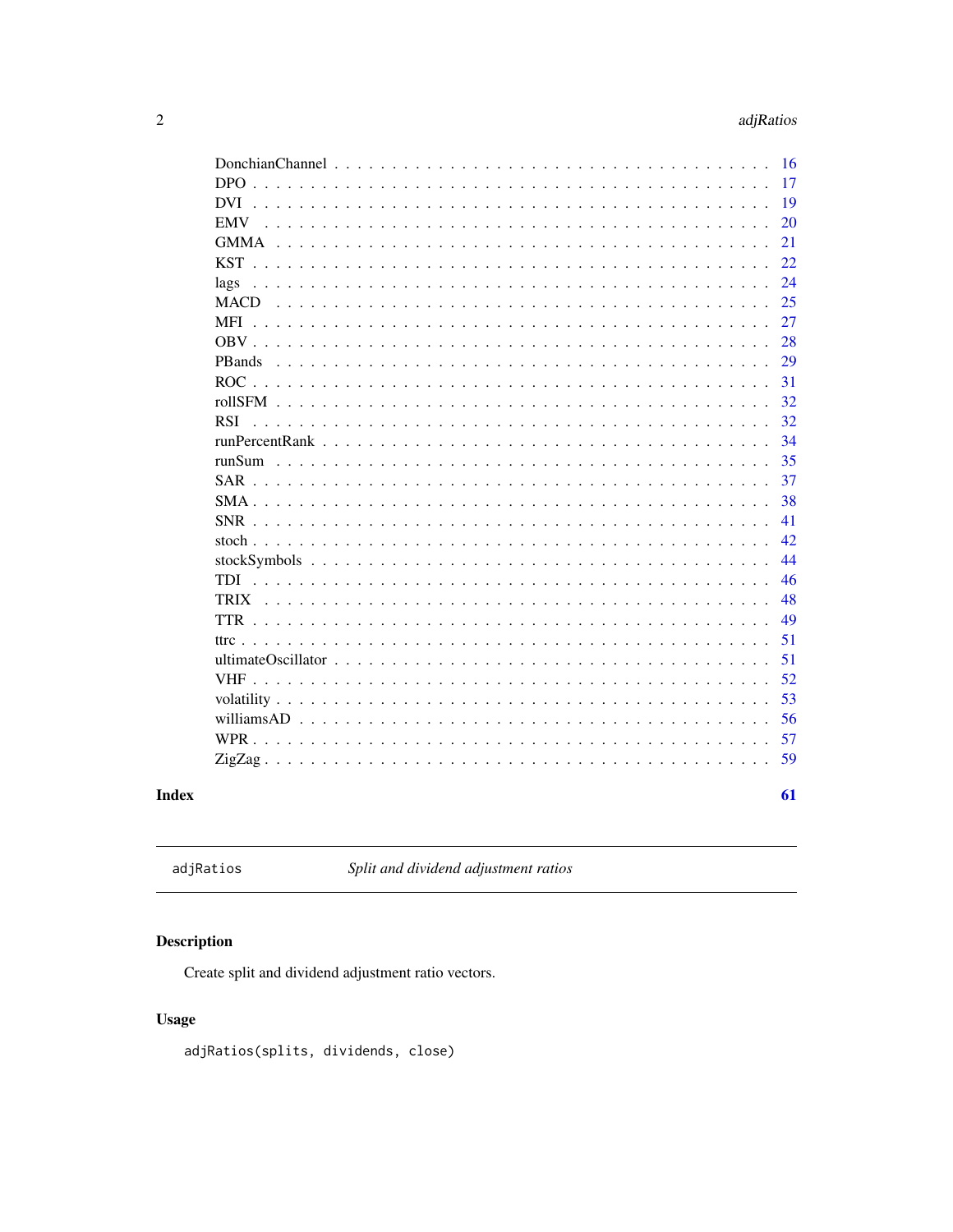| | |
|---|---|
| DonchianChannel | 16 |
| DPO | 17 |
| DVI | 19 |
| EMV | 20 |
| GMMA | 21 |
| KST | 22 |
| lags | 24 |
| MACD | 25 |
| MFI | 27 |
| OBV | 28 |
| PBands | 29 |
| ROC | 31 |
| rollSFM | 32 |
| RSI | 32 |
| runPercentRank | 34 |
| runSum | 35 |
| SAR | 37 |
| SMA | 38 |
| SNR | 41 |
| stoch | 42 |
| stockSymbols | 44 |
| TDI | 46 |
| TRIX | 48 |
| TTR | 49 |
| ttrc | 51 |
| ultimateOscillator | 51 |
| VHF | 52 |
| volatility | 53 |
| williamsAD | 56 |
| WPR | 57 |
| ZigZag | 59 |

**Index** **61**

---

`adjRatios` *Split and dividend adjustment ratios*

---

## Description

Create split and dividend adjustment ratio vectors.

## Usage

```
adjRatios(splits, dividends, close)
```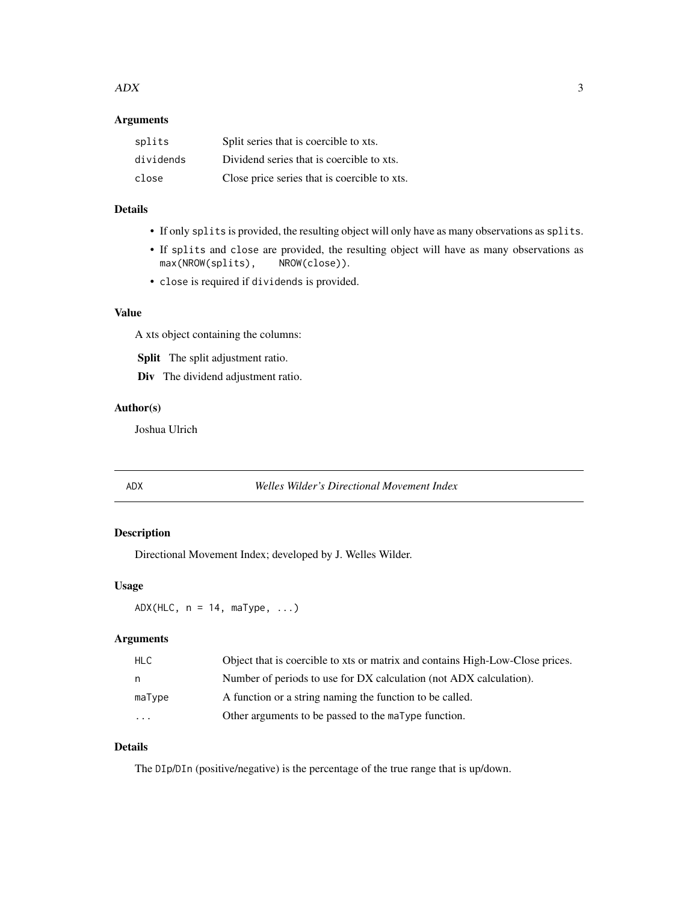### Arguments

| | |
|---|---|
| `splits` | Split series that is coercible to xts. |
| `dividends` | Dividend series that is coercible to xts. |
| `close` | Close price series that is coercible to xts. |

### Details

- If only `splits` is provided, the resulting object will only have as many observations as `splits`.
- If `splits` and `close` are provided, the resulting object will have as many observations as `max(NROW(splits), NROW(close))`.
- `close` is required if `dividends` is provided.

### Value

A xts object containing the columns:

**Split** The split adjustment ratio.

**Div** The dividend adjustment ratio.

### Author(s)

Joshua Ulrich

---

## ADX *Welles Wilder's Directional Movement Index*

---

### Description

Directional Movement Index; developed by J. Welles Wilder.

### Usage

```
ADX(HLC, n = 14, maType, ...)
```

### Arguments

| | |
|---|---|
| `HLC` | Object that is coercible to xts or matrix and contains High-Low-Close prices. |
| `n` | Number of periods to use for DX calculation (not ADX calculation). |
| `maType` | A function or a string naming the function to be called. |
| `...` | Other arguments to be passed to the `maType` function. |

### Details

The `DIp`/`DIn` (positive/negative) is the percentage of the true range that is up/down.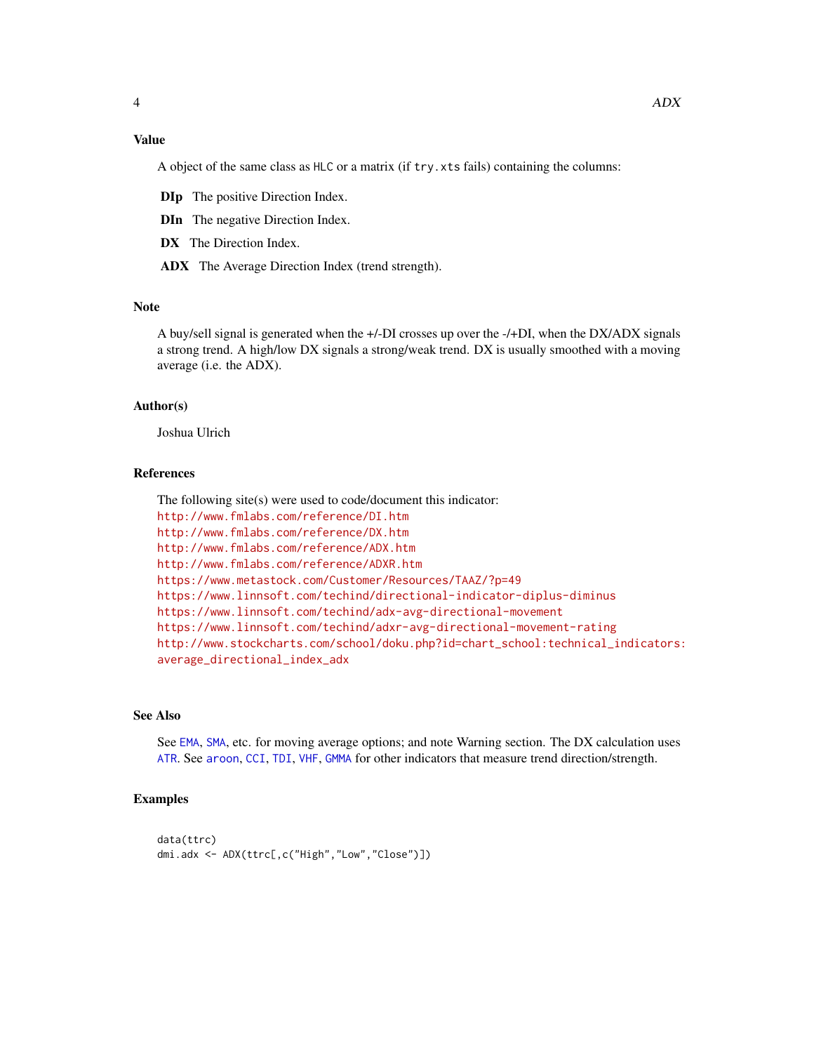### Value

A object of the same class as `HLC` or a matrix (if `try.xts` fails) containing the columns:

**DIp** The positive Direction Index.

**DIn** The negative Direction Index.

**DX** The Direction Index.

**ADX** The Average Direction Index (trend strength).

### Note

A buy/sell signal is generated when the +/-DI crosses up over the -/+DI, when the DX/ADX signals a strong trend. A high/low DX signals a strong/weak trend. DX is usually smoothed with a moving average (i.e. the ADX).

### Author(s)

Joshua Ulrich

### References

The following site(s) were used to code/document this indicator:
http://www.fmlabs.com/reference/DI.htm
http://www.fmlabs.com/reference/DX.htm
http://www.fmlabs.com/reference/ADX.htm
http://www.fmlabs.com/reference/ADXR.htm
https://www.metastock.com/Customer/Resources/TAAZ/?p=49
https://www.linnsoft.com/techind/directional-indicator-diplus-diminus
https://www.linnsoft.com/techind/adx-avg-directional-movement
https://www.linnsoft.com/techind/adxr-avg-directional-movement-rating
http://www.stockcharts.com/school/doku.php?id=chart_school:technical_indicators:average_directional_index_adx

### See Also

See `EMA`, `SMA`, etc. for moving average options; and note Warning section. The DX calculation uses `ATR`. See `aroon`, `CCI`, `TDI`, `VHF`, `GMMA` for other indicators that measure trend direction/strength.

### Examples

```
data(ttrc)
dmi.adx <- ADX(ttrc[,c("High","Low","Close")])
```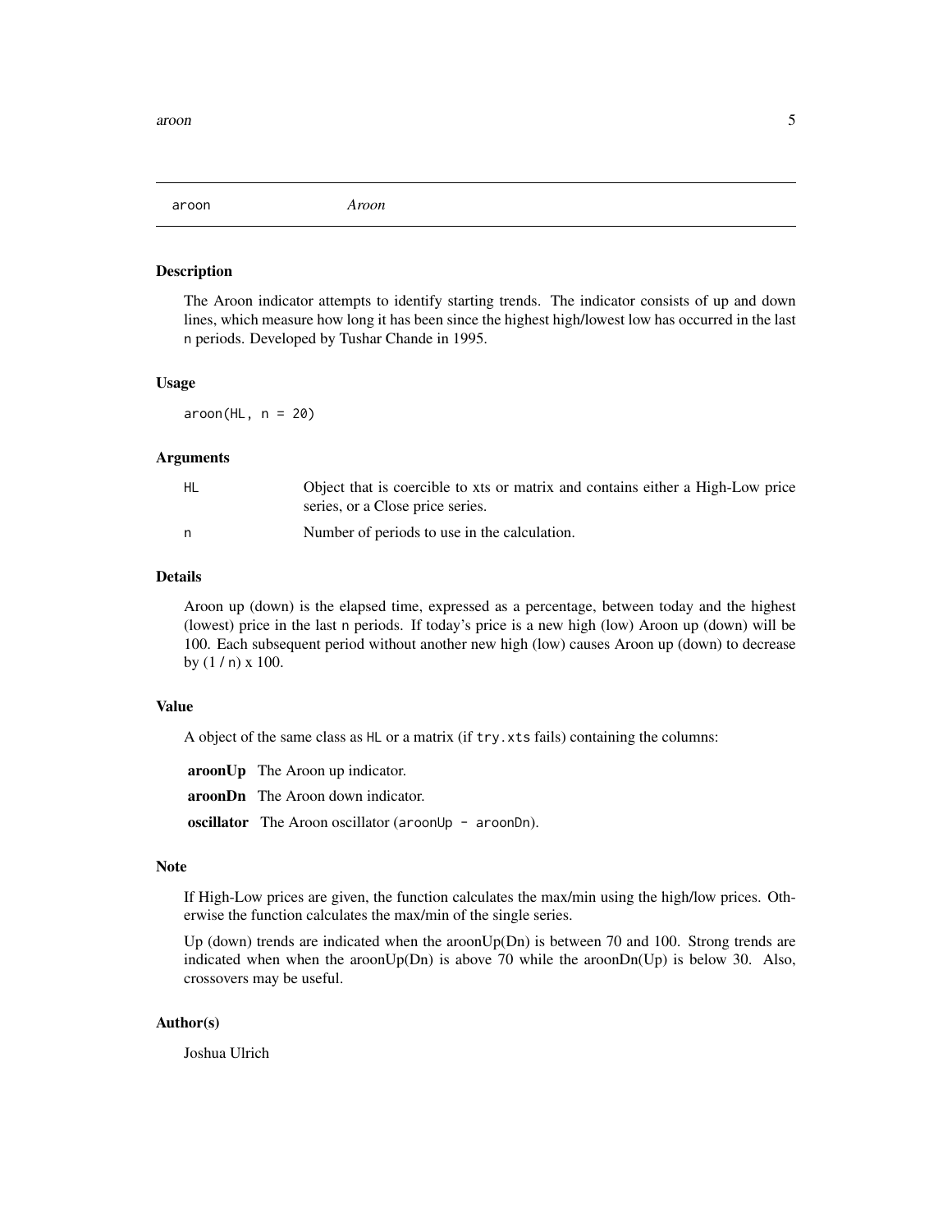## aroon *Aroon*

### Description

The Aroon indicator attempts to identify starting trends. The indicator consists of up and down lines, which measure how long it has been since the highest high/lowest low has occurred in the last n periods. Developed by Tushar Chande in 1995.

### Usage

```
aroon(HL, n = 20)
```

### Arguments

| | |
|---|---|
| HL | Object that is coercible to xts or matrix and contains either a High-Low price series, or a Close price series. |
| n | Number of periods to use in the calculation. |

### Details

Aroon up (down) is the elapsed time, expressed as a percentage, between today and the highest (lowest) price in the last n periods. If today's price is a new high (low) Aroon up (down) will be 100. Each subsequent period without another new high (low) causes Aroon up (down) to decrease by (1 / n) x 100.

### Value

A object of the same class as HL or a matrix (if try.xts fails) containing the columns:

**aroonUp** The Aroon up indicator.

**aroonDn** The Aroon down indicator.

**oscillator** The Aroon oscillator (aroonUp - aroonDn).

### Note

If High-Low prices are given, the function calculates the max/min using the high/low prices. Otherwise the function calculates the max/min of the single series.

Up (down) trends are indicated when the aroonUp(Dn) is between 70 and 100. Strong trends are indicated when when the aroonUp(Dn) is above 70 while the aroonDn(Up) is below 30. Also, crossovers may be useful.

### Author(s)

Joshua Ulrich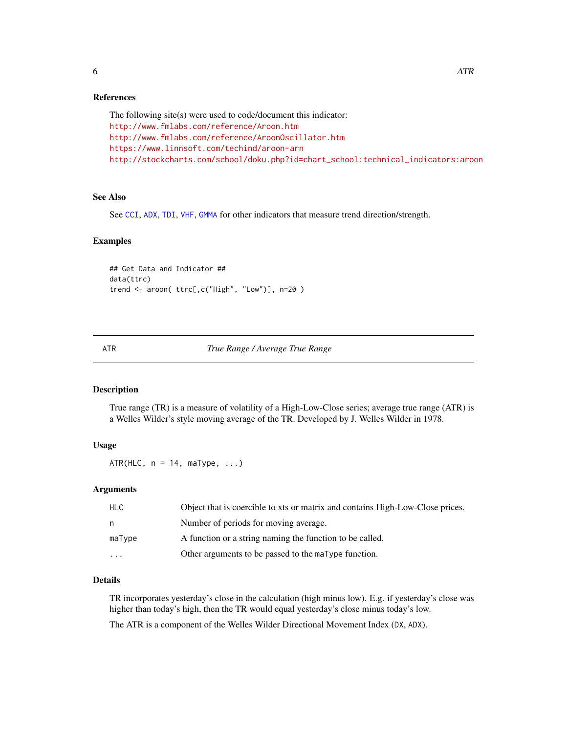## References

The following site(s) were used to code/document this indicator:
http://www.fmlabs.com/reference/Aroon.htm
http://www.fmlabs.com/reference/AroonOscillator.htm
https://www.linnsoft.com/techind/aroon-arn
http://stockcharts.com/school/doku.php?id=chart_school:technical_indicators:aroon

## See Also

See CCI, ADX, TDI, VHF, GMMA for other indicators that measure trend direction/strength.

## Examples

```
## Get Data and Indicator ##
data(ttrc)
trend <- aroon( ttrc[,c("High", "Low")], n=20 )
```

---

# ATR *True Range / Average True Range*

---

## Description

True range (TR) is a measure of volatility of a High-Low-Close series; average true range (ATR) is a Welles Wilder's style moving average of the TR. Developed by J. Welles Wilder in 1978.

## Usage

```
ATR(HLC, n = 14, maType, ...)
```

## Arguments

| | |
|---|---|
| HLC | Object that is coercible to xts or matrix and contains High-Low-Close prices. |
| n | Number of periods for moving average. |
| maType | A function or a string naming the function to be called. |
| ... | Other arguments to be passed to the maType function. |

## Details

TR incorporates yesterday's close in the calculation (high minus low). E.g. if yesterday's close was higher than today's high, then the TR would equal yesterday's close minus today's low.

The ATR is a component of the Welles Wilder Directional Movement Index (DX, ADX).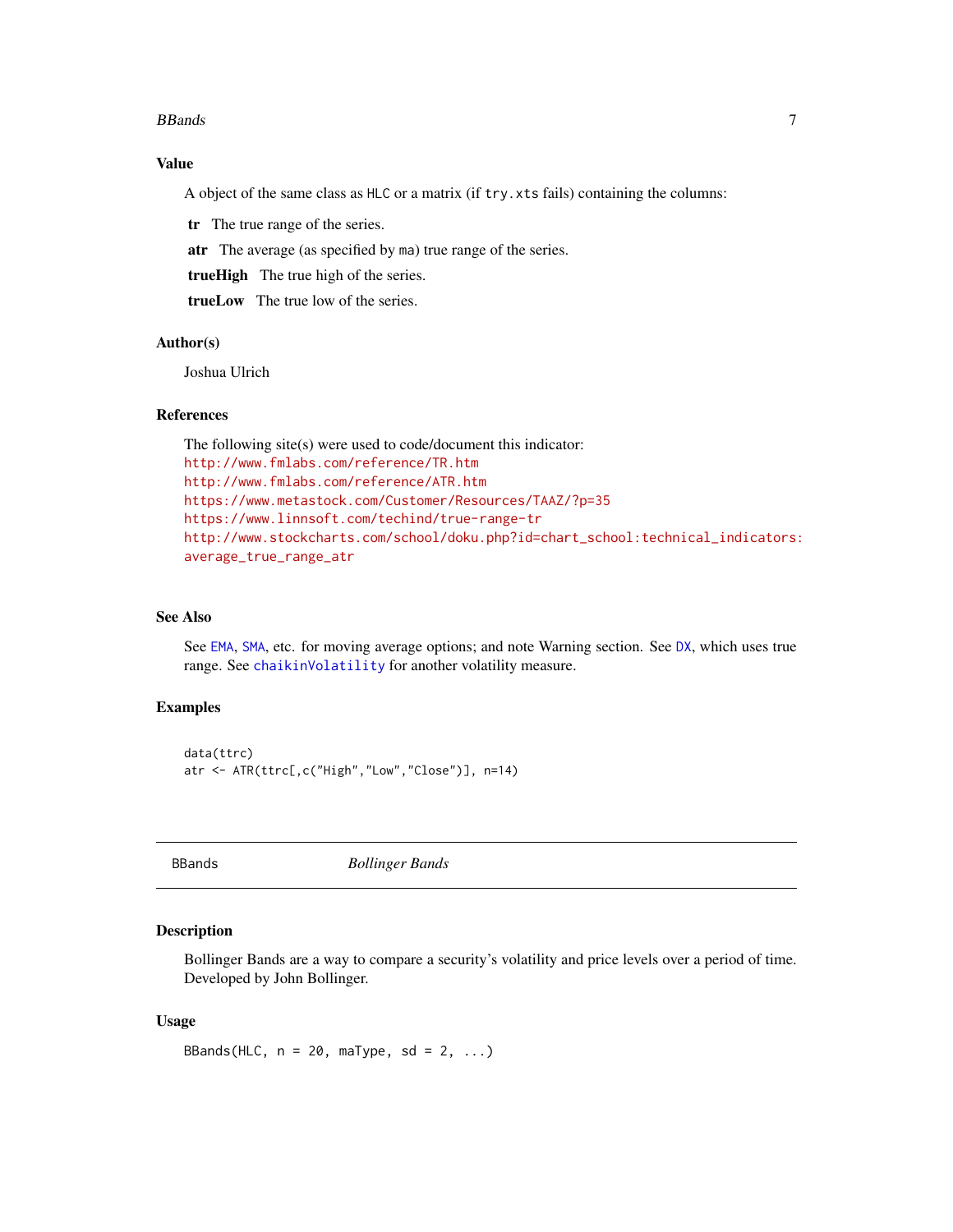## Value

A object of the same class as `HLC` or a matrix (if `try.xts` fails) containing the columns:

**tr** The true range of the series.

**atr** The average (as specified by `ma`) true range of the series.

**trueHigh** The true high of the series.

**trueLow** The true low of the series.

## Author(s)

Joshua Ulrich

## References

The following site(s) were used to code/document this indicator:
http://www.fmlabs.com/reference/TR.htm
http://www.fmlabs.com/reference/ATR.htm
https://www.metastock.com/Customer/Resources/TAAZ/?p=35
https://www.linnsoft.com/techind/true-range-tr
http://www.stockcharts.com/school/doku.php?id=chart_school:technical_indicators:average_true_range_atr

## See Also

See `EMA`, `SMA`, etc. for moving average options; and note Warning section. See `DX`, which uses true range. See `chaikinVolatility` for another volatility measure.

## Examples

```
data(ttrc)
atr <- ATR(ttrc[,c("High","Low","Close")], n=14)
```

---

# BBands *Bollinger Bands*

## Description

Bollinger Bands are a way to compare a security's volatility and price levels over a period of time. Developed by John Bollinger.

## Usage

```
BBands(HLC, n = 20, maType, sd = 2, ...)
```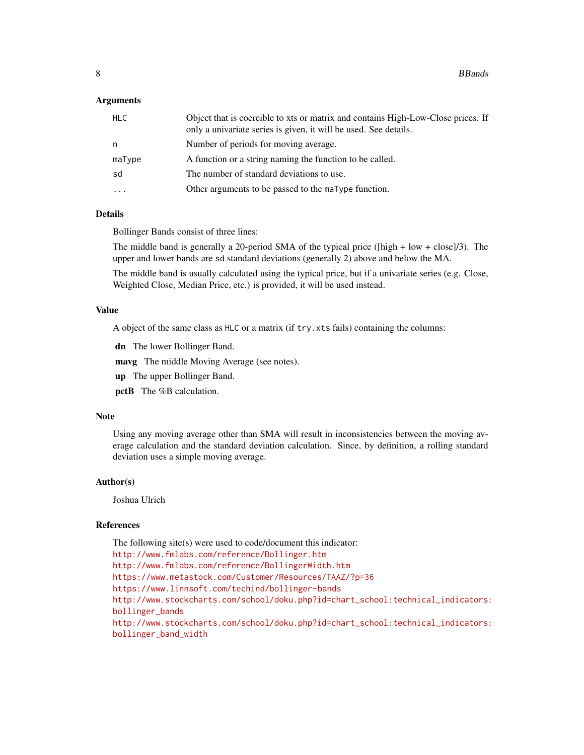### Arguments

| | |
|---|---|
| `HLC` | Object that is coercible to xts or matrix and contains High-Low-Close prices. If only a univariate series is given, it will be used. See details. |
| `n` | Number of periods for moving average. |
| `maType` | A function or a string naming the function to be called. |
| `sd` | The number of standard deviations to use. |
| `...` | Other arguments to be passed to the `maType` function. |

### Details

Bollinger Bands consist of three lines:

The middle band is generally a 20-period SMA of the typical price ([high + low + close]/3). The upper and lower bands are `sd` standard deviations (generally 2) above and below the MA.

The middle band is usually calculated using the typical price, but if a univariate series (e.g. Close, Weighted Close, Median Price, etc.) is provided, it will be used instead.

### Value

A object of the same class as `HLC` or a matrix (if `try.xts` fails) containing the columns:

- **dn** The lower Bollinger Band.
- **mavg** The middle Moving Average (see notes).
- **up** The upper Bollinger Band.
- **pctB** The %B calculation.

### Note

Using any moving average other than SMA will result in inconsistencies between the moving average calculation and the standard deviation calculation. Since, by definition, a rolling standard deviation uses a simple moving average.

### Author(s)

Joshua Ulrich

### References

The following site(s) were used to code/document this indicator:
http://www.fmlabs.com/reference/Bollinger.htm
http://www.fmlabs.com/reference/BollingerWidth.htm
https://www.metastock.com/Customer/Resources/TAAZ/?p=36
https://www.linnsoft.com/techind/bollinger-bands
http://www.stockcharts.com/school/doku.php?id=chart_school:technical_indicators:bollinger_bands
http://www.stockcharts.com/school/doku.php?id=chart_school:technical_indicators:bollinger_band_width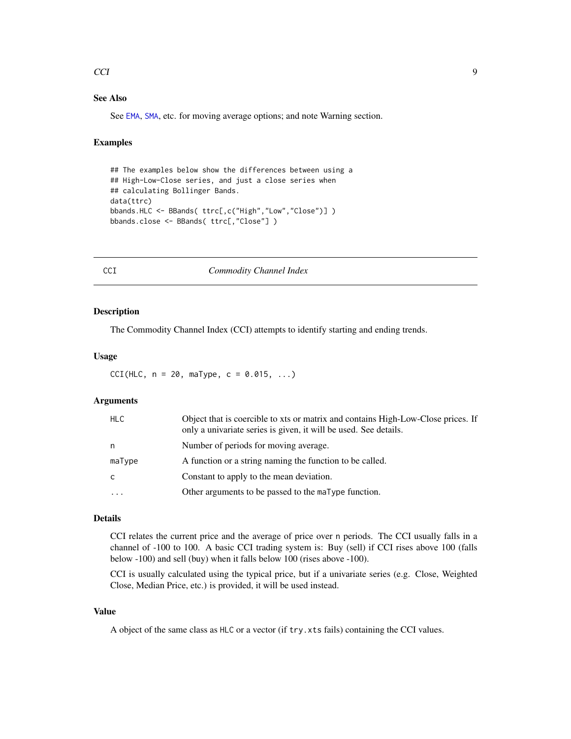### See Also

See EMA, SMA, etc. for moving average options; and note Warning section.

### Examples

```
## The examples below show the differences between using a
## High-Low-Close series, and just a close series when
## calculating Bollinger Bands.
data(ttrc)
bbands.HLC <- BBands( ttrc[,c("High","Low","Close")] )
bbands.close <- BBands( ttrc[,"Close"] )
```

---

## CCI — *Commodity Channel Index*

---

### Description

The Commodity Channel Index (CCI) attempts to identify starting and ending trends.

### Usage

```
CCI(HLC, n = 20, maType, c = 0.015, ...)
```

### Arguments

| | |
|---|---|
| HLC | Object that is coercible to xts or matrix and contains High-Low-Close prices. If only a univariate series is given, it will be used. See details. |
| n | Number of periods for moving average. |
| maType | A function or a string naming the function to be called. |
| c | Constant to apply to the mean deviation. |
| ... | Other arguments to be passed to the maType function. |

### Details

CCI relates the current price and the average of price over n periods. The CCI usually falls in a channel of -100 to 100. A basic CCI trading system is: Buy (sell) if CCI rises above 100 (falls below -100) and sell (buy) when it falls below 100 (rises above -100).

CCI is usually calculated using the typical price, but if a univariate series (e.g. Close, Weighted Close, Median Price, etc.) is provided, it will be used instead.

### Value

A object of the same class as HLC or a vector (if try.xts fails) containing the CCI values.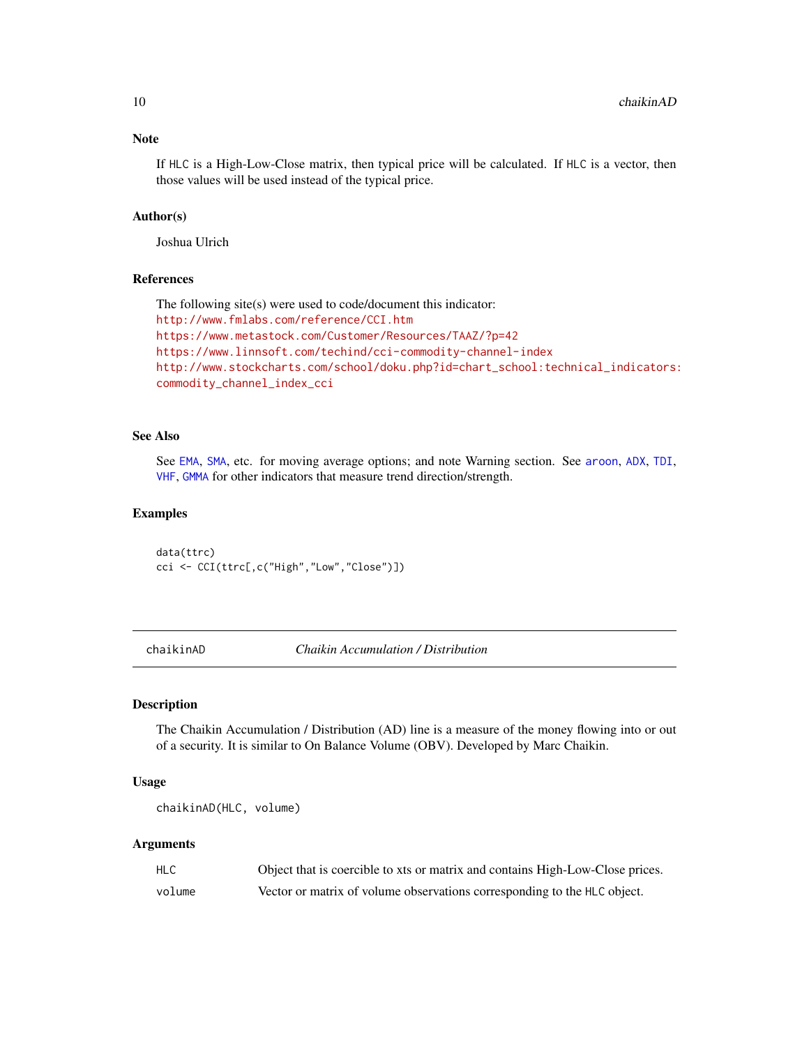## Note

If HLC is a High-Low-Close matrix, then typical price will be calculated. If HLC is a vector, then those values will be used instead of the typical price.

## Author(s)

Joshua Ulrich

## References

The following site(s) were used to code/document this indicator:
http://www.fmlabs.com/reference/CCI.htm
https://www.metastock.com/Customer/Resources/TAAZ/?p=42
https://www.linnsoft.com/techind/cci-commodity-channel-index
http://www.stockcharts.com/school/doku.php?id=chart_school:technical_indicators:commodity_channel_index_cci

## See Also

See EMA, SMA, etc. for moving average options; and note Warning section. See aroon, ADX, TDI, VHF, GMMA for other indicators that measure trend direction/strength.

## Examples

```
data(ttrc)
cci <- CCI(ttrc[,c("High","Low","Close")])
```

---

# chaikinAD — *Chaikin Accumulation / Distribution*

## Description

The Chaikin Accumulation / Distribution (AD) line is a measure of the money flowing into or out of a security. It is similar to On Balance Volume (OBV). Developed by Marc Chaikin.

## Usage

```
chaikinAD(HLC, volume)
```

## Arguments

| | |
|---|---|
| HLC | Object that is coercible to xts or matrix and contains High-Low-Close prices. |
| volume | Vector or matrix of volume observations corresponding to the HLC object. |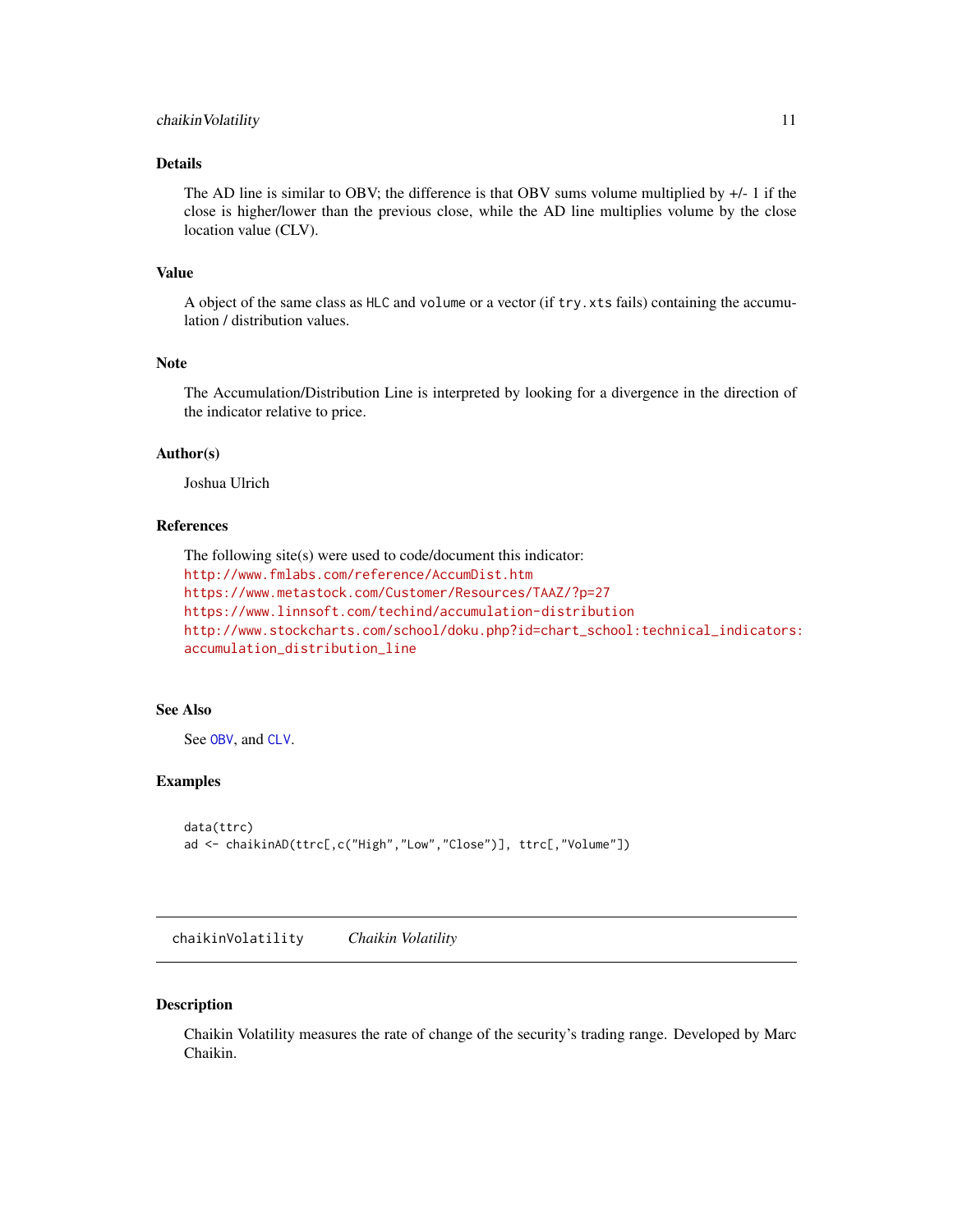### Details

The AD line is similar to OBV; the difference is that OBV sums volume multiplied by +/- 1 if the close is higher/lower than the previous close, while the AD line multiplies volume by the close location value (CLV).

### Value

A object of the same class as `HLC` and `volume` or a vector (if `try.xts` fails) containing the accumulation / distribution values.

### Note

The Accumulation/Distribution Line is interpreted by looking for a divergence in the direction of the indicator relative to price.

### Author(s)

Joshua Ulrich

### References

The following site(s) were used to code/document this indicator:
http://www.fmlabs.com/reference/AccumDist.htm
https://www.metastock.com/Customer/Resources/TAAZ/?p=27
https://www.linnsoft.com/techind/accumulation-distribution
http://www.stockcharts.com/school/doku.php?id=chart_school:technical_indicators:accumulation_distribution_line

### See Also

See `OBV`, and `CLV`.

### Examples

```
data(ttrc)
ad <- chaikinAD(ttrc[,c("High","Low","Close")], ttrc[,"Volume"])
```

---

## chaikinVolatility &nbsp;&nbsp;&nbsp; *Chaikin Volatility*

### Description

Chaikin Volatility measures the rate of change of the security's trading range. Developed by Marc Chaikin.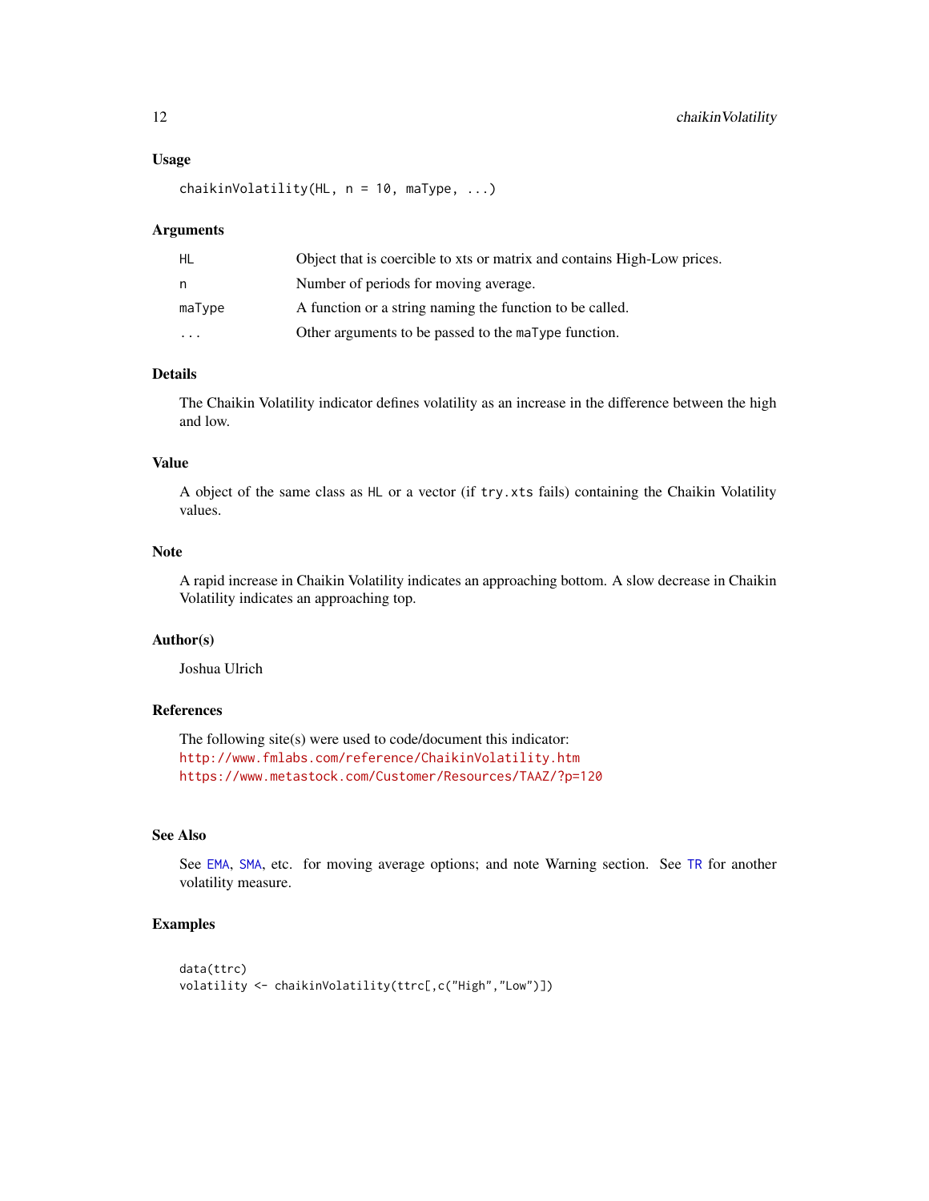### Usage

```
chaikinVolatility(HL, n = 10, maType, ...)
```

### Arguments

| | |
|---|---|
| HL | Object that is coercible to xts or matrix and contains High-Low prices. |
| n | Number of periods for moving average. |
| maType | A function or a string naming the function to be called. |
| ... | Other arguments to be passed to the maType function. |

### Details

The Chaikin Volatility indicator defines volatility as an increase in the difference between the high and low.

### Value

A object of the same class as HL or a vector (if try.xts fails) containing the Chaikin Volatility values.

### Note

A rapid increase in Chaikin Volatility indicates an approaching bottom. A slow decrease in Chaikin Volatility indicates an approaching top.

### Author(s)

Joshua Ulrich

### References

The following site(s) were used to code/document this indicator:
http://www.fmlabs.com/reference/ChaikinVolatility.htm
https://www.metastock.com/Customer/Resources/TAAZ/?p=120

### See Also

See EMA, SMA, etc. for moving average options; and note Warning section. See TR for another volatility measure.

### Examples

```
data(ttrc)
volatility <- chaikinVolatility(ttrc[,c("High","Low")])
```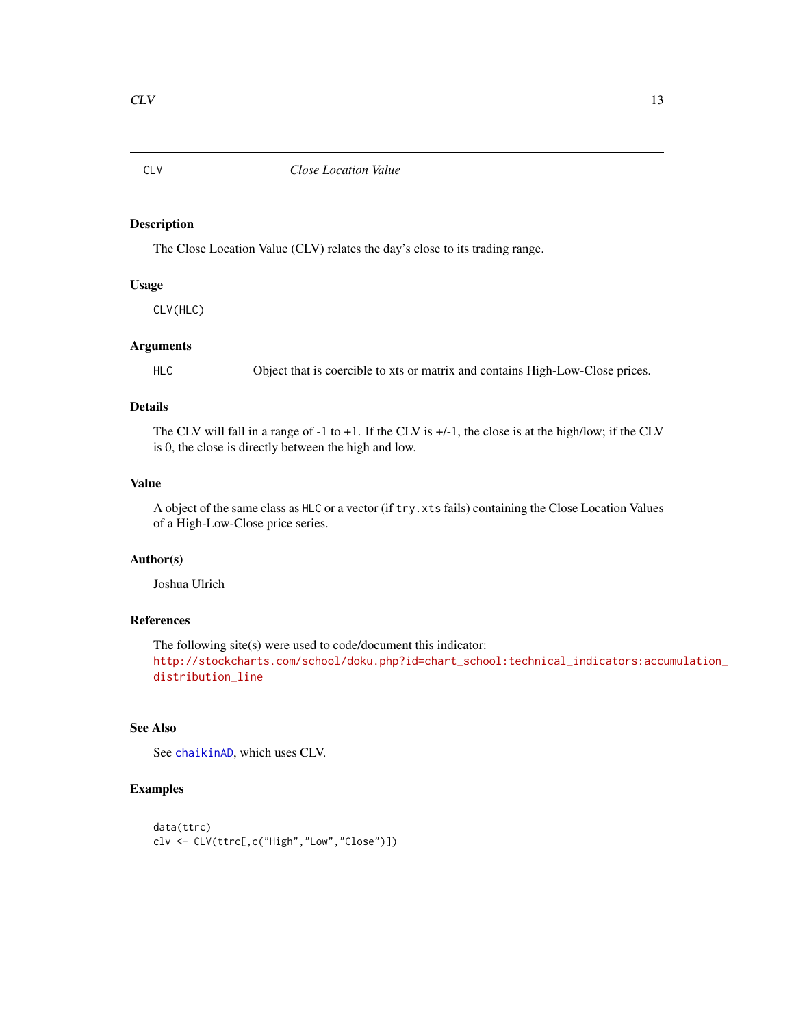# CLV — *Close Location Value*

## Description

The Close Location Value (CLV) relates the day's close to its trading range.

## Usage

```
CLV(HLC)
```

## Arguments

| | |
|---|---|
| HLC | Object that is coercible to xts or matrix and contains High-Low-Close prices. |

## Details

The CLV will fall in a range of -1 to +1. If the CLV is +/-1, the close is at the high/low; if the CLV is 0, the close is directly between the high and low.

## Value

A object of the same class as `HLC` or a vector (if `try.xts` fails) containing the Close Location Values of a High-Low-Close price series.

## Author(s)

Joshua Ulrich

## References

The following site(s) were used to code/document this indicator:
http://stockcharts.com/school/doku.php?id=chart_school:technical_indicators:accumulation_distribution_line

## See Also

See `chaikinAD`, which uses CLV.

## Examples

```
data(ttrc)
clv <- CLV(ttrc[,c("High","Low","Close")])
```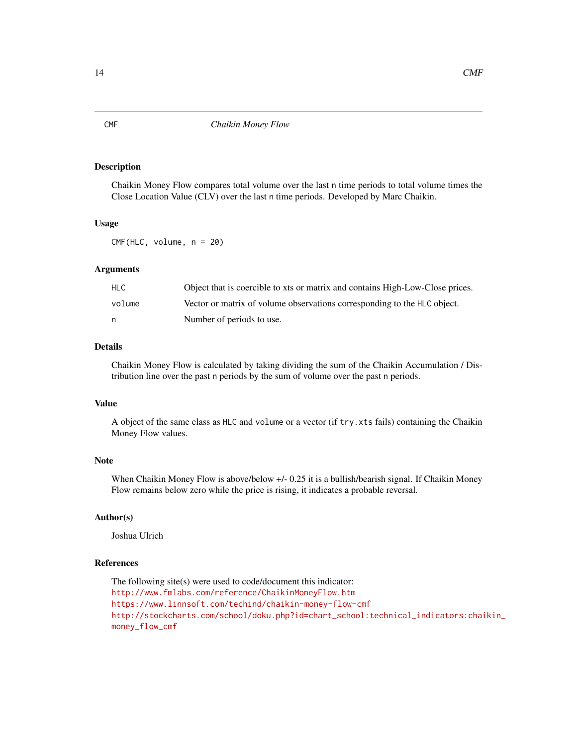# CMF *Chaikin Money Flow*

## Description

Chaikin Money Flow compares total volume over the last n time periods to total volume times the Close Location Value (CLV) over the last n time periods. Developed by Marc Chaikin.

## Usage

```
CMF(HLC, volume, n = 20)
```

## Arguments

| | |
|---|---|
| HLC | Object that is coercible to xts or matrix and contains High-Low-Close prices. |
| volume | Vector or matrix of volume observations corresponding to the HLC object. |
| n | Number of periods to use. |

## Details

Chaikin Money Flow is calculated by taking dividing the sum of the Chaikin Accumulation / Distribution line over the past n periods by the sum of volume over the past n periods.

## Value

A object of the same class as HLC and volume or a vector (if try.xts fails) containing the Chaikin Money Flow values.

## Note

When Chaikin Money Flow is above/below +/- 0.25 it is a bullish/bearish signal. If Chaikin Money Flow remains below zero while the price is rising, it indicates a probable reversal.

## Author(s)

Joshua Ulrich

## References

The following site(s) were used to code/document this indicator:
http://www.fmlabs.com/reference/ChaikinMoneyFlow.htm
https://www.linnsoft.com/techind/chaikin-money-flow-cmf
http://stockcharts.com/school/doku.php?id=chart_school:technical_indicators:chaikin_money_flow_cmf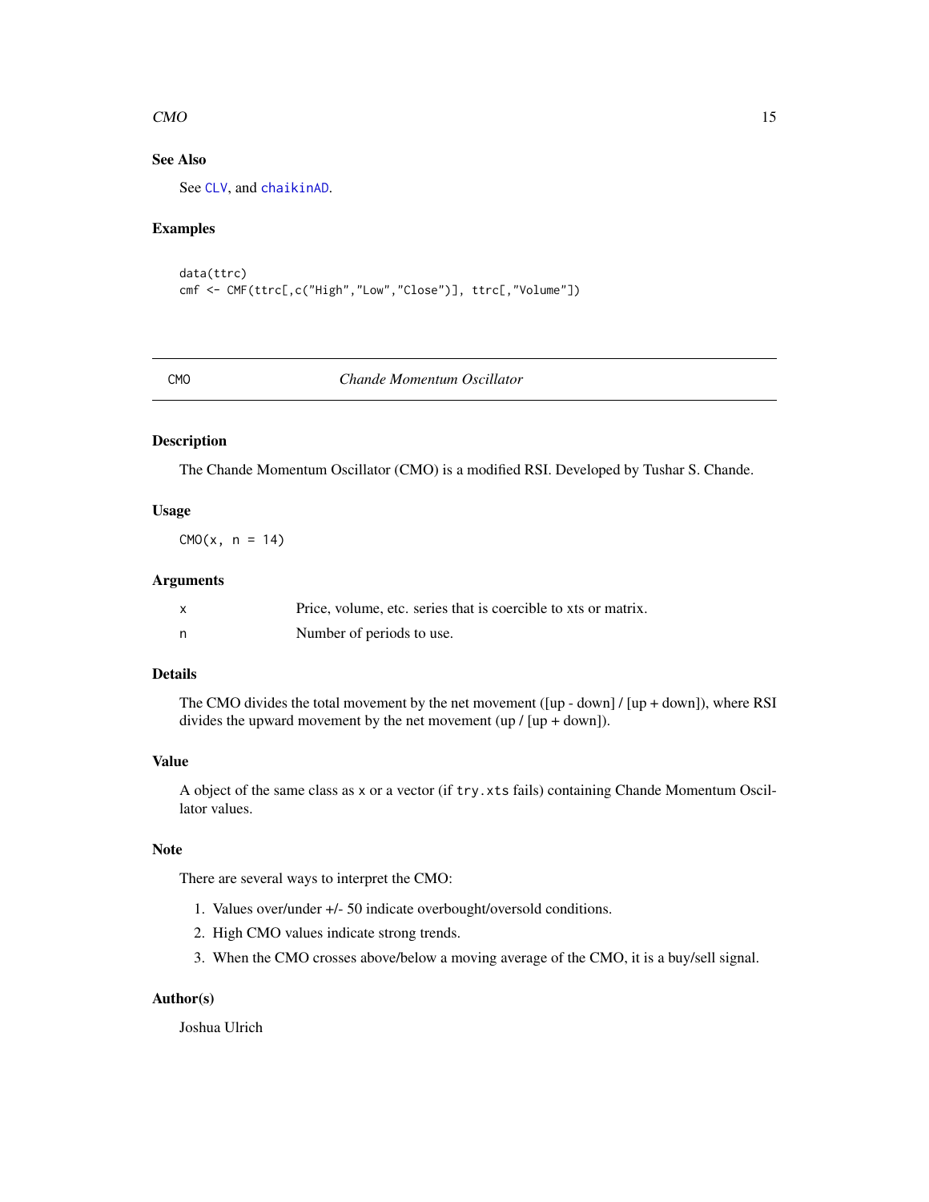### See Also

See CLV, and chaikinAD.

### Examples

```
data(ttrc)
cmf <- CMF(ttrc[,c("High","Low","Close")], ttrc[,"Volume"])
```

---

## CMO *Chande Momentum Oscillator*

---

### Description

The Chande Momentum Oscillator (CMO) is a modified RSI. Developed by Tushar S. Chande.

### Usage

```
CMO(x, n = 14)
```

### Arguments

| | |
|---|---|
| x | Price, volume, etc. series that is coercible to xts or matrix. |
| n | Number of periods to use. |

### Details

The CMO divides the total movement by the net movement ([up - down] / [up + down]), where RSI divides the upward movement by the net movement (up / [up + down]).

### Value

A object of the same class as x or a vector (if try.xts fails) containing Chande Momentum Oscillator values.

### Note

There are several ways to interpret the CMO:

1. Values over/under +/- 50 indicate overbought/oversold conditions.
2. High CMO values indicate strong trends.
3. When the CMO crosses above/below a moving average of the CMO, it is a buy/sell signal.

### Author(s)

Joshua Ulrich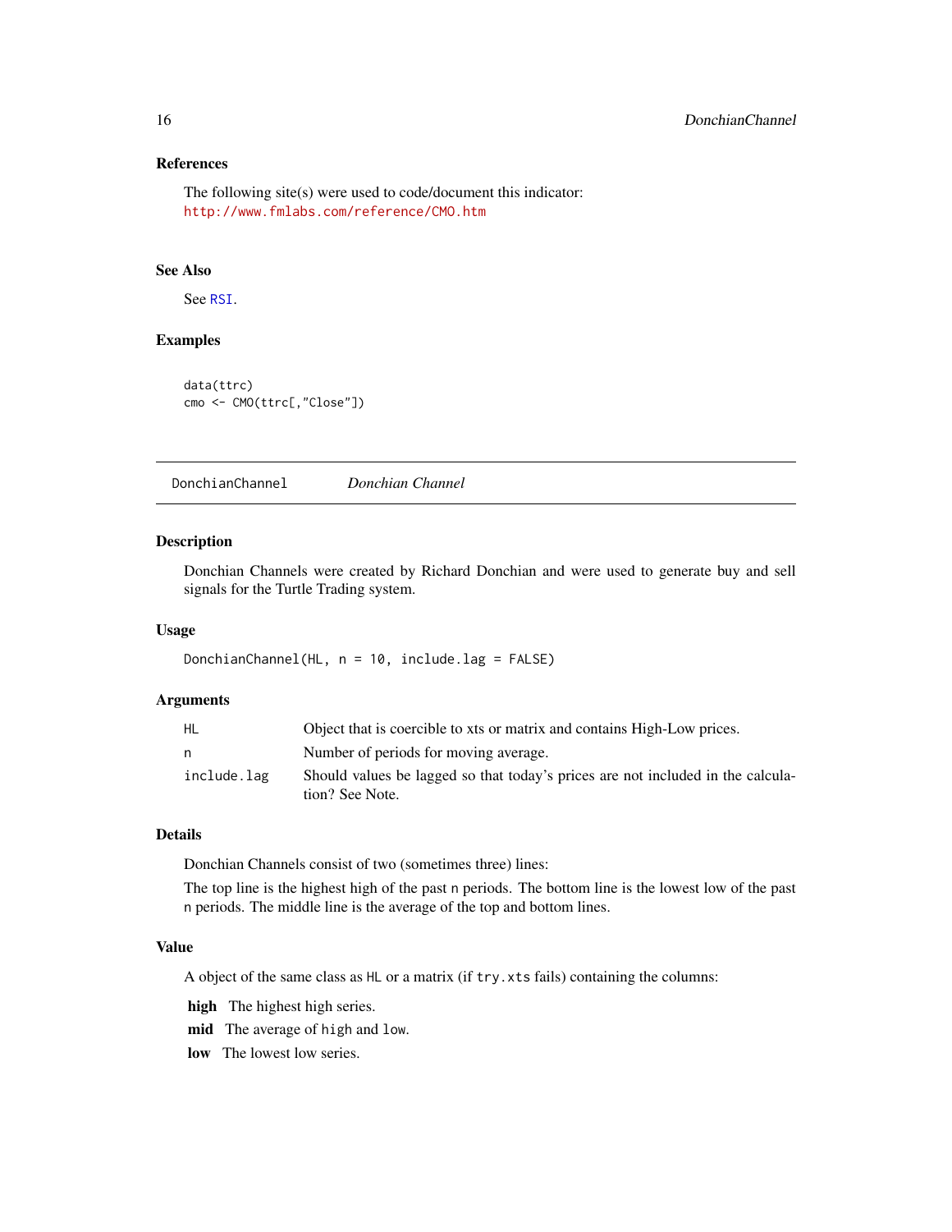### References

The following site(s) were used to code/document this indicator:
http://www.fmlabs.com/reference/CMO.htm

### See Also

See RSI.

### Examples

```
data(ttrc)
cmo <- CMO(ttrc[,"Close"])
```

---

## DonchianChannel *Donchian Channel*

---

### Description

Donchian Channels were created by Richard Donchian and were used to generate buy and sell signals for the Turtle Trading system.

### Usage

```
DonchianChannel(HL, n = 10, include.lag = FALSE)
```

### Arguments

| | |
|---|---|
| HL | Object that is coercible to xts or matrix and contains High-Low prices. |
| n | Number of periods for moving average. |
| include.lag | Should values be lagged so that today's prices are not included in the calculation? See Note. |

### Details

Donchian Channels consist of two (sometimes three) lines:

The top line is the highest high of the past n periods. The bottom line is the lowest low of the past n periods. The middle line is the average of the top and bottom lines.

### Value

A object of the same class as HL or a matrix (if try.xts fails) containing the columns:

**high** The highest high series.

**mid** The average of high and low.

**low** The lowest low series.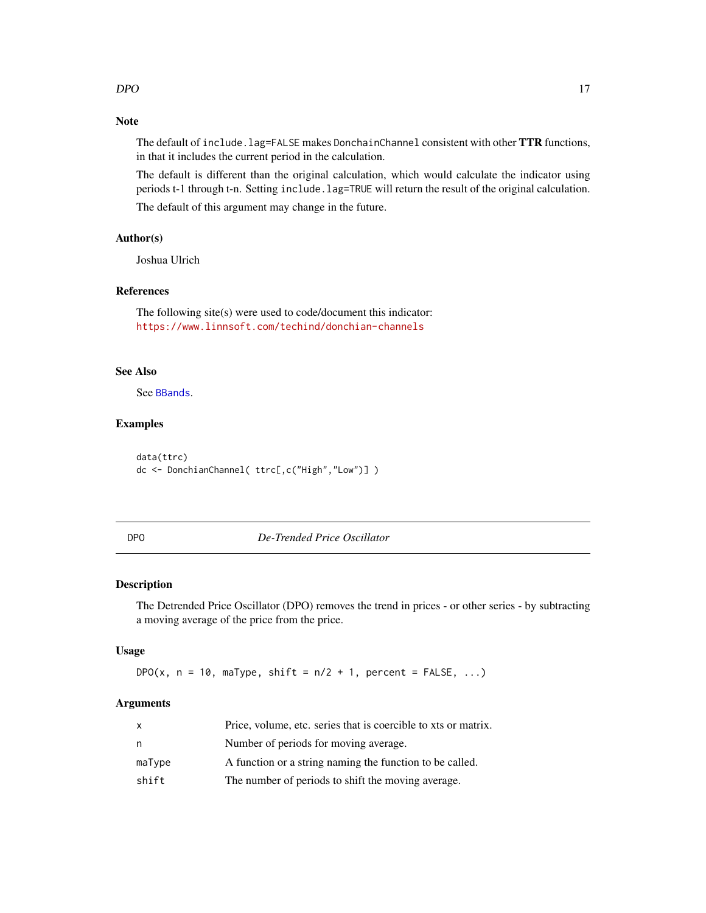### Note

The default of `include.lag=FALSE` makes `DonchainChannel` consistent with other **TTR** functions, in that it includes the current period in the calculation.

The default is different than the original calculation, which would calculate the indicator using periods t-1 through t-n. Setting `include.lag=TRUE` will return the result of the original calculation.

The default of this argument may change in the future.

### Author(s)

Joshua Ulrich

### References

The following site(s) were used to code/document this indicator:
https://www.linnsoft.com/techind/donchian-channels

### See Also

See `BBands`.

### Examples

```
data(ttrc)
dc <- DonchianChannel( ttrc[,c("High","Low")] )
```

---

## DPO — *De-Trended Price Oscillator*

---

### Description

The Detrended Price Oscillator (DPO) removes the trend in prices - or other series - by subtracting a moving average of the price from the price.

### Usage

```
DPO(x, n = 10, maType, shift = n/2 + 1, percent = FALSE, ...)
```

### Arguments

| | |
|---|---|
| `x` | Price, volume, etc. series that is coercible to xts or matrix. |
| `n` | Number of periods for moving average. |
| `maType` | A function or a string naming the function to be called. |
| `shift` | The number of periods to shift the moving average. |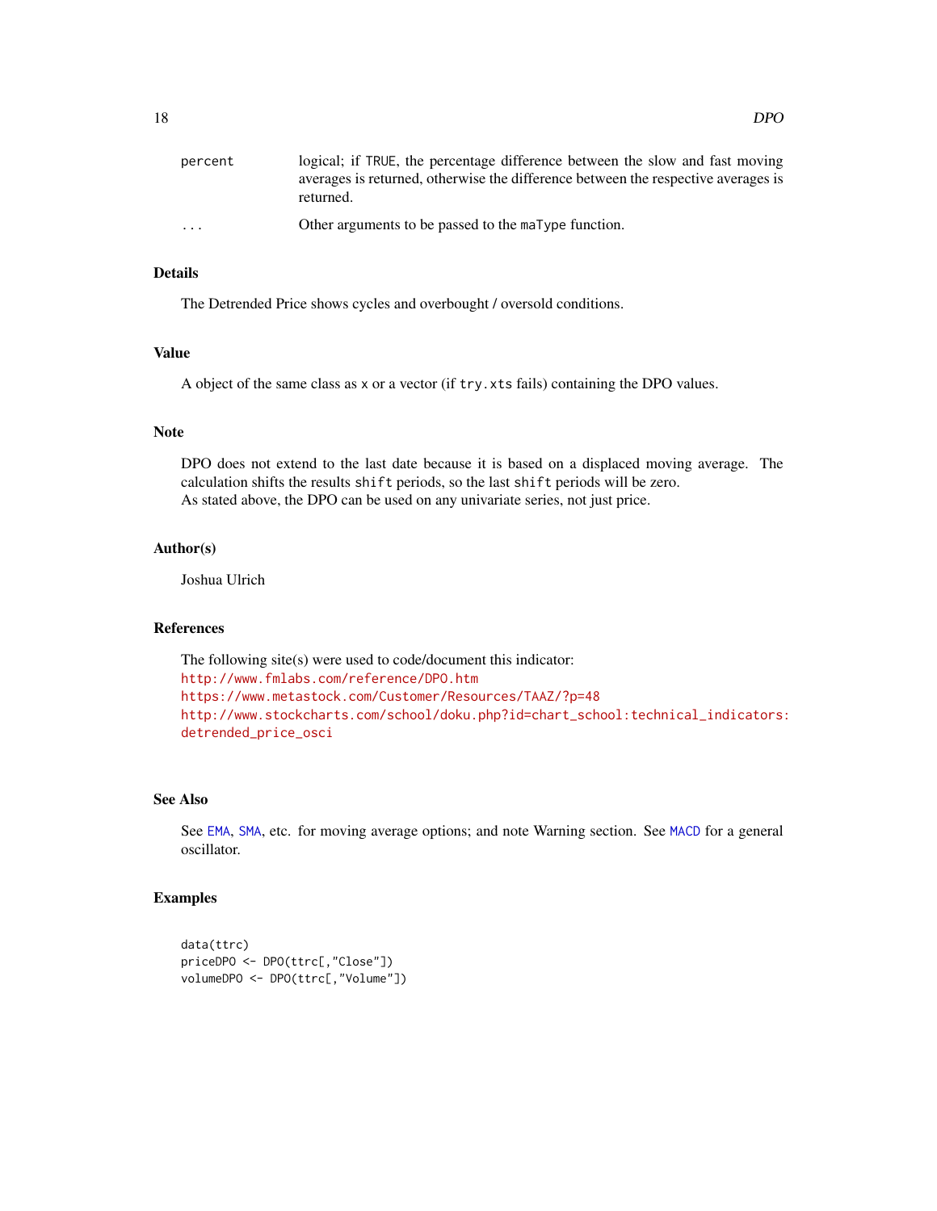| | |
|---|---|
| percent | logical; if TRUE, the percentage difference between the slow and fast moving averages is returned, otherwise the difference between the respective averages is returned. |
| ... | Other arguments to be passed to the maType function. |

## Details

The Detrended Price shows cycles and overbought / oversold conditions.

## Value

A object of the same class as x or a vector (if try.xts fails) containing the DPO values.

## Note

DPO does not extend to the last date because it is based on a displaced moving average. The calculation shifts the results shift periods, so the last shift periods will be zero.
As stated above, the DPO can be used on any univariate series, not just price.

## Author(s)

Joshua Ulrich

## References

The following site(s) were used to code/document this indicator:
http://www.fmlabs.com/reference/DPO.htm
https://www.metastock.com/Customer/Resources/TAAZ/?p=48
http://www.stockcharts.com/school/doku.php?id=chart_school:technical_indicators:detrended_price_osci

## See Also

See EMA, SMA, etc. for moving average options; and note Warning section. See MACD for a general oscillator.

## Examples

```
data(ttrc)
priceDPO <- DPO(ttrc[,"Close"])
volumeDPO <- DPO(ttrc[,"Volume"])
```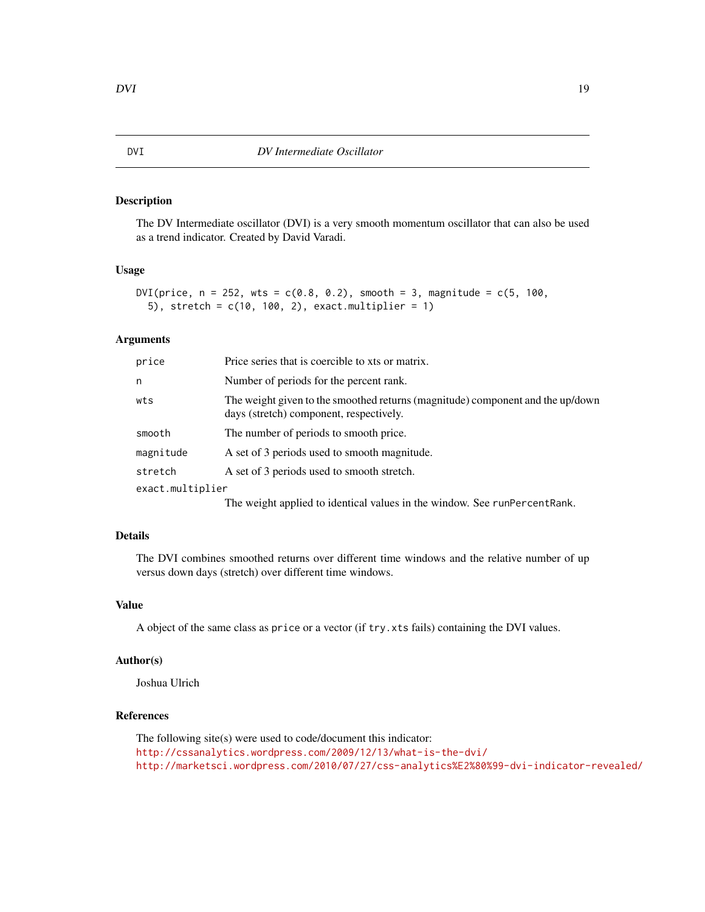# DVI *DV Intermediate Oscillator*

## Description

The DV Intermediate oscillator (DVI) is a very smooth momentum oscillator that can also be used as a trend indicator. Created by David Varadi.

## Usage

```
DVI(price, n = 252, wts = c(0.8, 0.2), smooth = 3, magnitude = c(5, 100,
  5), stretch = c(10, 100, 2), exact.multiplier = 1)
```

## Arguments

| | |
|---|---|
| price | Price series that is coercible to xts or matrix. |
| n | Number of periods for the percent rank. |
| wts | The weight given to the smoothed returns (magnitude) component and the up/down days (stretch) component, respectively. |
| smooth | The number of periods to smooth price. |
| magnitude | A set of 3 periods used to smooth magnitude. |
| stretch | A set of 3 periods used to smooth stretch. |
| exact.multiplier | The weight applied to identical values in the window. See `runPercentRank`. |

## Details

The DVI combines smoothed returns over different time windows and the relative number of up versus down days (stretch) over different time windows.

## Value

A object of the same class as `price` or a vector (if `try.xts` fails) containing the DVI values.

## Author(s)

Joshua Ulrich

## References

The following site(s) were used to code/document this indicator:
http://cssanalytics.wordpress.com/2009/12/13/what-is-the-dvi/
http://marketsci.wordpress.com/2010/07/27/css-analytics%E2%80%99-dvi-indicator-revealed/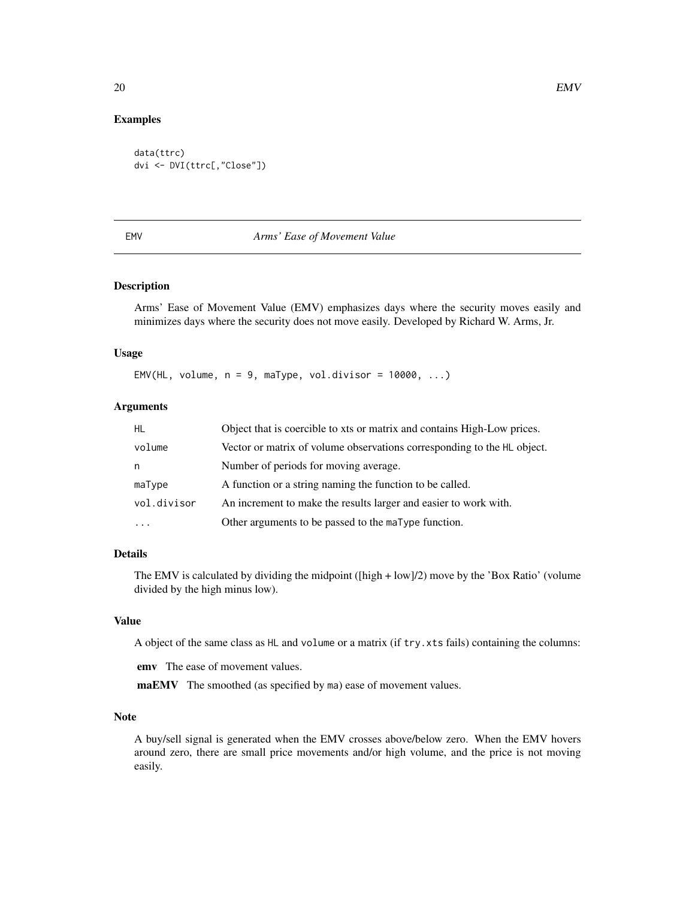## Examples

```
data(ttrc)
dvi <- DVI(ttrc[,"Close"])
```

---

# EMV *Arms' Ease of Movement Value*

---

### Description

Arms' Ease of Movement Value (EMV) emphasizes days where the security moves easily and minimizes days where the security does not move easily. Developed by Richard W. Arms, Jr.

### Usage

```
EMV(HL, volume, n = 9, maType, vol.divisor = 10000, ...)
```

### Arguments

| | |
|---|---|
| HL | Object that is coercible to xts or matrix and contains High-Low prices. |
| volume | Vector or matrix of volume observations corresponding to the HL object. |
| n | Number of periods for moving average. |
| maType | A function or a string naming the function to be called. |
| vol.divisor | An increment to make the results larger and easier to work with. |
| ... | Other arguments to be passed to the maType function. |

### Details

The EMV is calculated by dividing the midpoint ([high + low]/2) move by the 'Box Ratio' (volume divided by the high minus low).

### Value

A object of the same class as HL and volume or a matrix (if try.xts fails) containing the columns:

**emv** The ease of movement values.

**maEMV** The smoothed (as specified by ma) ease of movement values.

### Note

A buy/sell signal is generated when the EMV crosses above/below zero. When the EMV hovers around zero, there are small price movements and/or high volume, and the price is not moving easily.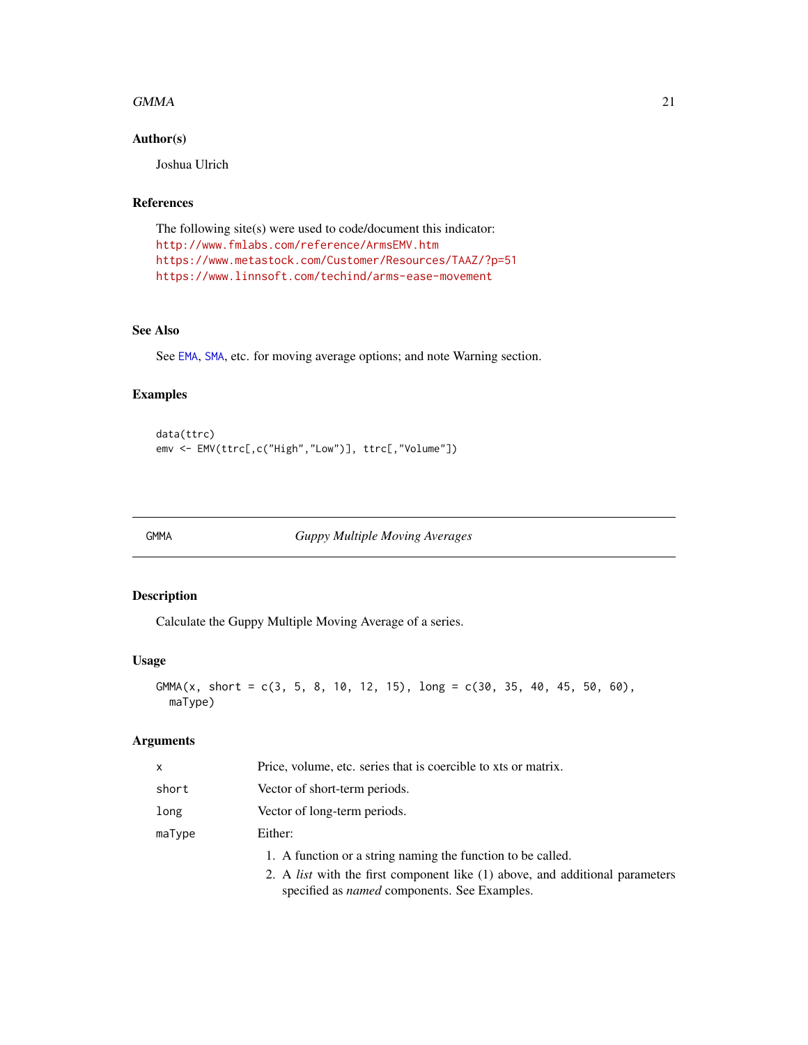### Author(s)

Joshua Ulrich

### References

The following site(s) were used to code/document this indicator:
http://www.fmlabs.com/reference/ArmsEMV.htm
https://www.metastock.com/Customer/Resources/TAAZ/?p=51
https://www.linnsoft.com/techind/arms-ease-movement

### See Also

See EMA, SMA, etc. for moving average options; and note Warning section.

### Examples

```
data(ttrc)
emv <- EMV(ttrc[,c("High","Low")], ttrc[,"Volume"])
```

---

## GMMA — *Guppy Multiple Moving Averages*

### Description

Calculate the Guppy Multiple Moving Average of a series.

### Usage

```
GMMA(x, short = c(3, 5, 8, 10, 12, 15), long = c(30, 35, 40, 45, 50, 60),
  maType)
```

### Arguments

| | |
|---|---|
| x | Price, volume, etc. series that is coercible to xts or matrix. |
| short | Vector of short-term periods. |
| long | Vector of long-term periods. |
| maType | Either: 1. A function or a string naming the function to be called. 2. A *list* with the first component like (1) above, and additional parameters specified as *named* components. See Examples. |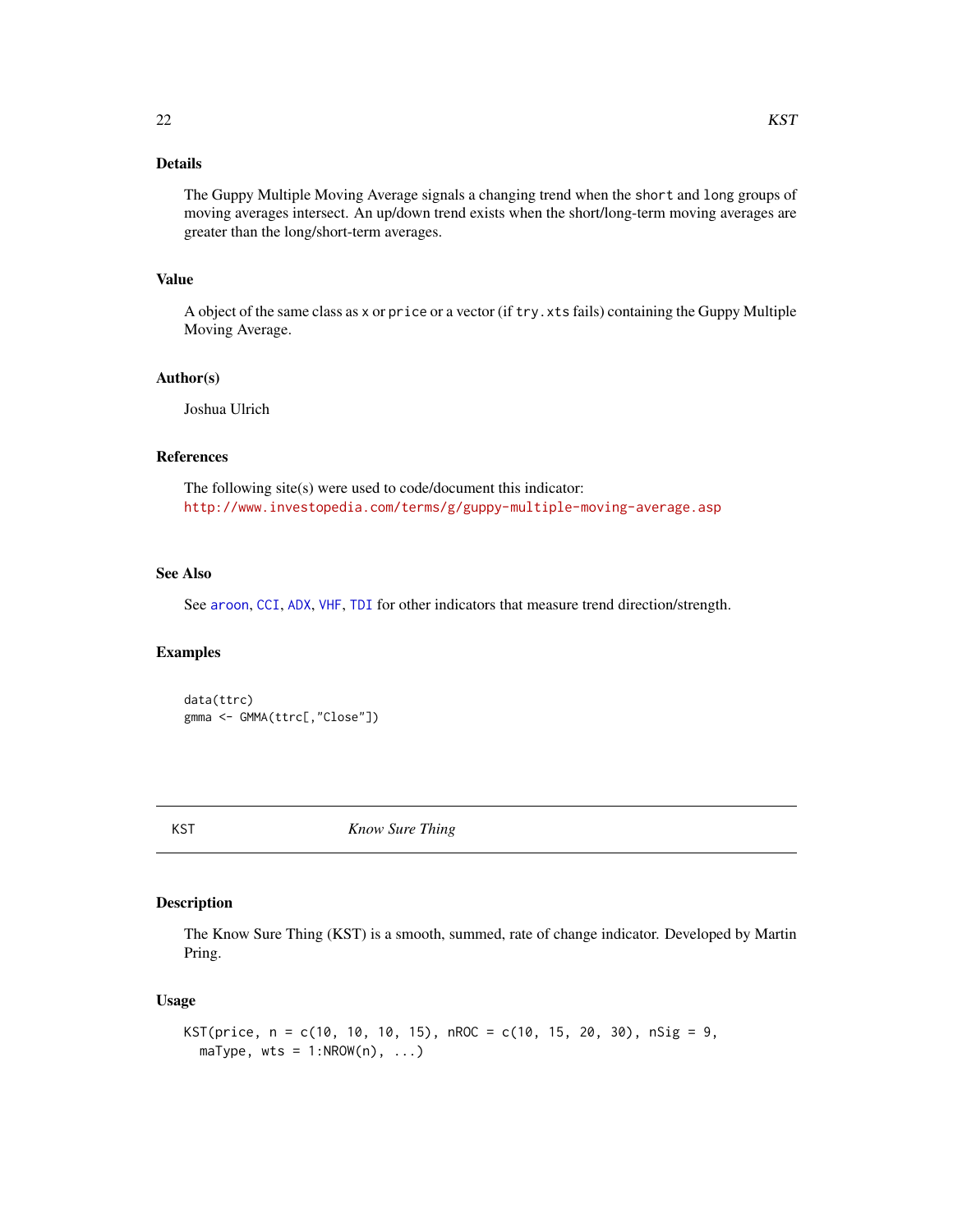### Details

The Guppy Multiple Moving Average signals a changing trend when the `short` and `long` groups of moving averages intersect. An up/down trend exists when the short/long-term moving averages are greater than the long/short-term averages.

### Value

A object of the same class as `x` or `price` or a vector (if `try.xts` fails) containing the Guppy Multiple Moving Average.

### Author(s)

Joshua Ulrich

### References

The following site(s) were used to code/document this indicator:
http://www.investopedia.com/terms/g/guppy-multiple-moving-average.asp

### See Also

See `aroon`, `CCI`, `ADX`, `VHF`, `TDI` for other indicators that measure trend direction/strength.

### Examples

```
data(ttrc)
gmma <- GMMA(ttrc[,"Close"])
```

---

## KST — *Know Sure Thing*

---

### Description

The Know Sure Thing (KST) is a smooth, summed, rate of change indicator. Developed by Martin Pring.

### Usage

```
KST(price, n = c(10, 10, 10, 15), nROC = c(10, 15, 20, 30), nSig = 9,
  maType, wts = 1:NROW(n), ...)
```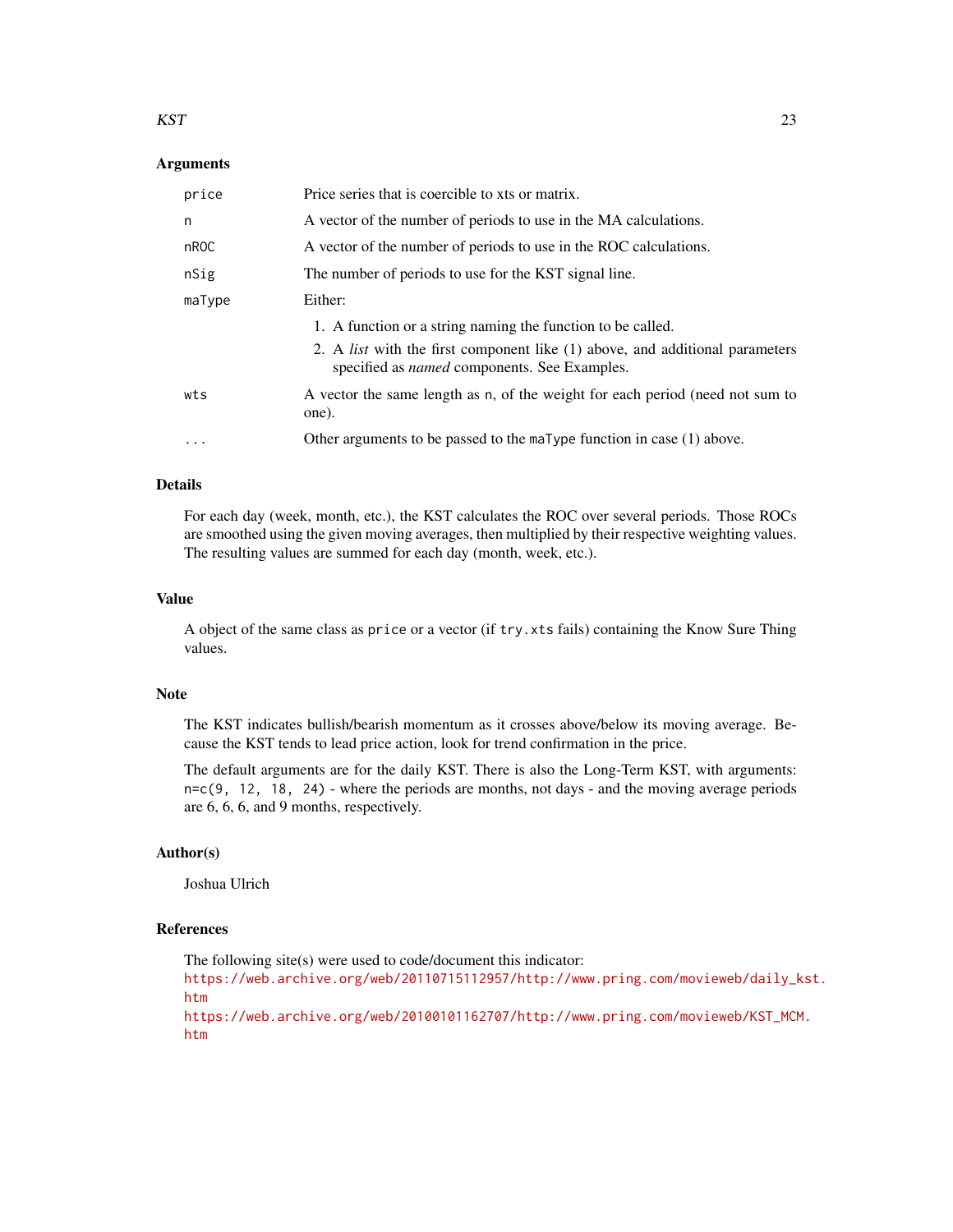### Arguments

| | |
|---|---|
| `price` | Price series that is coercible to xts or matrix. |
| `n` | A vector of the number of periods to use in the MA calculations. |
| `nROC` | A vector of the number of periods to use in the ROC calculations. |
| `nSig` | The number of periods to use for the KST signal line. |
| `maType` | Either: 1. A function or a string naming the function to be called. 2. A *list* with the first component like (1) above, and additional parameters specified as *named* components. See Examples. |
| `wts` | A vector the same length as `n`, of the weight for each period (need not sum to one). |
| `...` | Other arguments to be passed to the `maType` function in case (1) above. |

### Details

For each day (week, month, etc.), the KST calculates the ROC over several periods. Those ROCs are smoothed using the given moving averages, then multiplied by their respective weighting values. The resulting values are summed for each day (month, week, etc.).

### Value

A object of the same class as `price` or a vector (if `try.xts` fails) containing the Know Sure Thing values.

### Note

The KST indicates bullish/bearish momentum as it crosses above/below its moving average. Because the KST tends to lead price action, look for trend confirmation in the price.

The default arguments are for the daily KST. There is also the Long-Term KST, with arguments: `n=c(9, 12, 18, 24)` - where the periods are months, not days - and the moving average periods are 6, 6, 6, and 9 months, respectively.

### Author(s)

Joshua Ulrich

### References

The following site(s) were used to code/document this indicator:
https://web.archive.org/web/20110715112957/http://www.pring.com/movieweb/daily_kst.htm
https://web.archive.org/web/20100101162707/http://www.pring.com/movieweb/KST_MCM.htm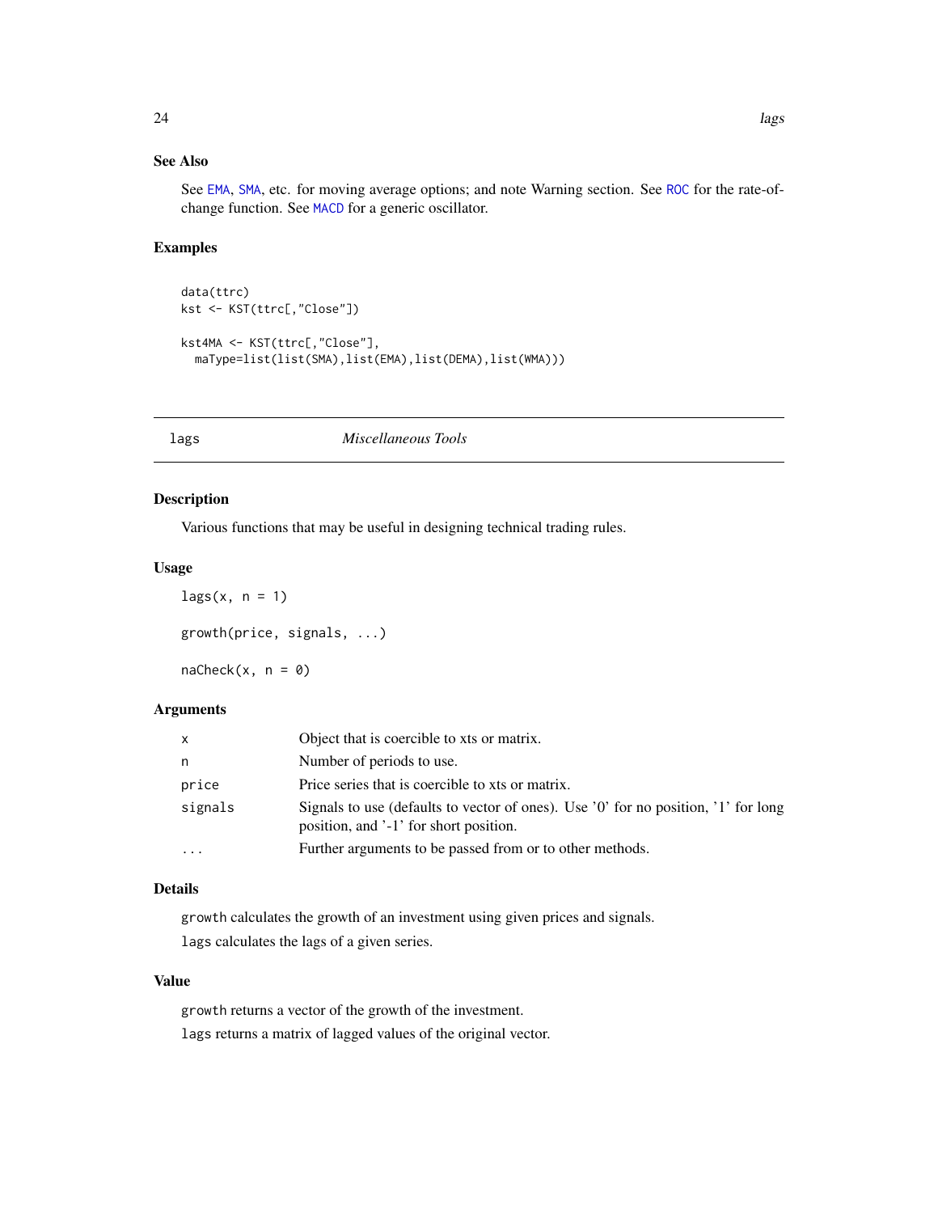### See Also

See EMA, SMA, etc. for moving average options; and note Warning section. See ROC for the rate-of-change function. See MACD for a generic oscillator.

### Examples

```
data(ttrc)
kst <- KST(ttrc[,"Close"])

kst4MA <- KST(ttrc[,"Close"],
  maType=list(list(SMA),list(EMA),list(DEMA),list(WMA)))
```

---

## lags — *Miscellaneous Tools*

---

### Description

Various functions that may be useful in designing technical trading rules.

### Usage

```
lags(x, n = 1)

growth(price, signals, ...)

naCheck(x, n = 0)
```

### Arguments

| | |
|---|---|
| x | Object that is coercible to xts or matrix. |
| n | Number of periods to use. |
| price | Price series that is coercible to xts or matrix. |
| signals | Signals to use (defaults to vector of ones). Use '0' for no position, '1' for long position, and '-1' for short position. |
| ... | Further arguments to be passed from or to other methods. |

### Details

`growth` calculates the growth of an investment using given prices and signals.

`lags` calculates the lags of a given series.

### Value

`growth` returns a vector of the growth of the investment.

`lags` returns a matrix of lagged values of the original vector.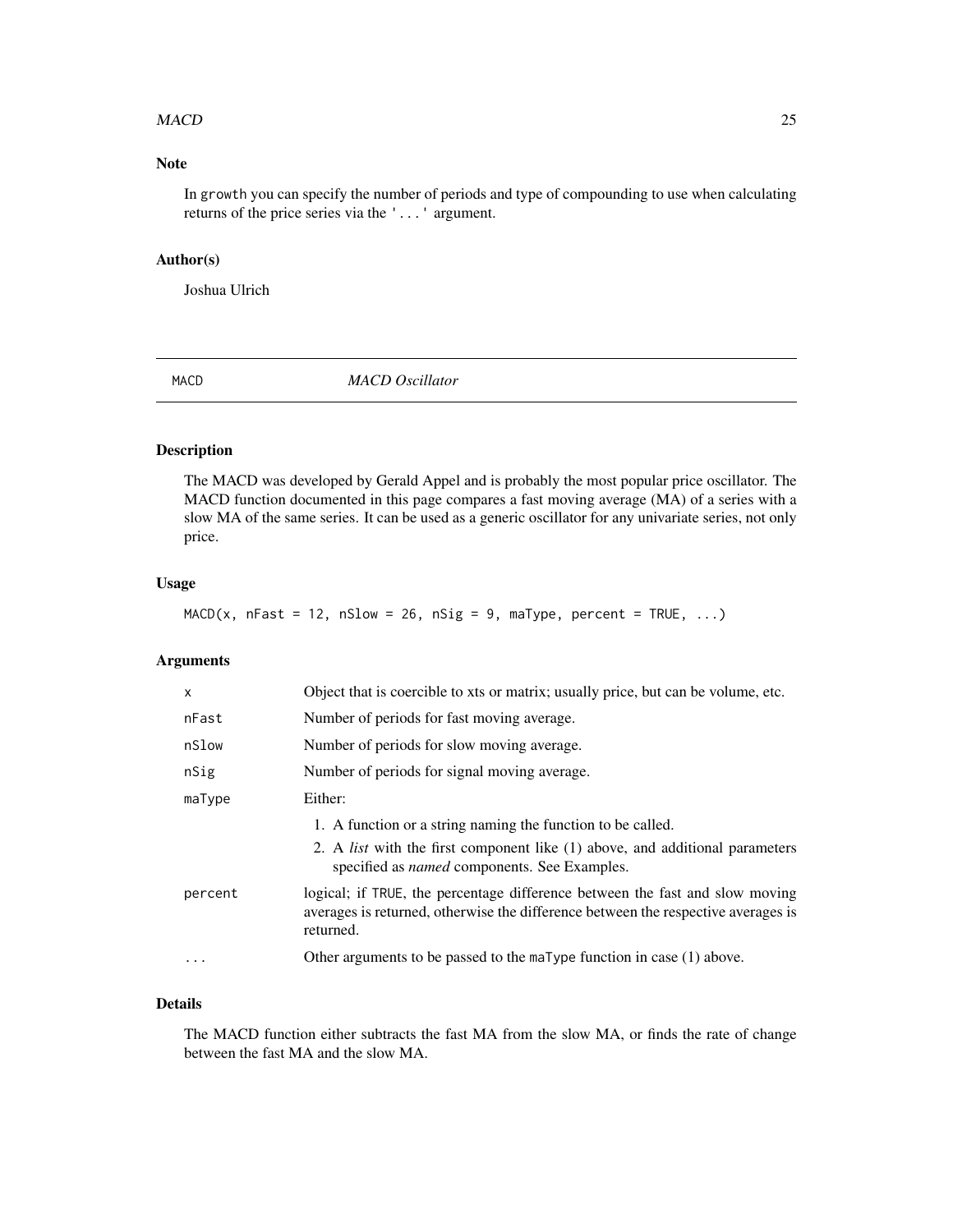## Note

In `growth` you can specify the number of periods and type of compounding to use when calculating returns of the price series via the `'...'` argument.

## Author(s)

Joshua Ulrich

---

# MACD — *MACD Oscillator*

---

## Description

The MACD was developed by Gerald Appel and is probably the most popular price oscillator. The MACD function documented in this page compares a fast moving average (MA) of a series with a slow MA of the same series. It can be used as a generic oscillator for any univariate series, not only price.

## Usage

```
MACD(x, nFast = 12, nSlow = 26, nSig = 9, maType, percent = TRUE, ...)
```

## Arguments

| | |
|---|---|
| `x` | Object that is coercible to xts or matrix; usually price, but can be volume, etc. |
| `nFast` | Number of periods for fast moving average. |
| `nSlow` | Number of periods for slow moving average. |
| `nSig` | Number of periods for signal moving average. |
| `maType` | Either: 1. A function or a string naming the function to be called. 2. A *list* with the first component like (1) above, and additional parameters specified as *named* components. See Examples. |
| `percent` | logical; if `TRUE`, the percentage difference between the fast and slow moving averages is returned, otherwise the difference between the respective averages is returned. |
| `...` | Other arguments to be passed to the `maType` function in case (1) above. |

## Details

The MACD function either subtracts the fast MA from the slow MA, or finds the rate of change between the fast MA and the slow MA.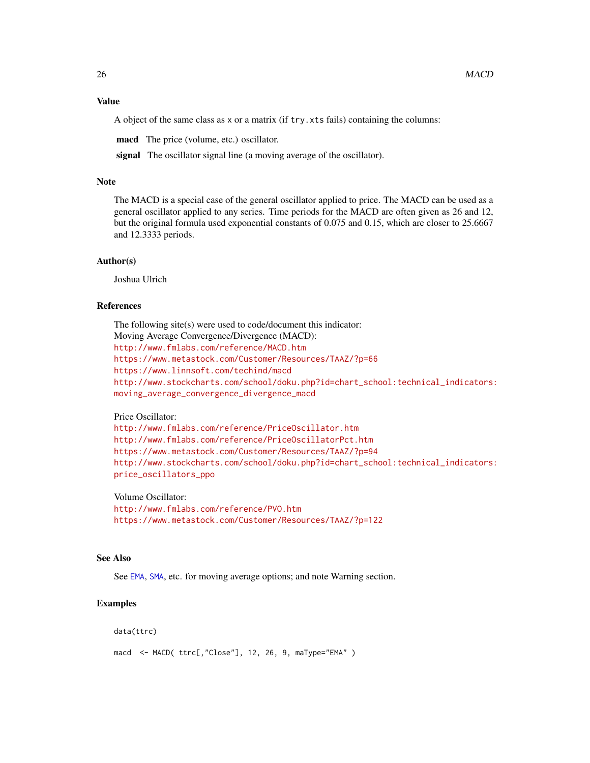## Value

A object of the same class as `x` or a matrix (if `try.xts` fails) containing the columns:

**macd** The price (volume, etc.) oscillator.

**signal** The oscillator signal line (a moving average of the oscillator).

## Note

The MACD is a special case of the general oscillator applied to price. The MACD can be used as a general oscillator applied to any series. Time periods for the MACD are often given as 26 and 12, but the original formula used exponential constants of 0.075 and 0.15, which are closer to 25.6667 and 12.3333 periods.

## Author(s)

Joshua Ulrich

## References

The following site(s) were used to code/document this indicator:
Moving Average Convergence/Divergence (MACD):
http://www.fmlabs.com/reference/MACD.htm
https://www.metastock.com/Customer/Resources/TAAZ/?p=66
https://www.linnsoft.com/techind/macd
http://www.stockcharts.com/school/doku.php?id=chart_school:technical_indicators:moving_average_convergence_divergence_macd

Price Oscillator:
http://www.fmlabs.com/reference/PriceOscillator.htm
http://www.fmlabs.com/reference/PriceOscillatorPct.htm
https://www.metastock.com/Customer/Resources/TAAZ/?p=94
http://www.stockcharts.com/school/doku.php?id=chart_school:technical_indicators:price_oscillators_ppo

Volume Oscillator:
http://www.fmlabs.com/reference/PVO.htm
https://www.metastock.com/Customer/Resources/TAAZ/?p=122

## See Also

See `EMA`, `SMA`, etc. for moving average options; and note Warning section.

## Examples

```
data(ttrc)

macd  <- MACD( ttrc[,"Close"], 12, 26, 9, maType="EMA" )
```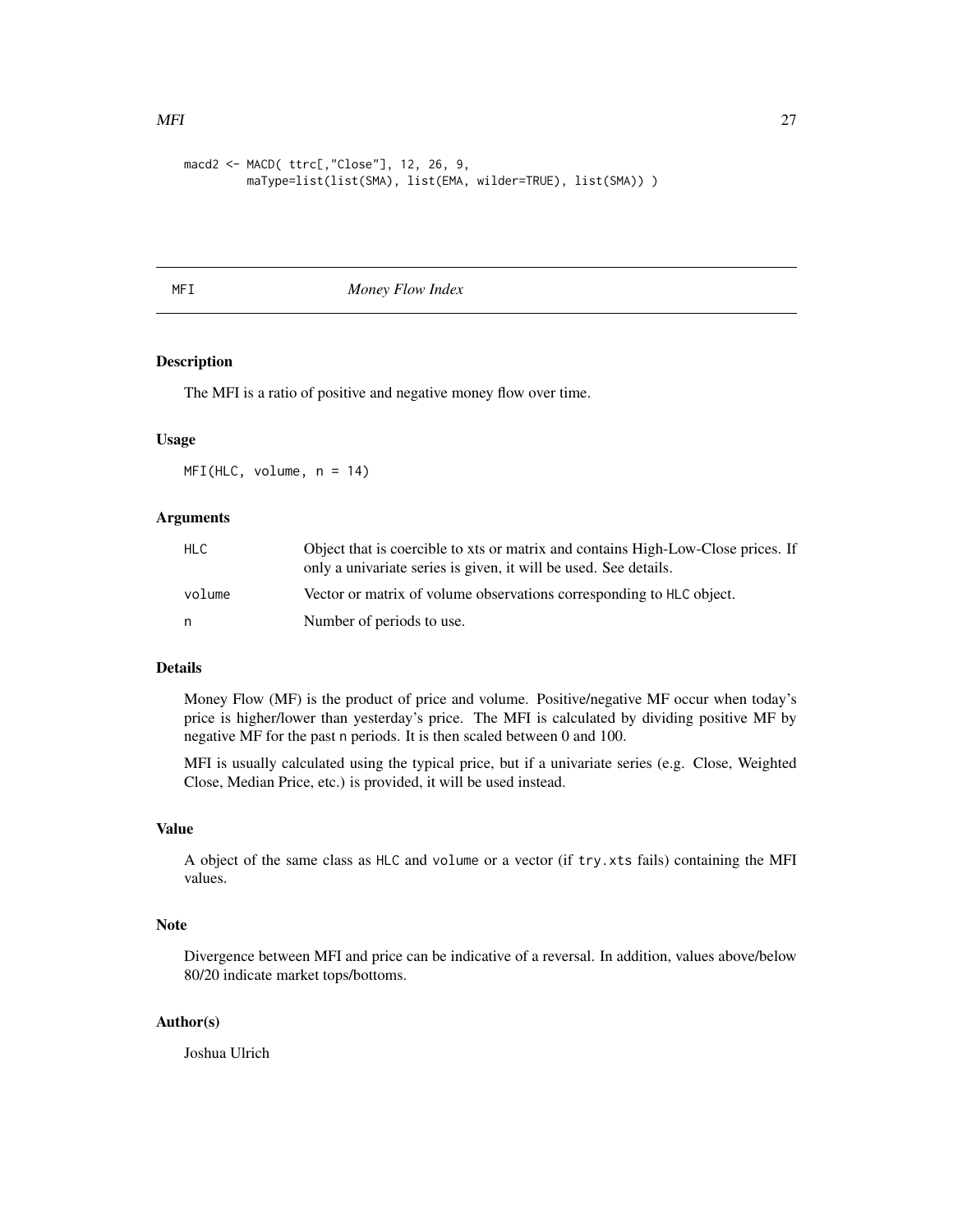```
macd2 <- MACD( ttrc[,"Close"], 12, 26, 9,
         maType=list(list(SMA), list(EMA, wilder=TRUE), list(SMA)) )
```

## MFI — *Money Flow Index*

### Description

The MFI is a ratio of positive and negative money flow over time.

### Usage

```
MFI(HLC, volume, n = 14)
```

### Arguments

| | |
|---|---|
| HLC | Object that is coercible to xts or matrix and contains High-Low-Close prices. If only a univariate series is given, it will be used. See details. |
| volume | Vector or matrix of volume observations corresponding to HLC object. |
| n | Number of periods to use. |

### Details

Money Flow (MF) is the product of price and volume. Positive/negative MF occur when today's price is higher/lower than yesterday's price. The MFI is calculated by dividing positive MF by negative MF for the past n periods. It is then scaled between 0 and 100.

MFI is usually calculated using the typical price, but if a univariate series (e.g. Close, Weighted Close, Median Price, etc.) is provided, it will be used instead.

### Value

A object of the same class as HLC and volume or a vector (if try.xts fails) containing the MFI values.

### Note

Divergence between MFI and price can be indicative of a reversal. In addition, values above/below 80/20 indicate market tops/bottoms.

### Author(s)

Joshua Ulrich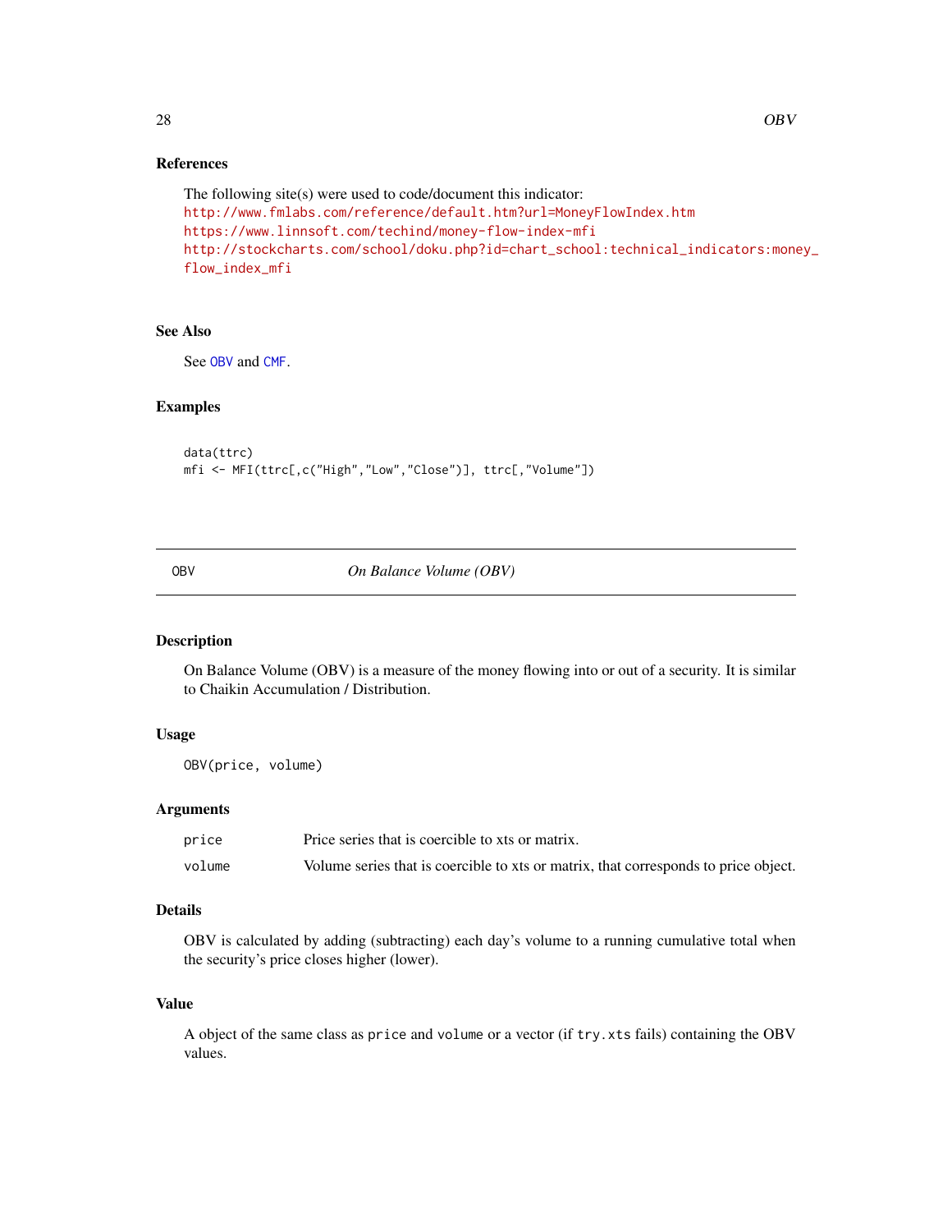### References

The following site(s) were used to code/document this indicator:
http://www.fmlabs.com/reference/default.htm?url=MoneyFlowIndex.htm
https://www.linnsoft.com/techind/money-flow-index-mfi
http://stockcharts.com/school/doku.php?id=chart_school:technical_indicators:money_flow_index_mfi

### See Also

See OBV and CMF.

### Examples

```
data(ttrc)
mfi <- MFI(ttrc[,c("High","Low","Close")], ttrc[,"Volume"])
```

---

## OBV — *On Balance Volume (OBV)*

---

### Description

On Balance Volume (OBV) is a measure of the money flowing into or out of a security. It is similar to Chaikin Accumulation / Distribution.

### Usage

```
OBV(price, volume)
```

### Arguments

| | |
|---|---|
| `price` | Price series that is coercible to xts or matrix. |
| `volume` | Volume series that is coercible to xts or matrix, that corresponds to price object. |

### Details

OBV is calculated by adding (subtracting) each day's volume to a running cumulative total when the security's price closes higher (lower).

### Value

A object of the same class as `price` and `volume` or a vector (if `try.xts` fails) containing the OBV values.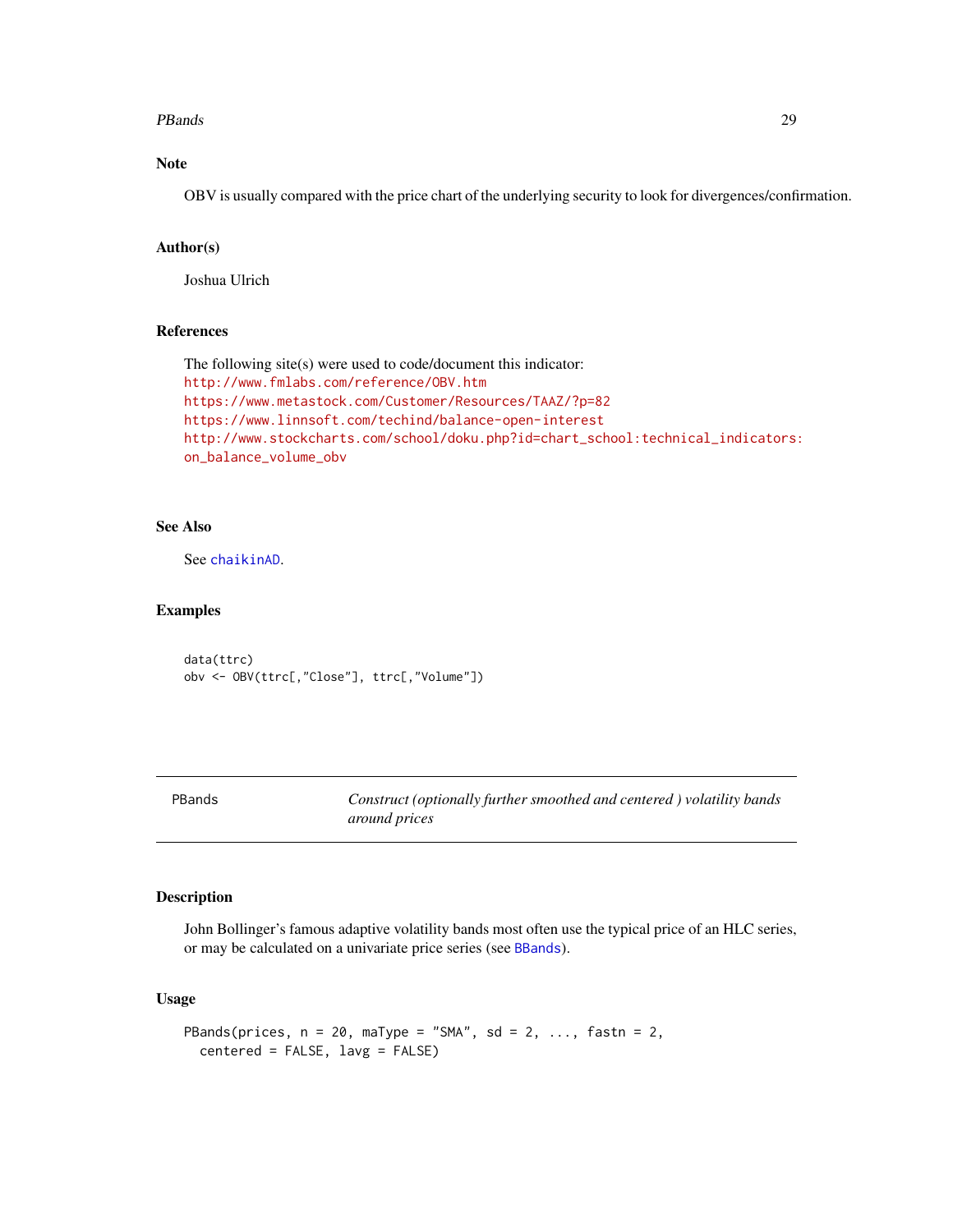## Note

OBV is usually compared with the price chart of the underlying security to look for divergences/confirmation.

## Author(s)

Joshua Ulrich

## References

The following site(s) were used to code/document this indicator:
http://www.fmlabs.com/reference/OBV.htm
https://www.metastock.com/Customer/Resources/TAAZ/?p=82
https://www.linnsoft.com/techind/balance-open-interest
http://www.stockcharts.com/school/doku.php?id=chart_school:technical_indicators:on_balance_volume_obv

## See Also

See chaikinAD.

## Examples

```
data(ttrc)
obv <- OBV(ttrc[,"Close"], ttrc[,"Volume"])
```

---

# PBands — *Construct (optionally further smoothed and centered ) volatility bands around prices*

## Description

John Bollinger's famous adaptive volatility bands most often use the typical price of an HLC series, or may be calculated on a univariate price series (see BBands).

## Usage

```
PBands(prices, n = 20, maType = "SMA", sd = 2, ..., fastn = 2,
  centered = FALSE, lavg = FALSE)
```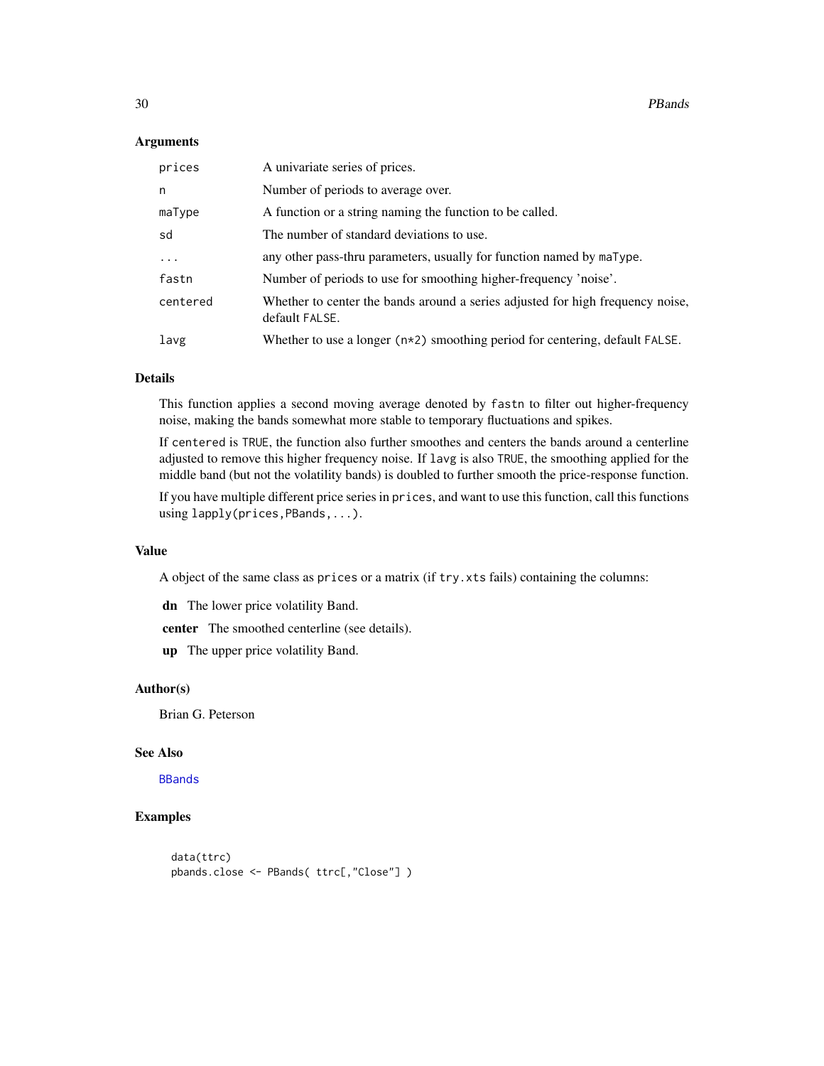## Arguments

| | |
|---|---|
| prices | A univariate series of prices. |
| n | Number of periods to average over. |
| maType | A function or a string naming the function to be called. |
| sd | The number of standard deviations to use. |
| ... | any other pass-thru parameters, usually for function named by maType. |
| fastn | Number of periods to use for smoothing higher-frequency 'noise'. |
| centered | Whether to center the bands around a series adjusted for high frequency noise, default FALSE. |
| lavg | Whether to use a longer (n*2) smoothing period for centering, default FALSE. |

## Details

This function applies a second moving average denoted by fastn to filter out higher-frequency noise, making the bands somewhat more stable to temporary fluctuations and spikes.

If centered is TRUE, the function also further smoothes and centers the bands around a centerline adjusted to remove this higher frequency noise. If lavg is also TRUE, the smoothing applied for the middle band (but not the volatility bands) is doubled to further smooth the price-response function.

If you have multiple different price series in prices, and want to use this function, call this functions using lapply(prices,PBands,...).

## Value

A object of the same class as prices or a matrix (if try.xts fails) containing the columns:

**dn** The lower price volatility Band.

**center** The smoothed centerline (see details).

**up** The upper price volatility Band.

## Author(s)

Brian G. Peterson

## See Also

BBands

## Examples

```
data(ttrc)
pbands.close <- PBands( ttrc[,"Close"] )
```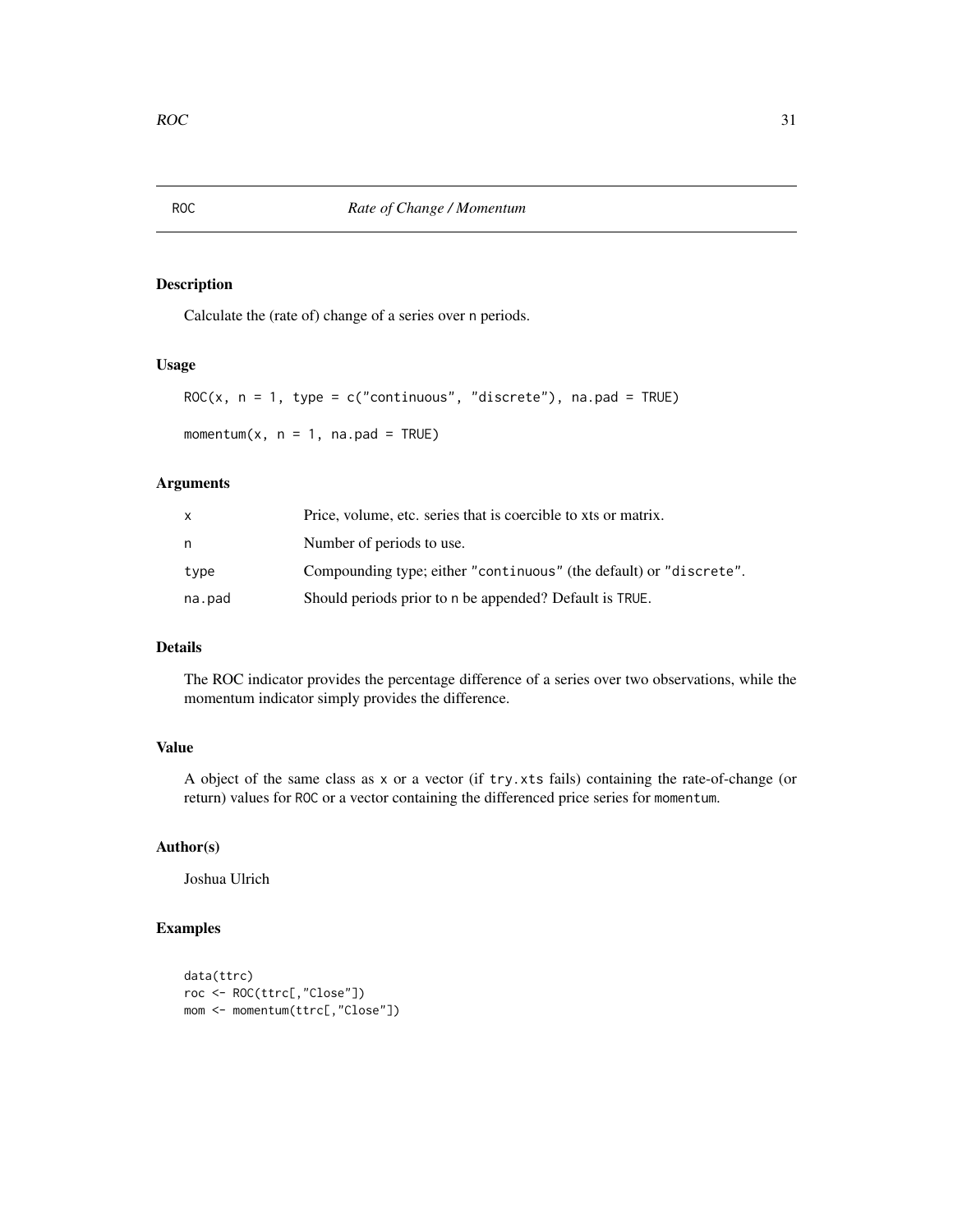## ROC — *Rate of Change / Momentum*

### Description

Calculate the (rate of) change of a series over n periods.

### Usage

```
ROC(x, n = 1, type = c("continuous", "discrete"), na.pad = TRUE)

momentum(x, n = 1, na.pad = TRUE)
```

### Arguments

| | |
|---|---|
| x | Price, volume, etc. series that is coercible to xts or matrix. |
| n | Number of periods to use. |
| type | Compounding type; either "continuous" (the default) or "discrete". |
| na.pad | Should periods prior to n be appended? Default is TRUE. |

### Details

The ROC indicator provides the percentage difference of a series over two observations, while the momentum indicator simply provides the difference.

### Value

A object of the same class as x or a vector (if try.xts fails) containing the rate-of-change (or return) values for ROC or a vector containing the differenced price series for momentum.

### Author(s)

Joshua Ulrich

### Examples

```
data(ttrc)
roc <- ROC(ttrc[,"Close"])
mom <- momentum(ttrc[,"Close"])
```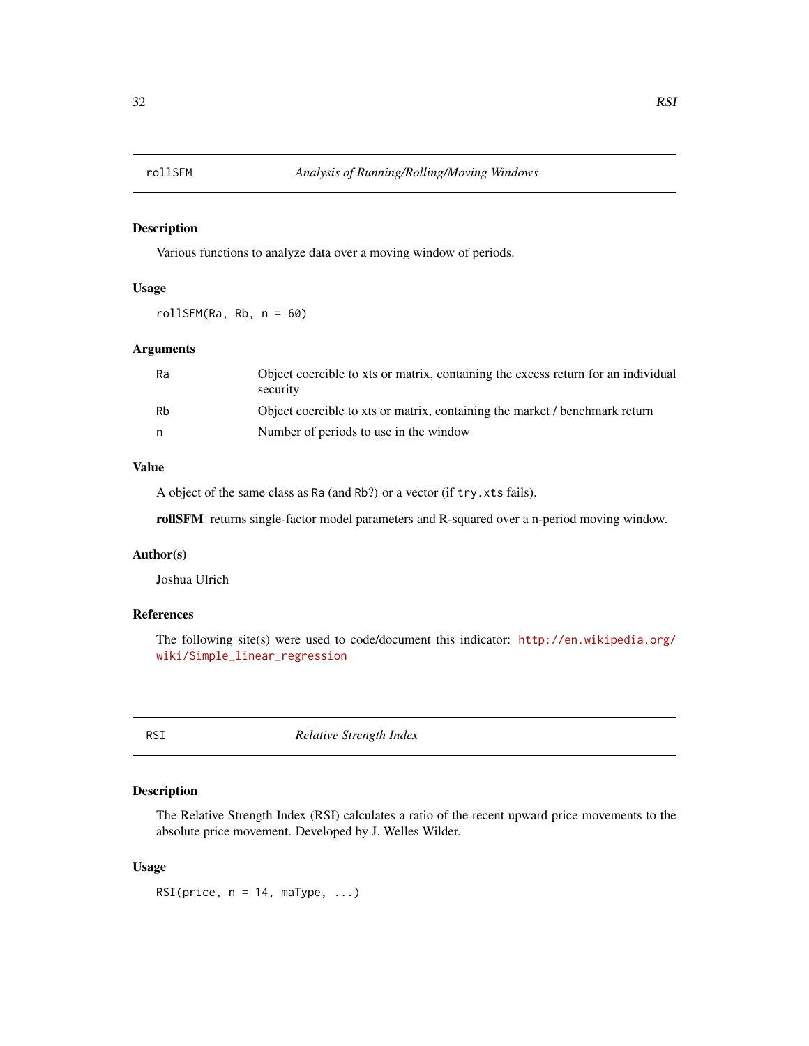## rollSFM — *Analysis of Running/Rolling/Moving Windows*

### Description

Various functions to analyze data over a moving window of periods.

### Usage

```
rollSFM(Ra, Rb, n = 60)
```

### Arguments

| | |
|---|---|
| Ra | Object coercible to xts or matrix, containing the excess return for an individual security |
| Rb | Object coercible to xts or matrix, containing the market / benchmark return |
| n | Number of periods to use in the window |

### Value

A object of the same class as `Ra` (and `Rb`?) or a vector (if `try.xts` fails).

**rollSFM** returns single-factor model parameters and R-squared over a n-period moving window.

### Author(s)

Joshua Ulrich

### References

The following site(s) were used to code/document this indicator: http://en.wikipedia.org/wiki/Simple_linear_regression

## RSI — *Relative Strength Index*

### Description

The Relative Strength Index (RSI) calculates a ratio of the recent upward price movements to the absolute price movement. Developed by J. Welles Wilder.

### Usage

```
RSI(price, n = 14, maType, ...)
```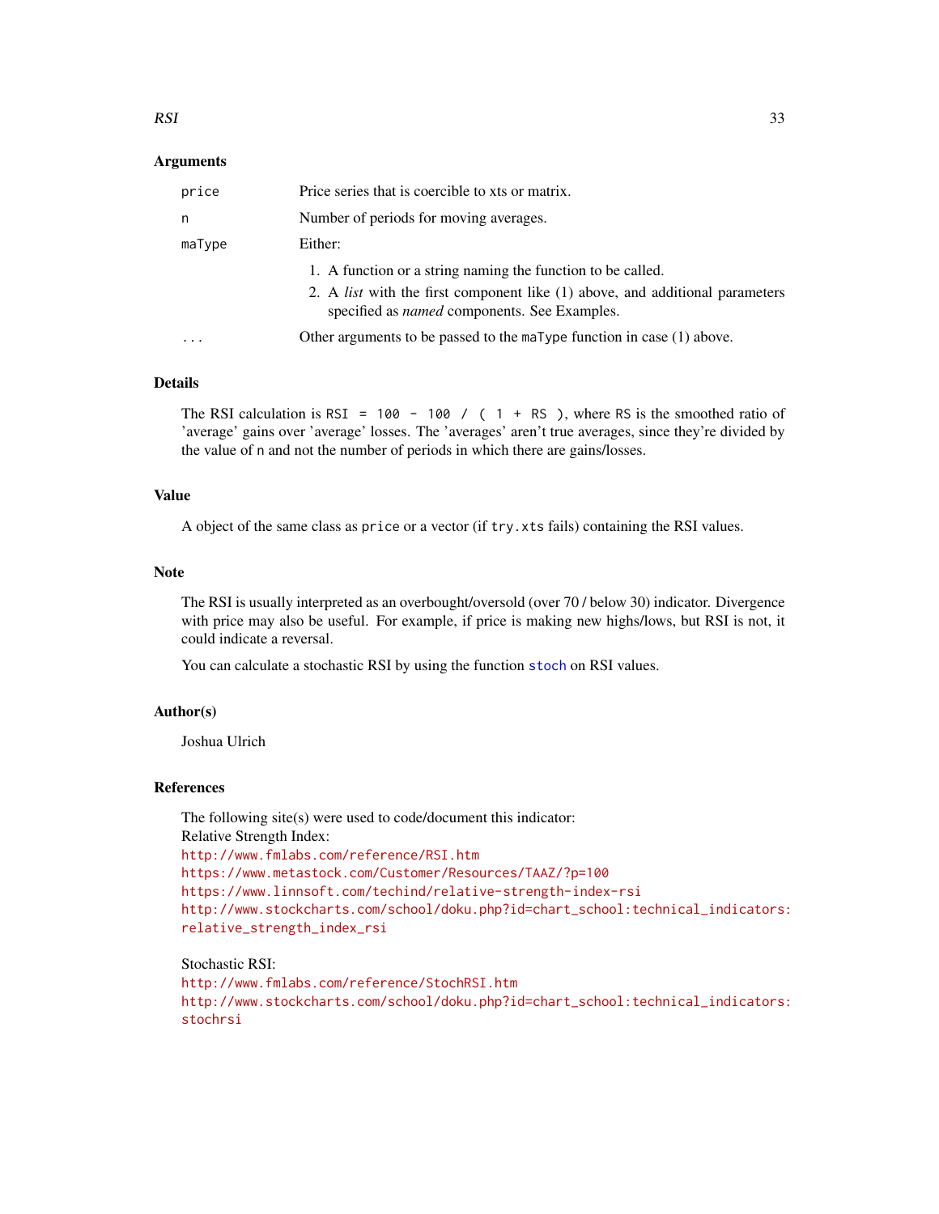### Arguments

| | |
|---|---|
| `price` | Price series that is coercible to xts or matrix. |
| `n` | Number of periods for moving averages. |
| `maType` | Either:<br>1. A function or a string naming the function to be called.<br>2. A *list* with the first component like (1) above, and additional parameters specified as *named* components. See Examples. |
| `...` | Other arguments to be passed to the `maType` function in case (1) above. |

### Details

The RSI calculation is `RSI = 100 - 100 / ( 1 + RS )`, where `RS` is the smoothed ratio of 'average' gains over 'average' losses. The 'averages' aren't true averages, since they're divided by the value of `n` and not the number of periods in which there are gains/losses.

### Value

A object of the same class as `price` or a vector (if `try.xts` fails) containing the RSI values.

### Note

The RSI is usually interpreted as an overbought/oversold (over 70 / below 30) indicator. Divergence with price may also be useful. For example, if price is making new highs/lows, but RSI is not, it could indicate a reversal.

You can calculate a stochastic RSI by using the function `stoch` on RSI values.

### Author(s)

Joshua Ulrich

### References

The following site(s) were used to code/document this indicator:
Relative Strength Index:
http://www.fmlabs.com/reference/RSI.htm
https://www.metastock.com/Customer/Resources/TAAZ/?p=100
https://www.linnsoft.com/techind/relative-strength-index-rsi
http://www.stockcharts.com/school/doku.php?id=chart_school:technical_indicators:relative_strength_index_rsi

Stochastic RSI:
http://www.fmlabs.com/reference/StochRSI.htm
http://www.stockcharts.com/school/doku.php?id=chart_school:technical_indicators:stochrsi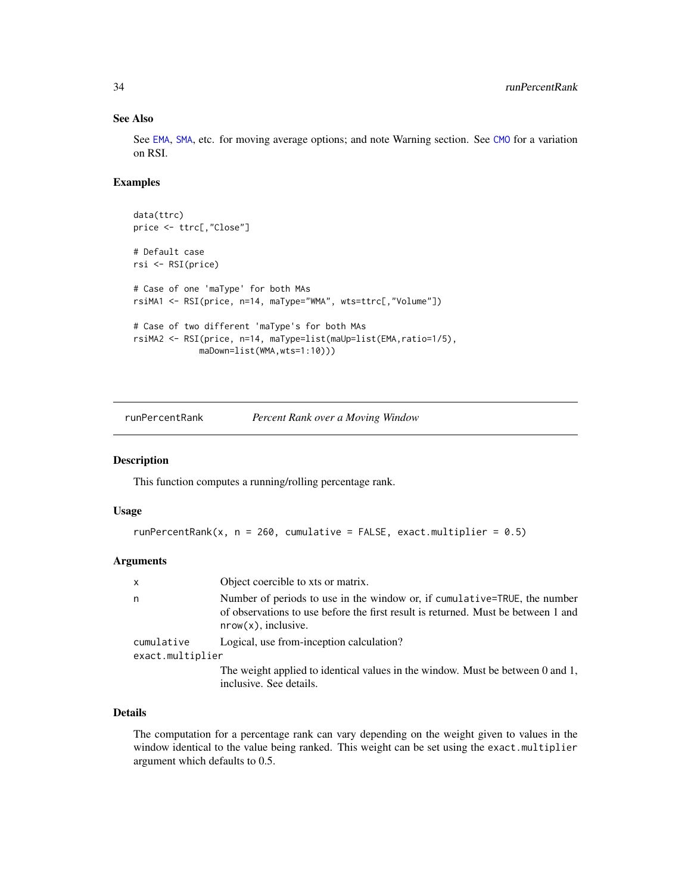### See Also

See EMA, SMA, etc. for moving average options; and note Warning section. See CMO for a variation on RSI.

### Examples

```
data(ttrc)
price <- ttrc[,"Close"]

# Default case
rsi <- RSI(price)

# Case of one 'maType' for both MAs
rsiMA1 <- RSI(price, n=14, maType="WMA", wts=ttrc[,"Volume"])

# Case of two different 'maType's for both MAs
rsiMA2 <- RSI(price, n=14, maType=list(maUp=list(EMA,ratio=1/5),
             maDown=list(WMA,wts=1:10)))
```

---

## runPercentRank — *Percent Rank over a Moving Window*

### Description

This function computes a running/rolling percentage rank.

### Usage

```
runPercentRank(x, n = 260, cumulative = FALSE, exact.multiplier = 0.5)
```

### Arguments

| | |
|---|---|
| x | Object coercible to xts or matrix. |
| n | Number of periods to use in the window or, if cumulative=TRUE, the number of observations to use before the first result is returned. Must be between 1 and nrow(x), inclusive. |
| cumulative | Logical, use from-inception calculation? |
| exact.multiplier | The weight applied to identical values in the window. Must be between 0 and 1, inclusive. See details. |

### Details

The computation for a percentage rank can vary depending on the weight given to values in the window identical to the value being ranked. This weight can be set using the exact.multiplier argument which defaults to 0.5.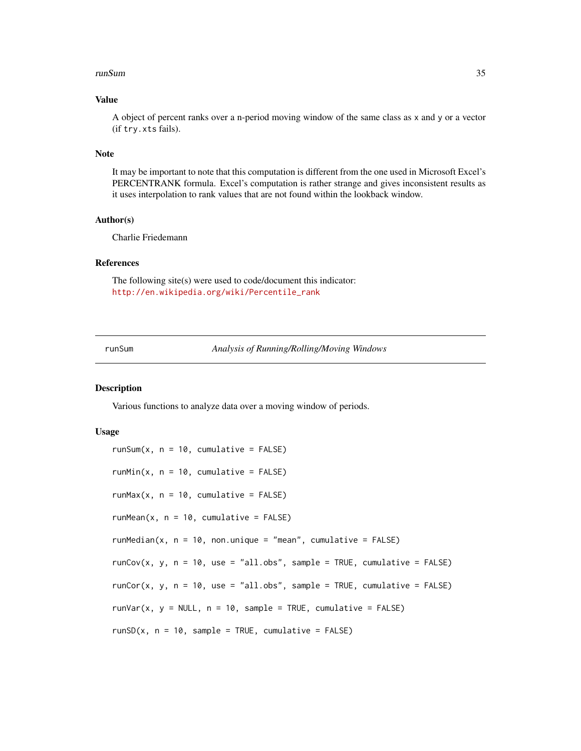### Value

A object of percent ranks over a n-period moving window of the same class as `x` and `y` or a vector (if `try.xts` fails).

### Note

It may be important to note that this computation is different from the one used in Microsoft Excel's PERCENTRANK formula. Excel's computation is rather strange and gives inconsistent results as it uses interpolation to rank values that are not found within the lookback window.

### Author(s)

Charlie Friedemann

### References

The following site(s) were used to code/document this indicator:
http://en.wikipedia.org/wiki/Percentile_rank

---

## runSum — *Analysis of Running/Rolling/Moving Windows*

---

### Description

Various functions to analyze data over a moving window of periods.

### Usage

```
runSum(x, n = 10, cumulative = FALSE)

runMin(x, n = 10, cumulative = FALSE)

runMax(x, n = 10, cumulative = FALSE)

runMean(x, n = 10, cumulative = FALSE)

runMedian(x, n = 10, non.unique = "mean", cumulative = FALSE)

runCov(x, y, n = 10, use = "all.obs", sample = TRUE, cumulative = FALSE)

runCor(x, y, n = 10, use = "all.obs", sample = TRUE, cumulative = FALSE)

runVar(x, y = NULL, n = 10, sample = TRUE, cumulative = FALSE)

runSD(x, n = 10, sample = TRUE, cumulative = FALSE)
```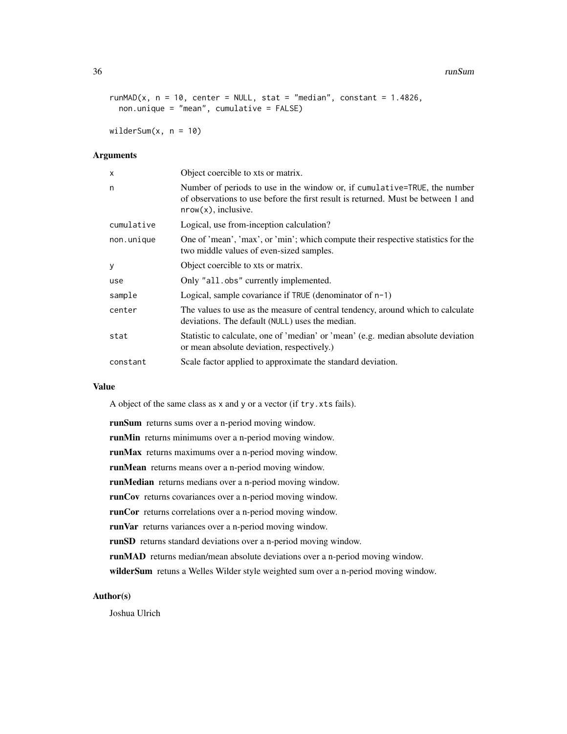```
runMAD(x, n = 10, center = NULL, stat = "median", constant = 1.4826,
  non.unique = "mean", cumulative = FALSE)

wilderSum(x, n = 10)
```

## Arguments

| | |
|---|---|
| x | Object coercible to xts or matrix. |
| n | Number of periods to use in the window or, if cumulative=TRUE, the number of observations to use before the first result is returned. Must be between 1 and nrow(x), inclusive. |
| cumulative | Logical, use from-inception calculation? |
| non.unique | One of 'mean', 'max', or 'min'; which compute their respective statistics for the two middle values of even-sized samples. |
| y | Object coercible to xts or matrix. |
| use | Only "all.obs" currently implemented. |
| sample | Logical, sample covariance if TRUE (denominator of n-1) |
| center | The values to use as the measure of central tendency, around which to calculate deviations. The default (NULL) uses the median. |
| stat | Statistic to calculate, one of 'median' or 'mean' (e.g. median absolute deviation or mean absolute deviation, respectively.) |
| constant | Scale factor applied to approximate the standard deviation. |

## Value

A object of the same class as x and y or a vector (if try.xts fails).

**runSum** returns sums over a n-period moving window.

**runMin** returns minimums over a n-period moving window.

**runMax** returns maximums over a n-period moving window.

**runMean** returns means over a n-period moving window.

**runMedian** returns medians over a n-period moving window.

**runCov** returns covariances over a n-period moving window.

**runCor** returns correlations over a n-period moving window.

**runVar** returns variances over a n-period moving window.

**runSD** returns standard deviations over a n-period moving window.

**runMAD** returns median/mean absolute deviations over a n-period moving window.

**wilderSum** retuns a Welles Wilder style weighted sum over a n-period moving window.

## Author(s)

Joshua Ulrich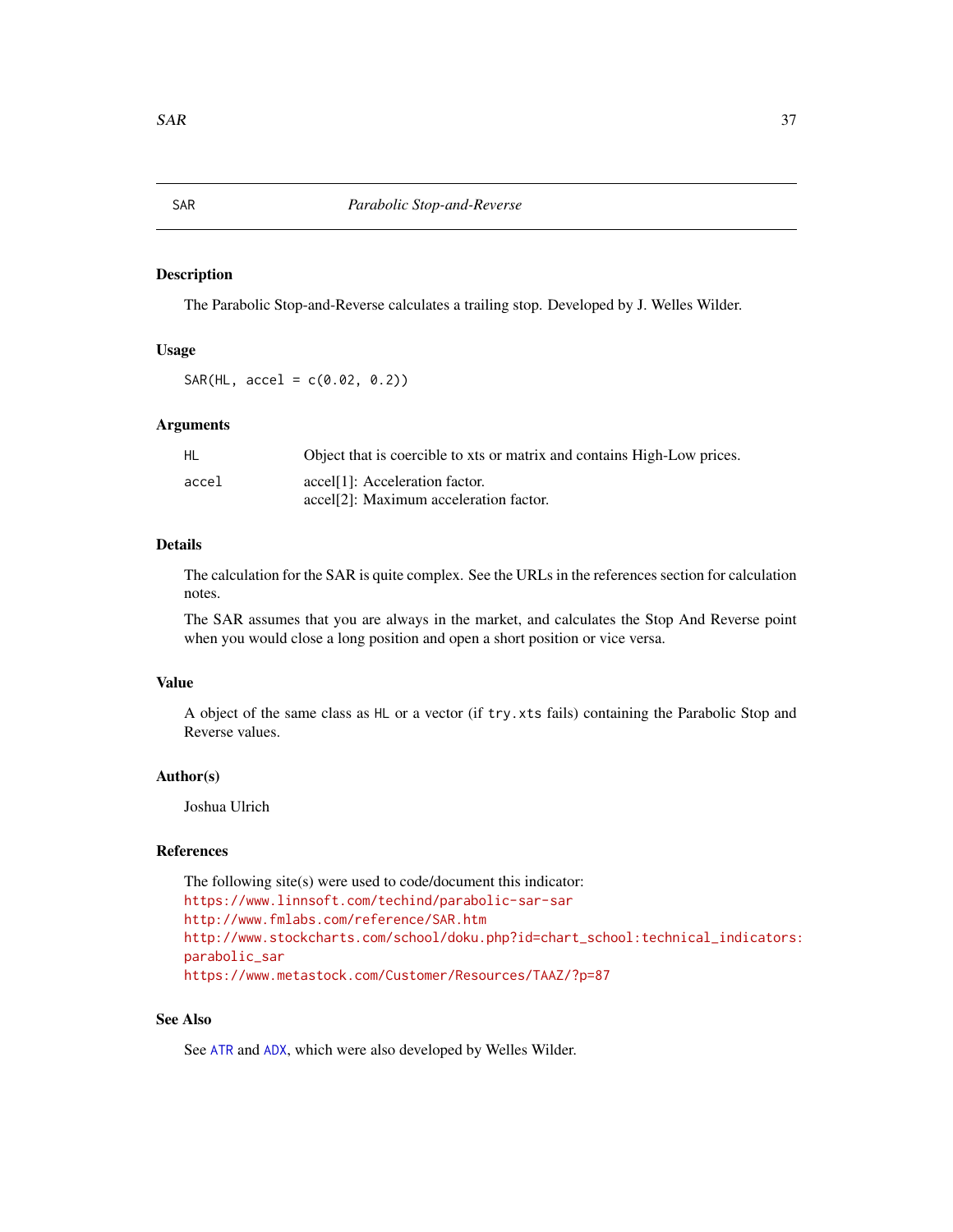## SAR — *Parabolic Stop-and-Reverse*

### Description

The Parabolic Stop-and-Reverse calculates a trailing stop. Developed by J. Welles Wilder.

### Usage

```
SAR(HL, accel = c(0.02, 0.2))
```

### Arguments

| | |
|---|---|
| HL | Object that is coercible to xts or matrix and contains High-Low prices. |
| accel | accel[1]: Acceleration factor.<br>accel[2]: Maximum acceleration factor. |

### Details

The calculation for the SAR is quite complex. See the URLs in the references section for calculation notes.

The SAR assumes that you are always in the market, and calculates the Stop And Reverse point when you would close a long position and open a short position or vice versa.

### Value

A object of the same class as `HL` or a vector (if `try.xts` fails) containing the Parabolic Stop and Reverse values.

### Author(s)

Joshua Ulrich

### References

The following site(s) were used to code/document this indicator:
https://www.linnsoft.com/techind/parabolic-sar-sar
http://www.fmlabs.com/reference/SAR.htm
http://www.stockcharts.com/school/doku.php?id=chart_school:technical_indicators:parabolic_sar
https://www.metastock.com/Customer/Resources/TAAZ/?p=87

### See Also

See ATR and ADX, which were also developed by Welles Wilder.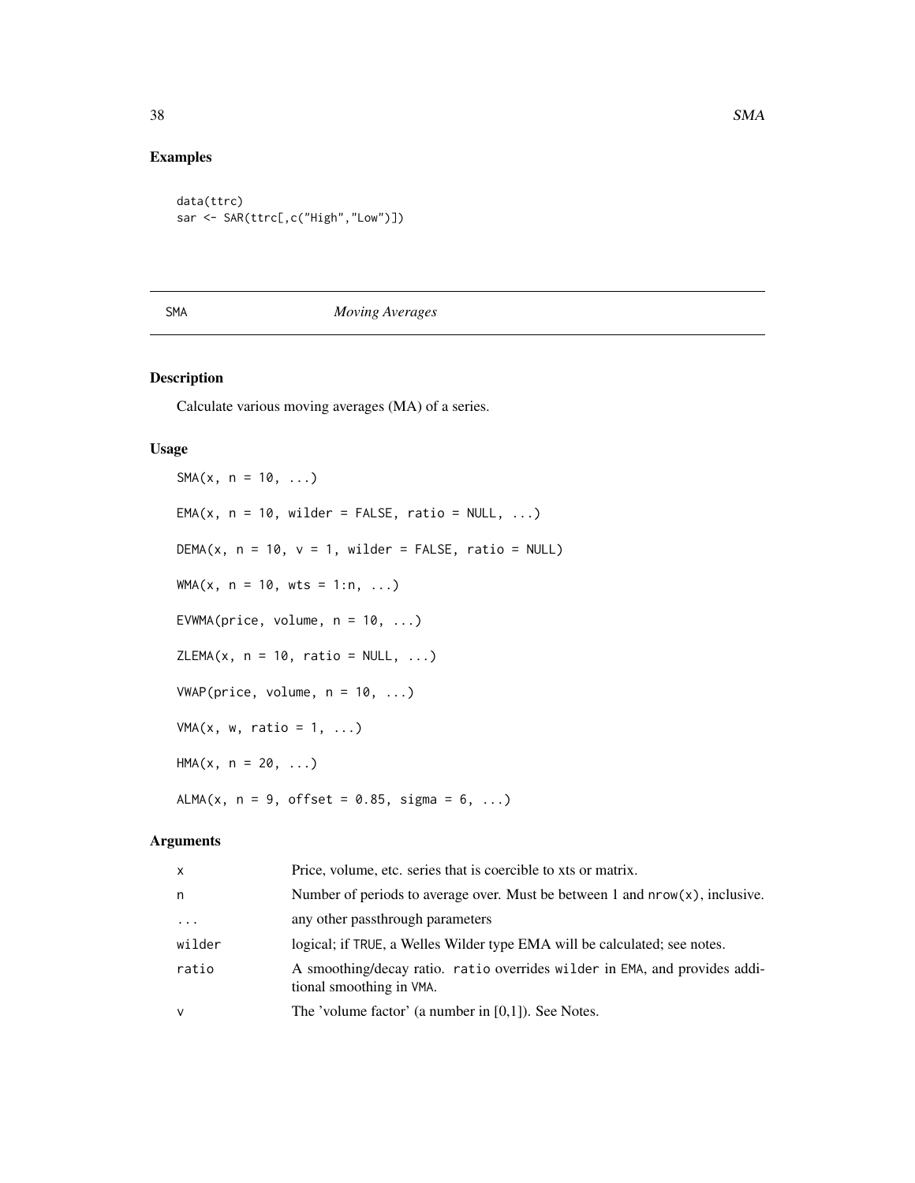## Examples

```
data(ttrc)
sar <- SAR(ttrc[,c("High","Low")])
```

---

# SMA *Moving Averages*

---

## Description

Calculate various moving averages (MA) of a series.

## Usage

```
SMA(x, n = 10, ...)

EMA(x, n = 10, wilder = FALSE, ratio = NULL, ...)

DEMA(x, n = 10, v = 1, wilder = FALSE, ratio = NULL)

WMA(x, n = 10, wts = 1:n, ...)

EVWMA(price, volume, n = 10, ...)

ZLEMA(x, n = 10, ratio = NULL, ...)

VWAP(price, volume, n = 10, ...)

VMA(x, w, ratio = 1, ...)

HMA(x, n = 20, ...)

ALMA(x, n = 9, offset = 0.85, sigma = 6, ...)
```

## Arguments

| | |
|---|---|
| `x` | Price, volume, etc. series that is coercible to xts or matrix. |
| `n` | Number of periods to average over. Must be between 1 and `nrow(x)`, inclusive. |
| `...` | any other passthrough parameters |
| `wilder` | logical; if `TRUE`, a Welles Wilder type EMA will be calculated; see notes. |
| `ratio` | A smoothing/decay ratio. `ratio` overrides `wilder` in `EMA`, and provides additional smoothing in `VMA`. |
| `v` | The 'volume factor' (a number in [0,1]). See Notes. |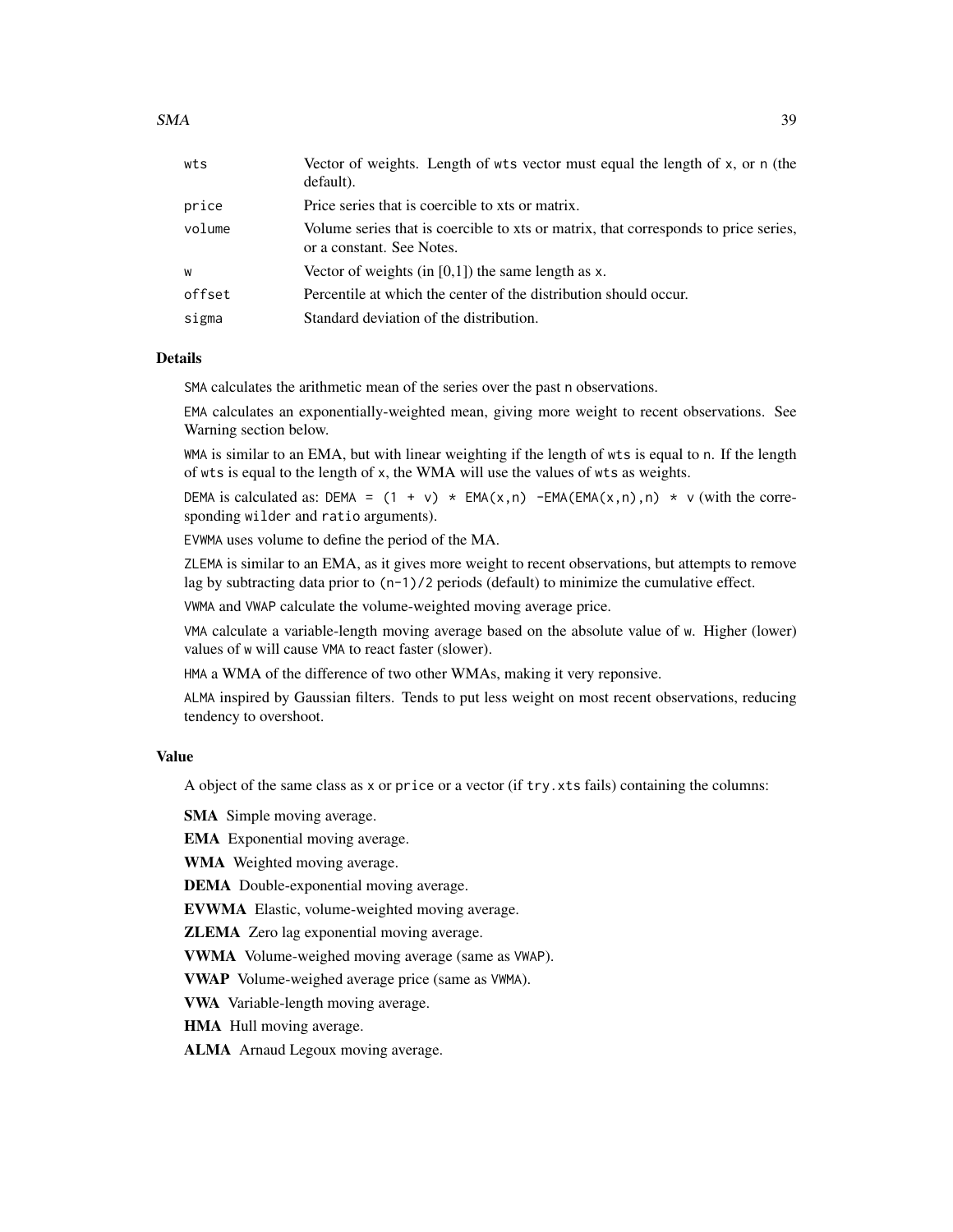| | |
|---|---|
| wts | Vector of weights. Length of wts vector must equal the length of x, or n (the default). |
| price | Price series that is coercible to xts or matrix. |
| volume | Volume series that is coercible to xts or matrix, that corresponds to price series, or a constant. See Notes. |
| w | Vector of weights (in [0,1]) the same length as x. |
| offset | Percentile at which the center of the distribution should occur. |
| sigma | Standard deviation of the distribution. |

### Details

SMA calculates the arithmetic mean of the series over the past n observations.

EMA calculates an exponentially-weighted mean, giving more weight to recent observations. See Warning section below.

WMA is similar to an EMA, but with linear weighting if the length of wts is equal to n. If the length of wts is equal to the length of x, the WMA will use the values of wts as weights.

DEMA is calculated as: `DEMA = (1 + v) * EMA(x,n) -EMA(EMA(x,n),n) * v` (with the corresponding wilder and ratio arguments).

EVWMA uses volume to define the period of the MA.

ZLEMA is similar to an EMA, as it gives more weight to recent observations, but attempts to remove lag by subtracting data prior to (n-1)/2 periods (default) to minimize the cumulative effect.

VWMA and VWAP calculate the volume-weighted moving average price.

VMA calculate a variable-length moving average based on the absolute value of w. Higher (lower) values of w will cause VMA to react faster (slower).

HMA a WMA of the difference of two other WMAs, making it very reponsive.

ALMA inspired by Gaussian filters. Tends to put less weight on most recent observations, reducing tendency to overshoot.

### Value

A object of the same class as x or price or a vector (if try.xts fails) containing the columns:

**SMA** Simple moving average.

**EMA** Exponential moving average.

**WMA** Weighted moving average.

**DEMA** Double-exponential moving average.

**EVWMA** Elastic, volume-weighted moving average.

**ZLEMA** Zero lag exponential moving average.

**VWMA** Volume-weighed moving average (same as VWAP).

**VWAP** Volume-weighed average price (same as VWMA).

**VWA** Variable-length moving average.

**HMA** Hull moving average.

**ALMA** Arnaud Legoux moving average.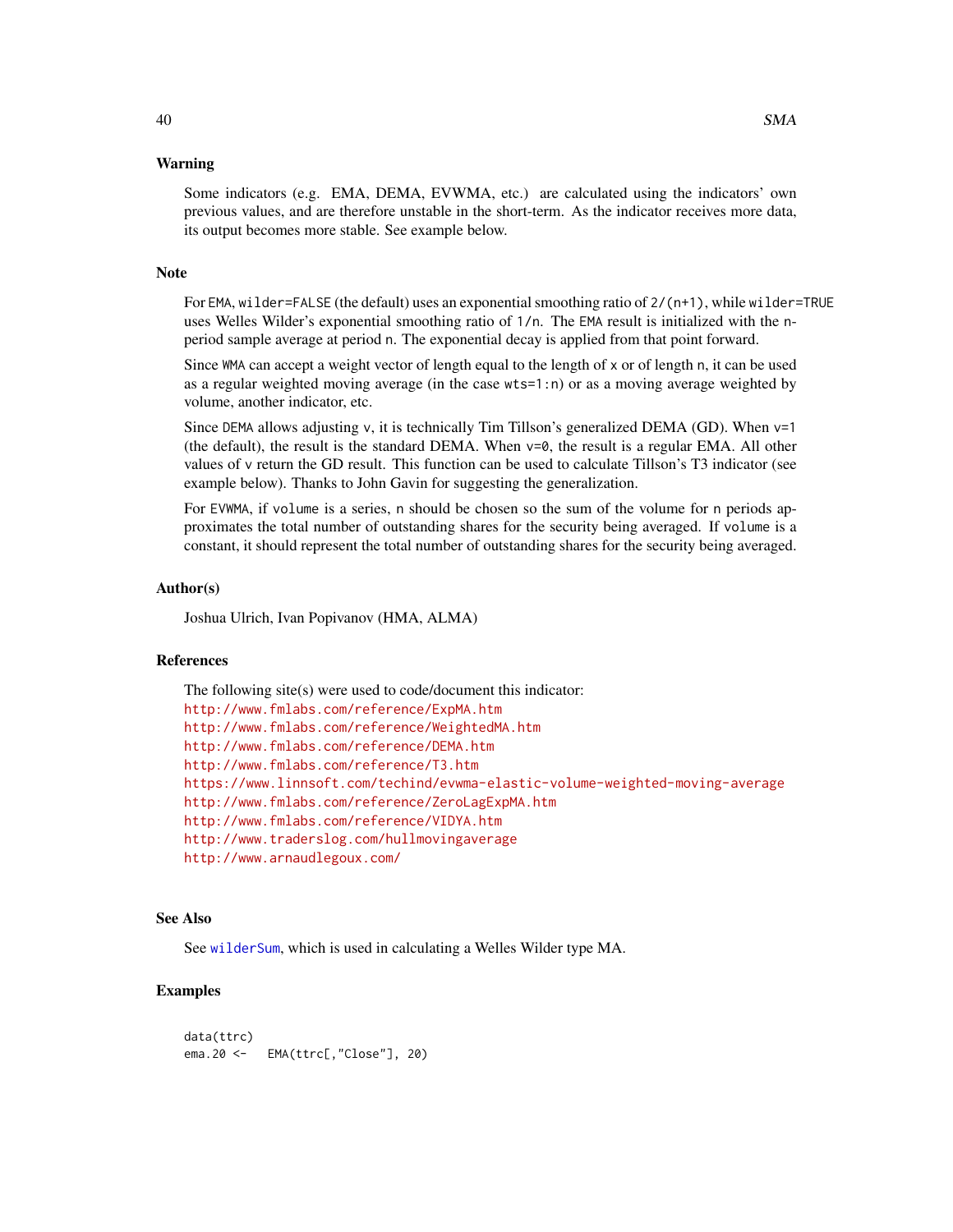## Warning

Some indicators (e.g. EMA, DEMA, EVWMA, etc.) are calculated using the indicators' own previous values, and are therefore unstable in the short-term. As the indicator receives more data, its output becomes more stable. See example below.

## Note

For `EMA`, `wilder=FALSE` (the default) uses an exponential smoothing ratio of `2/(n+1)`, while `wilder=TRUE` uses Welles Wilder's exponential smoothing ratio of `1/n`. The `EMA` result is initialized with the `n`-period sample average at period `n`. The exponential decay is applied from that point forward.

Since `WMA` can accept a weight vector of length equal to the length of `x` or of length `n`, it can be used as a regular weighted moving average (in the case `wts=1:n`) or as a moving average weighted by volume, another indicator, etc.

Since `DEMA` allows adjusting `v`, it is technically Tim Tillson's generalized DEMA (GD). When `v=1` (the default), the result is the standard DEMA. When `v=0`, the result is a regular EMA. All other values of `v` return the GD result. This function can be used to calculate Tillson's T3 indicator (see example below). Thanks to John Gavin for suggesting the generalization.

For `EVWMA`, if `volume` is a series, `n` should be chosen so the sum of the volume for `n` periods approximates the total number of outstanding shares for the security being averaged. If `volume` is a constant, it should represent the total number of outstanding shares for the security being averaged.

## Author(s)

Joshua Ulrich, Ivan Popivanov (HMA, ALMA)

## References

The following site(s) were used to code/document this indicator:
http://www.fmlabs.com/reference/ExpMA.htm
http://www.fmlabs.com/reference/WeightedMA.htm
http://www.fmlabs.com/reference/DEMA.htm
http://www.fmlabs.com/reference/T3.htm
https://www.linnsoft.com/techind/evwma-elastic-volume-weighted-moving-average
http://www.fmlabs.com/reference/ZeroLagExpMA.htm
http://www.fmlabs.com/reference/VIDYA.htm
http://www.traderslog.com/hullmovingaverage
http://www.arnaudlegoux.com/

## See Also

See `wilderSum`, which is used in calculating a Welles Wilder type MA.

## Examples

```
data(ttrc)
ema.20 <-   EMA(ttrc[,"Close"], 20)
```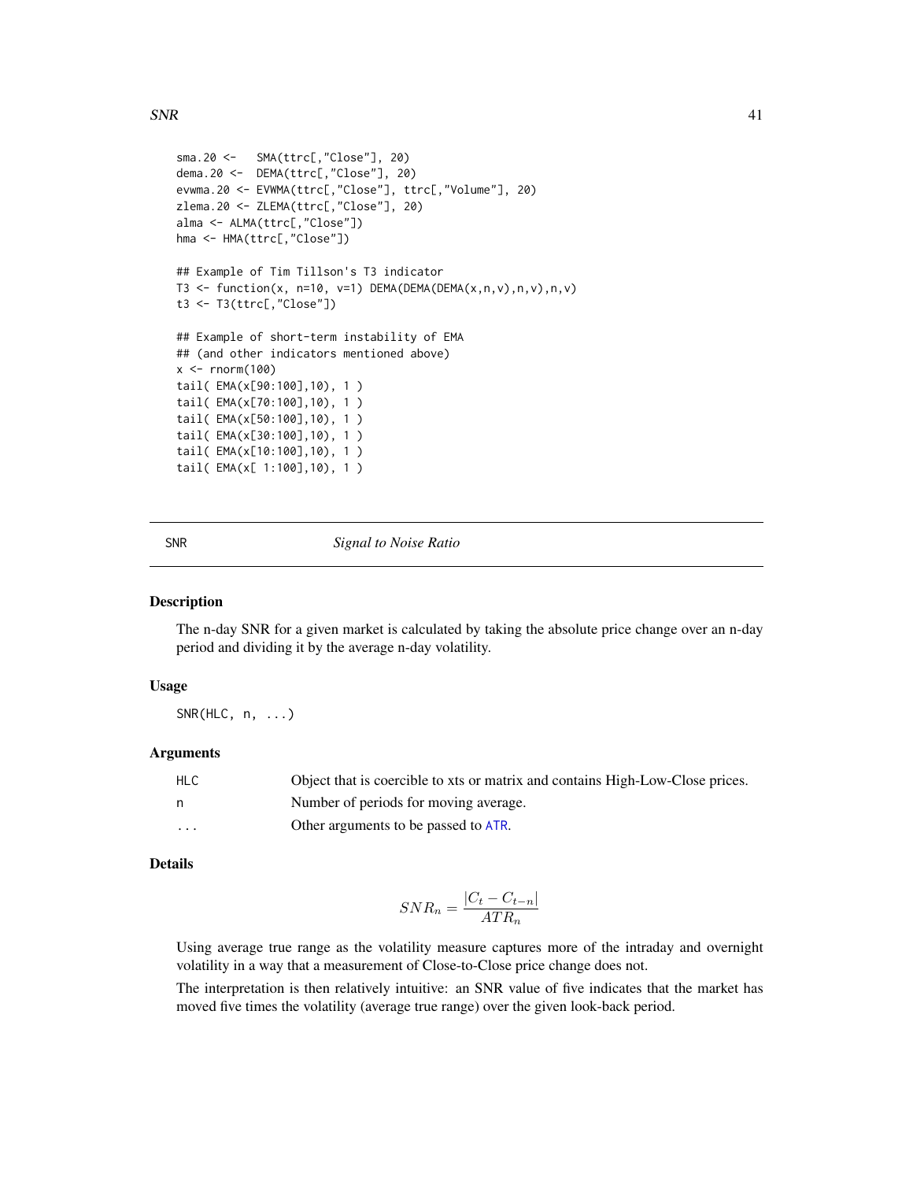```
sma.20 <-   SMA(ttrc[,"Close"], 20)
dema.20 <-  DEMA(ttrc[,"Close"], 20)
evwma.20 <- EVWMA(ttrc[,"Close"], ttrc[,"Volume"], 20)
zlema.20 <- ZLEMA(ttrc[,"Close"], 20)
alma <- ALMA(ttrc[,"Close"])
hma <- HMA(ttrc[,"Close"])

## Example of Tim Tillson's T3 indicator
T3 <- function(x, n=10, v=1) DEMA(DEMA(DEMA(x,n,v),n,v),n,v)
t3 <- T3(ttrc[,"Close"])

## Example of short-term instability of EMA
## (and other indicators mentioned above)
x <- rnorm(100)
tail( EMA(x[90:100],10), 1 )
tail( EMA(x[70:100],10), 1 )
tail( EMA(x[50:100],10), 1 )
tail( EMA(x[30:100],10), 1 )
tail( EMA(x[10:100],10), 1 )
tail( EMA(x[ 1:100],10), 1 )
```

---

## SNR — *Signal to Noise Ratio*

### Description

The n-day SNR for a given market is calculated by taking the absolute price change over an n-day period and dividing it by the average n-day volatility.

### Usage

```
SNR(HLC, n, ...)
```

### Arguments

| | |
|---|---|
| HLC | Object that is coercible to xts or matrix and contains High-Low-Close prices. |
| n | Number of periods for moving average. |
| ... | Other arguments to be passed to ATR. |

### Details

$$SNR_n = \frac{|C_t - C_{t-n}|}{ATR_n}$$

Using average true range as the volatility measure captures more of the intraday and overnight volatility in a way that a measurement of Close-to-Close price change does not.

The interpretation is then relatively intuitive: an SNR value of five indicates that the market has moved five times the volatility (average true range) over the given look-back period.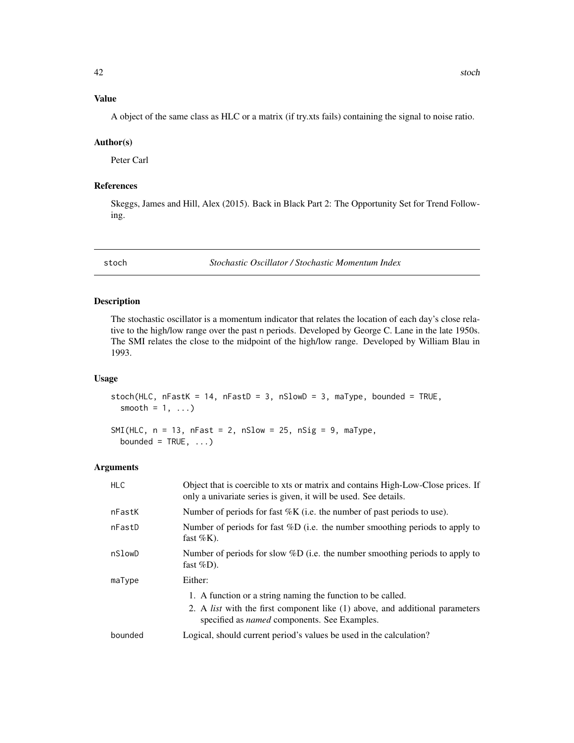### Value

A object of the same class as HLC or a matrix (if try.xts fails) containing the signal to noise ratio.

### Author(s)

Peter Carl

### References

Skeggs, James and Hill, Alex (2015). Back in Black Part 2: The Opportunity Set for Trend Following.

---

## stoch — *Stochastic Oscillator / Stochastic Momentum Index*

---

### Description

The stochastic oscillator is a momentum indicator that relates the location of each day's close relative to the high/low range over the past n periods. Developed by George C. Lane in the late 1950s. The SMI relates the close to the midpoint of the high/low range. Developed by William Blau in 1993.

### Usage

```
stoch(HLC, nFastK = 14, nFastD = 3, nSlowD = 3, maType, bounded = TRUE,
  smooth = 1, ...)

SMI(HLC, n = 13, nFast = 2, nSlow = 25, nSig = 9, maType,
  bounded = TRUE, ...)
```

### Arguments

| Argument | Description |
|---|---|
| `HLC` | Object that is coercible to xts or matrix and contains High-Low-Close prices. If only a univariate series is given, it will be used. See details. |
| `nFastK` | Number of periods for fast %K (i.e. the number of past periods to use). |
| `nFastD` | Number of periods for fast %D (i.e. the number smoothing periods to apply to fast %K). |
| `nSlowD` | Number of periods for slow %D (i.e. the number smoothing periods to apply to fast %D). |
| `maType` | Either: 1. A function or a string naming the function to be called. 2. A *list* with the first component like (1) above, and additional parameters specified as *named* components. See Examples. |
| `bounded` | Logical, should current period's values be used in the calculation? |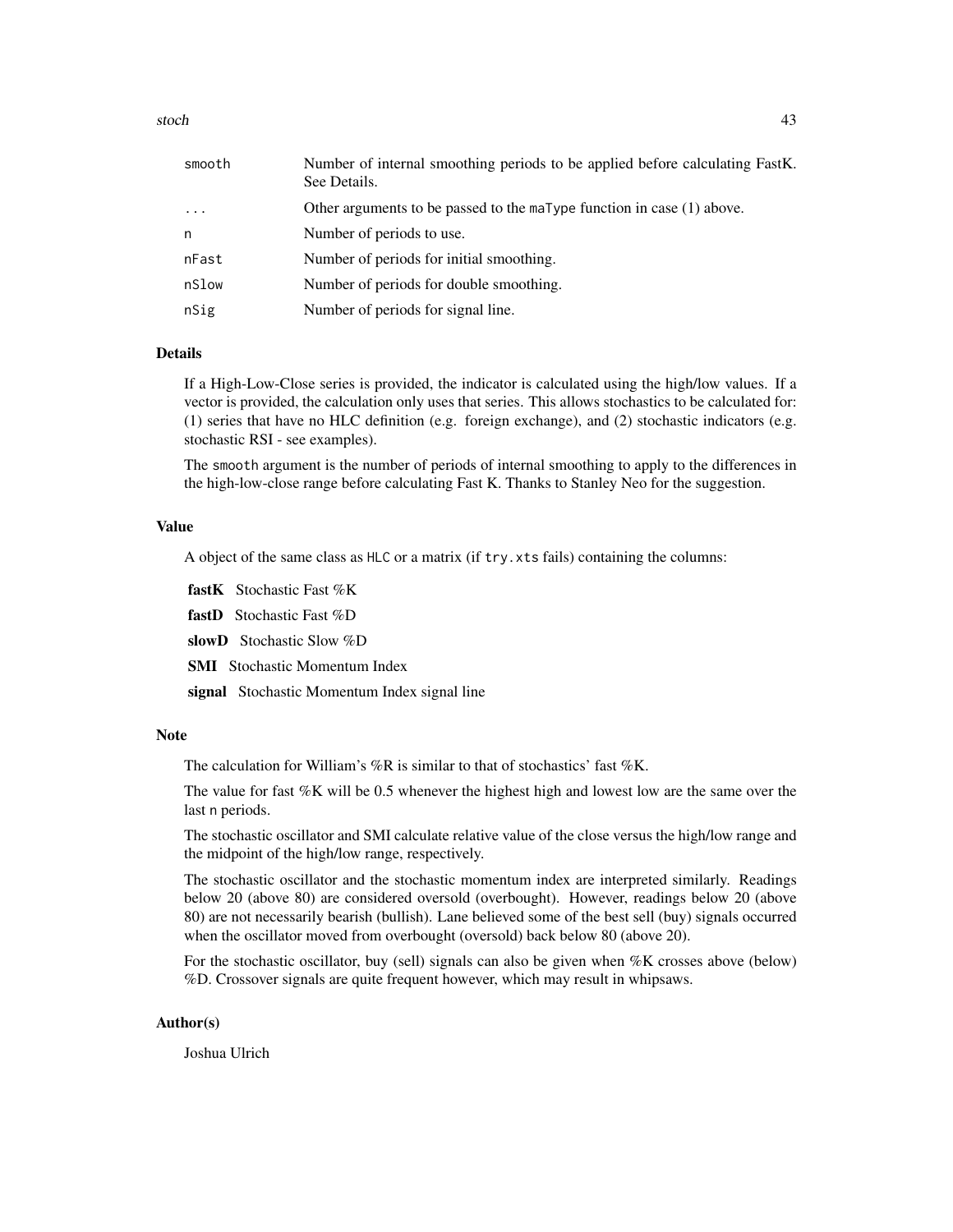| | |
|---|---|
| `smooth` | Number of internal smoothing periods to be applied before calculating FastK. See Details. |
| `...` | Other arguments to be passed to the `maType` function in case (1) above. |
| `n` | Number of periods to use. |
| `nFast` | Number of periods for initial smoothing. |
| `nSlow` | Number of periods for double smoothing. |
| `nSig` | Number of periods for signal line. |

## Details

If a High-Low-Close series is provided, the indicator is calculated using the high/low values. If a vector is provided, the calculation only uses that series. This allows stochastics to be calculated for: (1) series that have no HLC definition (e.g. foreign exchange), and (2) stochastic indicators (e.g. stochastic RSI - see examples).

The `smooth` argument is the number of periods of internal smoothing to apply to the differences in the high-low-close range before calculating Fast K. Thanks to Stanley Neo for the suggestion.

## Value

A object of the same class as `HLC` or a matrix (if `try.xts` fails) containing the columns:

**fastK** Stochastic Fast %K

**fastD** Stochastic Fast %D

**slowD** Stochastic Slow %D

**SMI** Stochastic Momentum Index

**signal** Stochastic Momentum Index signal line

## Note

The calculation for William's %R is similar to that of stochastics' fast %K.

The value for fast %K will be 0.5 whenever the highest high and lowest low are the same over the last `n` periods.

The stochastic oscillator and SMI calculate relative value of the close versus the high/low range and the midpoint of the high/low range, respectively.

The stochastic oscillator and the stochastic momentum index are interpreted similarly. Readings below 20 (above 80) are considered oversold (overbought). However, readings below 20 (above 80) are not necessarily bearish (bullish). Lane believed some of the best sell (buy) signals occurred when the oscillator moved from overbought (oversold) back below 80 (above 20).

For the stochastic oscillator, buy (sell) signals can also be given when %K crosses above (below) %D. Crossover signals are quite frequent however, which may result in whipsaws.

## Author(s)

Joshua Ulrich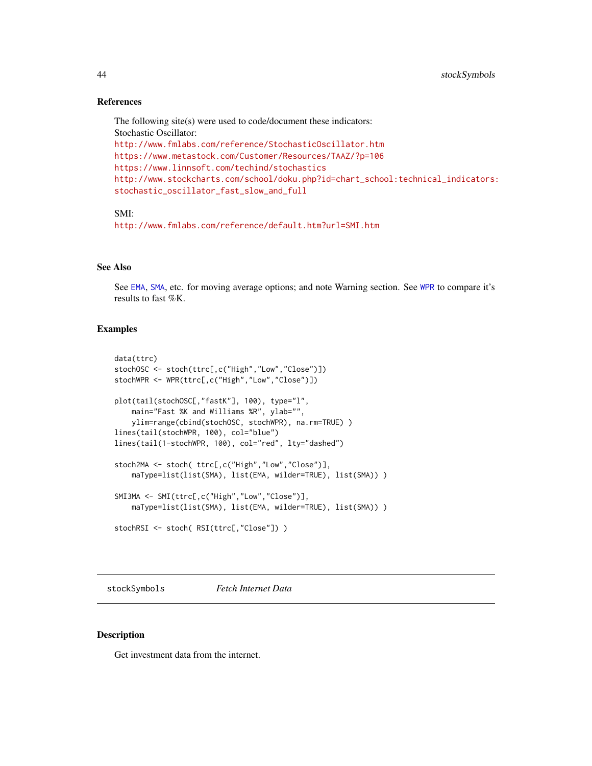### References

The following site(s) were used to code/document these indicators:
Stochastic Oscillator:
http://www.fmlabs.com/reference/StochasticOscillator.htm
https://www.metastock.com/Customer/Resources/TAAZ/?p=106
https://www.linnsoft.com/techind/stochastics
http://www.stockcharts.com/school/doku.php?id=chart_school:technical_indicators:stochastic_oscillator_fast_slow_and_full

SMI:
http://www.fmlabs.com/reference/default.htm?url=SMI.htm

### See Also

See EMA, SMA, etc. for moving average options; and note Warning section. See WPR to compare it's results to fast %K.

### Examples

```
data(ttrc)
stochOSC <- stoch(ttrc[,c("High","Low","Close")])
stochWPR <- WPR(ttrc[,c("High","Low","Close")])

plot(tail(stochOSC[,"fastK"], 100), type="l",
    main="Fast %K and Williams %R", ylab="",
    ylim=range(cbind(stochOSC, stochWPR), na.rm=TRUE) )
lines(tail(stochWPR, 100), col="blue")
lines(tail(1-stochWPR, 100), col="red", lty="dashed")

stoch2MA <- stoch( ttrc[,c("High","Low","Close")],
    maType=list(list(SMA), list(EMA, wilder=TRUE), list(SMA)) )

SMI3MA <- SMI(ttrc[,c("High","Low","Close")],
    maType=list(list(SMA), list(EMA, wilder=TRUE), list(SMA)) )

stochRSI <- stoch( RSI(ttrc[,"Close"]) )
```

---

## stockSymbols *Fetch Internet Data*

---

### Description

Get investment data from the internet.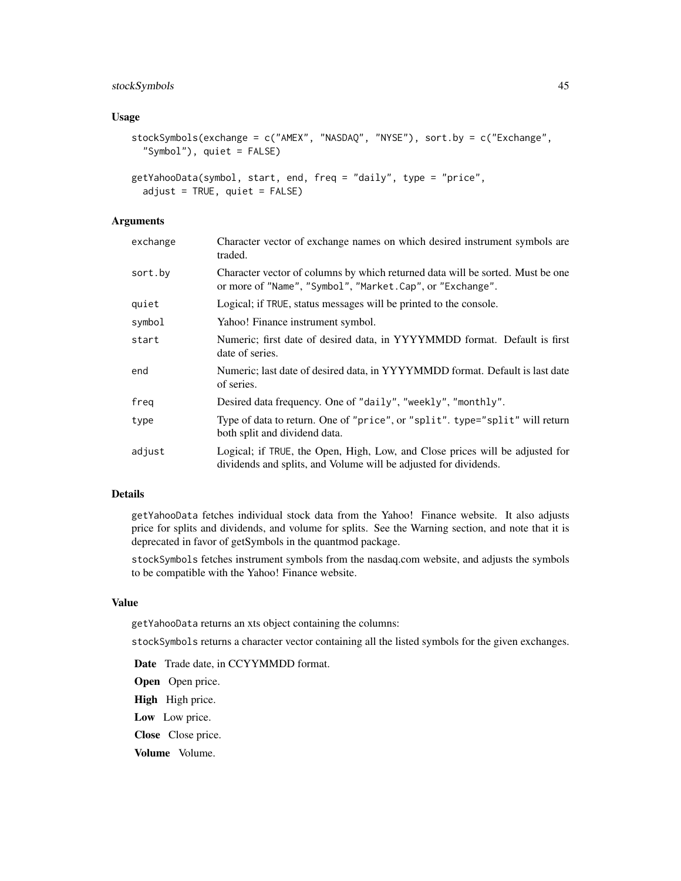### Usage

```
stockSymbols(exchange = c("AMEX", "NASDAQ", "NYSE"), sort.by = c("Exchange",
  "Symbol"), quiet = FALSE)

getYahooData(symbol, start, end, freq = "daily", type = "price",
  adjust = TRUE, quiet = FALSE)
```

### Arguments

| | |
|---|---|
| exchange | Character vector of exchange names on which desired instrument symbols are traded. |
| sort.by | Character vector of columns by which returned data will be sorted. Must be one or more of "Name", "Symbol", "Market.Cap", or "Exchange". |
| quiet | Logical; if TRUE, status messages will be printed to the console. |
| symbol | Yahoo! Finance instrument symbol. |
| start | Numeric; first date of desired data, in YYYYMMDD format. Default is first date of series. |
| end | Numeric; last date of desired data, in YYYYMMDD format. Default is last date of series. |
| freq | Desired data frequency. One of "daily", "weekly", "monthly". |
| type | Type of data to return. One of "price", or "split". type="split" will return both split and dividend data. |
| adjust | Logical; if TRUE, the Open, High, Low, and Close prices will be adjusted for dividends and splits, and Volume will be adjusted for dividends. |

### Details

getYahooData fetches individual stock data from the Yahoo! Finance website. It also adjusts price for splits and dividends, and volume for splits. See the Warning section, and note that it is deprecated in favor of getSymbols in the quantmod package.

stockSymbols fetches instrument symbols from the nasdaq.com website, and adjusts the symbols to be compatible with the Yahoo! Finance website.

### Value

getYahooData returns an xts object containing the columns:

stockSymbols returns a character vector containing all the listed symbols for the given exchanges.

**Date** Trade date, in CCYYMMDD format.

**Open** Open price.

**High** High price.

**Low** Low price.

**Close** Close price.

**Volume** Volume.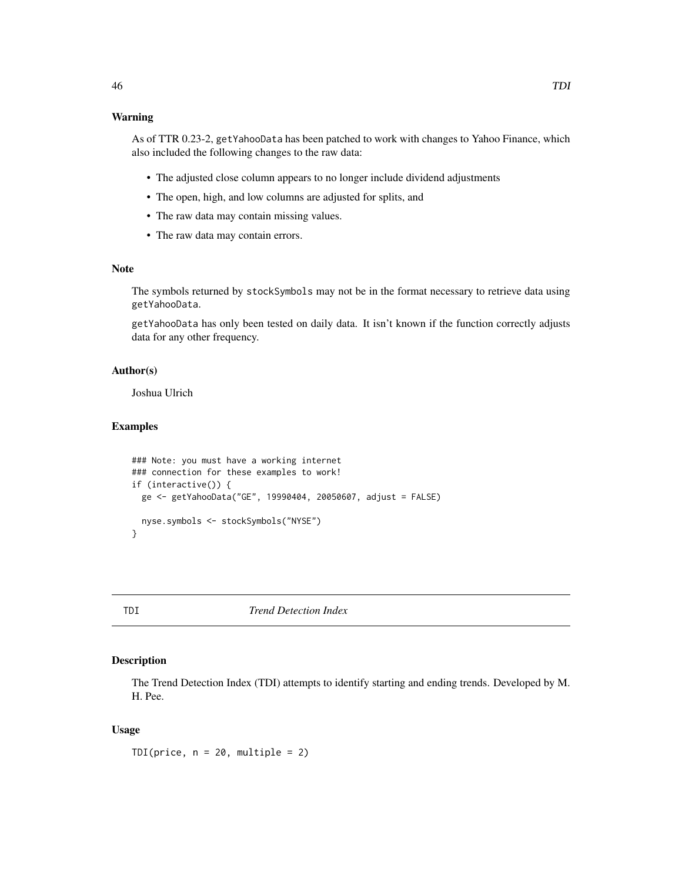### Warning

As of TTR 0.23-2, `getYahooData` has been patched to work with changes to Yahoo Finance, which also included the following changes to the raw data:

- The adjusted close column appears to no longer include dividend adjustments
- The open, high, and low columns are adjusted for splits, and
- The raw data may contain missing values.
- The raw data may contain errors.

### Note

The symbols returned by `stockSymbols` may not be in the format necessary to retrieve data using `getYahooData`.

`getYahooData` has only been tested on daily data. It isn't known if the function correctly adjusts data for any other frequency.

### Author(s)

Joshua Ulrich

### Examples

```
### Note: you must have a working internet
### connection for these examples to work!
if (interactive()) {
  ge <- getYahooData("GE", 19990404, 20050607, adjust = FALSE)

  nyse.symbols <- stockSymbols("NYSE")
}
```

---

## TDI — *Trend Detection Index*

---

### Description

The Trend Detection Index (TDI) attempts to identify starting and ending trends. Developed by M. H. Pee.

### Usage

```
TDI(price, n = 20, multiple = 2)
```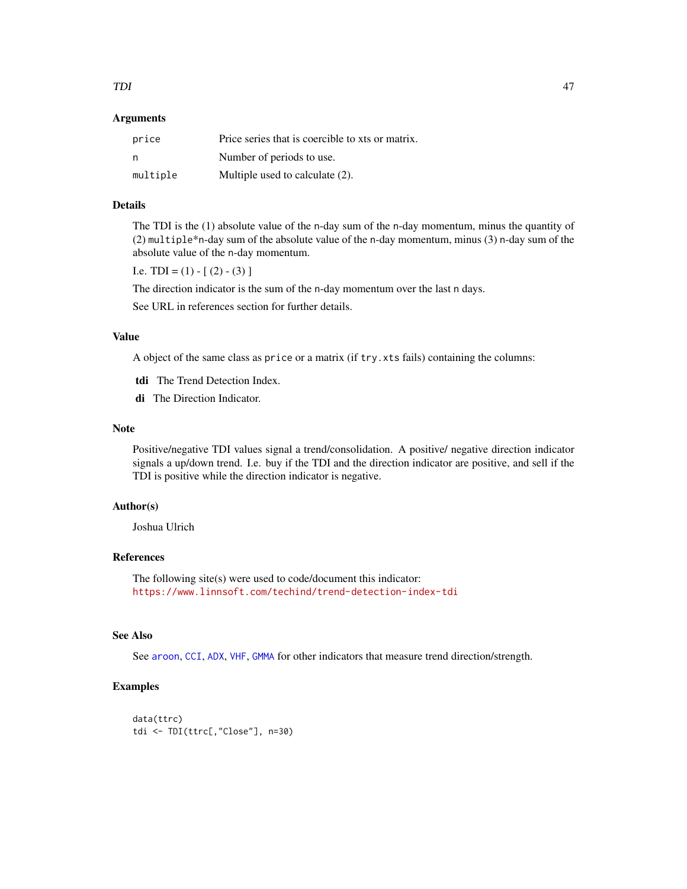## Arguments

| | |
|---|---|
| `price` | Price series that is coercible to xts or matrix. |
| `n` | Number of periods to use. |
| `multiple` | Multiple used to calculate (2). |

## Details

The TDI is the (1) absolute value of the `n`-day sum of the `n`-day momentum, minus the quantity of (2) `multiple`*`n`-day sum of the absolute value of the `n`-day momentum, minus (3) `n`-day sum of the absolute value of the `n`-day momentum.

I.e. TDI = (1) - [ (2) - (3) ]

The direction indicator is the sum of the `n`-day momentum over the last `n` days.

See URL in references section for further details.

## Value

A object of the same class as `price` or a matrix (if `try.xts` fails) containing the columns:

**tdi** The Trend Detection Index.

**di** The Direction Indicator.

## Note

Positive/negative TDI values signal a trend/consolidation. A positive/ negative direction indicator signals a up/down trend. I.e. buy if the TDI and the direction indicator are positive, and sell if the TDI is positive while the direction indicator is negative.

## Author(s)

Joshua Ulrich

## References

The following site(s) were used to code/document this indicator:
https://www.linnsoft.com/techind/trend-detection-index-tdi

## See Also

See `aroon`, `CCI`, `ADX`, `VHF`, `GMMA` for other indicators that measure trend direction/strength.

## Examples

```
data(ttrc)
tdi <- TDI(ttrc[,"Close"], n=30)
```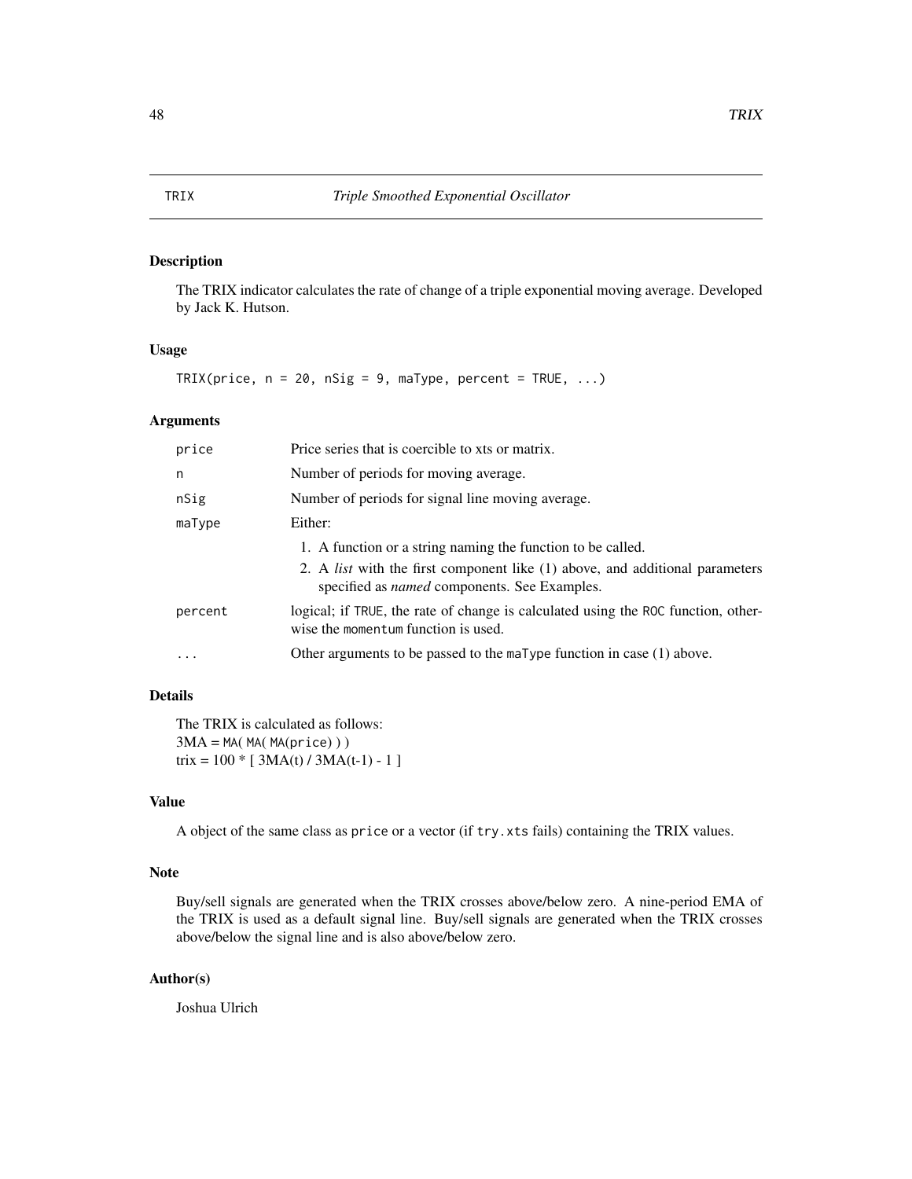# TRIX — *Triple Smoothed Exponential Oscillator*

## Description

The TRIX indicator calculates the rate of change of a triple exponential moving average. Developed by Jack K. Hutson.

## Usage

```
TRIX(price, n = 20, nSig = 9, maType, percent = TRUE, ...)
```

## Arguments

| | |
|---|---|
| price | Price series that is coercible to xts or matrix. |
| n | Number of periods for moving average. |
| nSig | Number of periods for signal line moving average. |
| maType | Either: 1. A function or a string naming the function to be called. 2. A *list* with the first component like (1) above, and additional parameters specified as *named* components. See Examples. |
| percent | logical; if `TRUE`, the rate of change is calculated using the `ROC` function, otherwise the `momentum` function is used. |
| ... | Other arguments to be passed to the `maType` function in case (1) above. |

## Details

The TRIX is calculated as follows:
3MA = `MA( MA( MA(price) ) )`
trix = 100 * [ 3MA(t) / 3MA(t-1) - 1 ]

## Value

A object of the same class as `price` or a vector (if `try.xts` fails) containing the TRIX values.

## Note

Buy/sell signals are generated when the TRIX crosses above/below zero. A nine-period EMA of the TRIX is used as a default signal line. Buy/sell signals are generated when the TRIX crosses above/below the signal line and is also above/below zero.

## Author(s)

Joshua Ulrich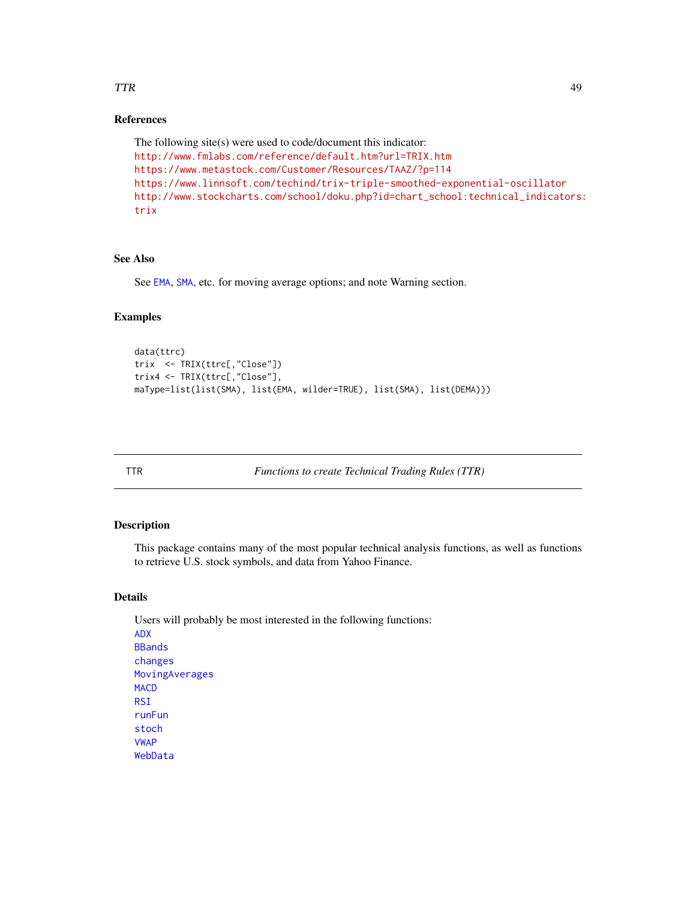### References

The following site(s) were used to code/document this indicator:
http://www.fmlabs.com/reference/default.htm?url=TRIX.htm
https://www.metastock.com/Customer/Resources/TAAZ/?p=114
https://www.linnsoft.com/techind/trix-triple-smoothed-exponential-oscillator
http://www.stockcharts.com/school/doku.php?id=chart_school:technical_indicators:trix

### See Also

See EMA, SMA, etc. for moving average options; and note Warning section.

### Examples

```
data(ttrc)
trix  <- TRIX(ttrc[,"Close"])
trix4 <- TRIX(ttrc[,"Close"],
maType=list(list(SMA), list(EMA, wilder=TRUE), list(SMA), list(DEMA)))
```

---

## TTR &nbsp;&nbsp;&nbsp; *Functions to create Technical Trading Rules (TTR)*

### Description

This package contains many of the most popular technical analysis functions, as well as functions to retrieve U.S. stock symbols, and data from Yahoo Finance.

### Details

Users will probably be most interested in the following functions:
ADX
BBands
changes
MovingAverages
MACD
RSI
runFun
stoch
VWAP
WebData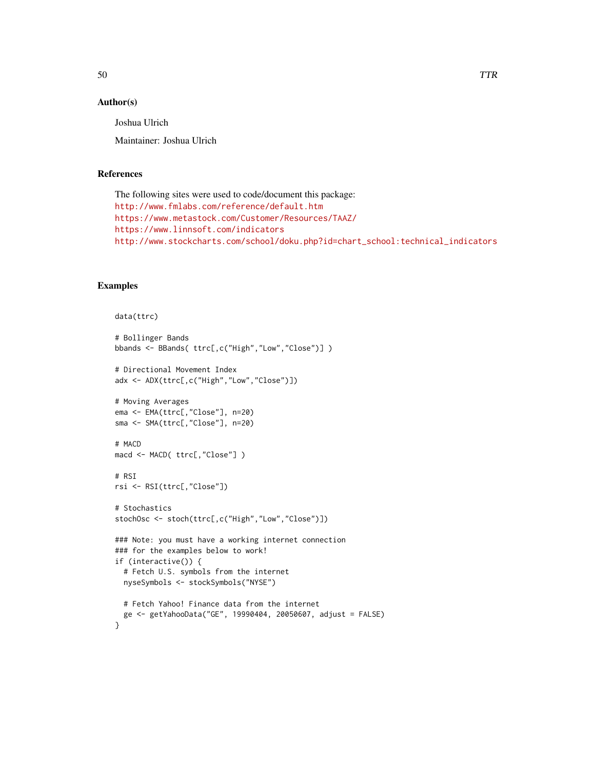## Author(s)

Joshua Ulrich

Maintainer: Joshua Ulrich

## References

The following sites were used to code/document this package:
http://www.fmlabs.com/reference/default.htm
https://www.metastock.com/Customer/Resources/TAAZ/
https://www.linnsoft.com/indicators
http://www.stockcharts.com/school/doku.php?id=chart_school:technical_indicators

## Examples

```
data(ttrc)

# Bollinger Bands
bbands <- BBands( ttrc[,c("High","Low","Close")] )

# Directional Movement Index
adx <- ADX(ttrc[,c("High","Low","Close")])

# Moving Averages
ema <- EMA(ttrc[,"Close"], n=20)
sma <- SMA(ttrc[,"Close"], n=20)

# MACD
macd <- MACD( ttrc[,"Close"] )

# RSI
rsi <- RSI(ttrc[,"Close"])

# Stochastics
stochOsc <- stoch(ttrc[,c("High","Low","Close")])

### Note: you must have a working internet connection
### for the examples below to work!
if (interactive()) {
  # Fetch U.S. symbols from the internet
  nyseSymbols <- stockSymbols("NYSE")

  # Fetch Yahoo! Finance data from the internet
  ge <- getYahooData("GE", 19990404, 20050607, adjust = FALSE)
}
```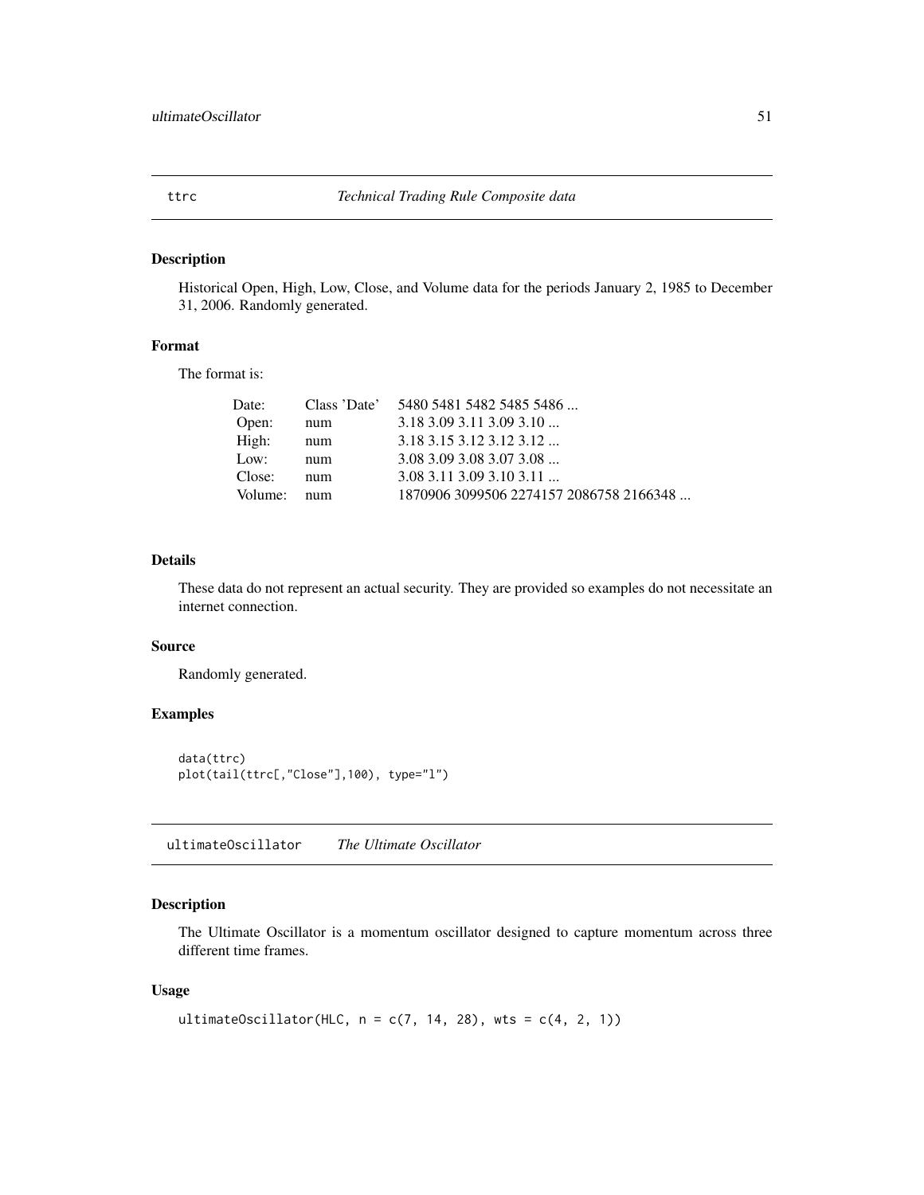## ttrc *Technical Trading Rule Composite data*

### Description

Historical Open, High, Low, Close, and Volume data for the periods January 2, 1985 to December 31, 2006. Randomly generated.

### Format

The format is:

| | | |
|---|---|---|
| Date: | Class 'Date' | 5480 5481 5482 5485 5486 ... |
| Open: | num | 3.18 3.09 3.11 3.09 3.10 ... |
| High: | num | 3.18 3.15 3.12 3.12 3.12 ... |
| Low: | num | 3.08 3.09 3.08 3.07 3.08 ... |
| Close: | num | 3.08 3.11 3.09 3.10 3.11 ... |
| Volume: | num | 1870906 3099506 2274157 2086758 2166348 ... |

### Details

These data do not represent an actual security. They are provided so examples do not necessitate an internet connection.

### Source

Randomly generated.

### Examples

```
data(ttrc)
plot(tail(ttrc[,"Close"],100), type="l")
```

## ultimateOscillator *The Ultimate Oscillator*

### Description

The Ultimate Oscillator is a momentum oscillator designed to capture momentum across three different time frames.

### Usage

```
ultimateOscillator(HLC, n = c(7, 14, 28), wts = c(4, 2, 1))
```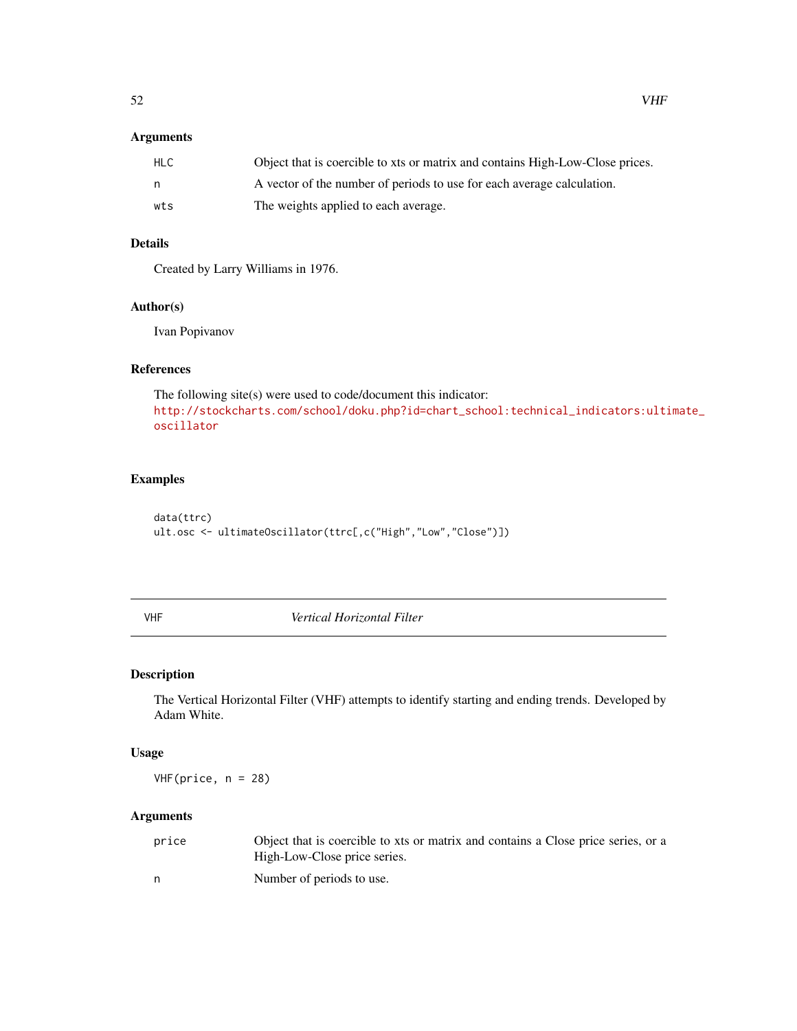## Arguments

| | |
|---|---|
| HLC | Object that is coercible to xts or matrix and contains High-Low-Close prices. |
| n | A vector of the number of periods to use for each average calculation. |
| wts | The weights applied to each average. |

## Details

Created by Larry Williams in 1976.

## Author(s)

Ivan Popivanov

## References

The following site(s) were used to code/document this indicator:
http://stockcharts.com/school/doku.php?id=chart_school:technical_indicators:ultimate_oscillator

## Examples

```
data(ttrc)
ult.osc <- ultimateOscillator(ttrc[,c("High","Low","Close")])
```

---

# VHF *Vertical Horizontal Filter*

---

## Description

The Vertical Horizontal Filter (VHF) attempts to identify starting and ending trends. Developed by Adam White.

## Usage

```
VHF(price, n = 28)
```

## Arguments

| | |
|---|---|
| price | Object that is coercible to xts or matrix and contains a Close price series, or a High-Low-Close price series. |
| n | Number of periods to use. |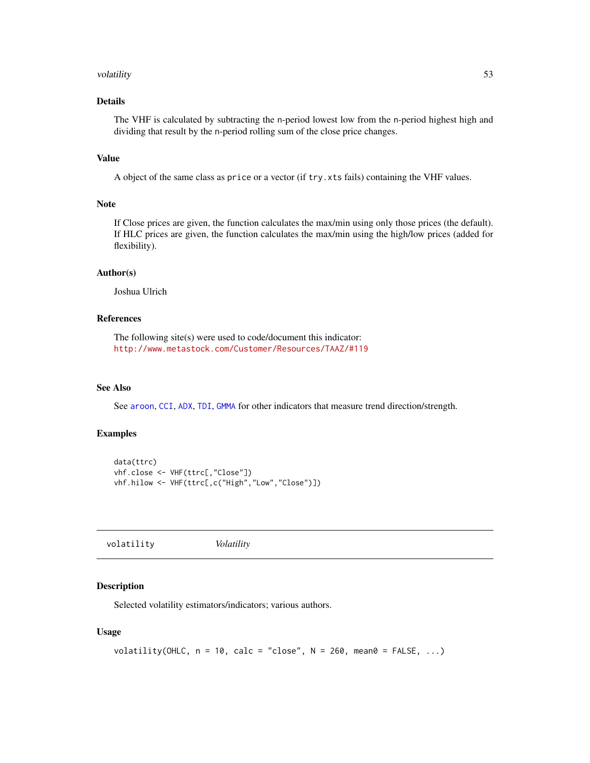### Details

The VHF is calculated by subtracting the n-period lowest low from the n-period highest high and dividing that result by the n-period rolling sum of the close price changes.

### Value

A object of the same class as `price` or a vector (if `try.xts` fails) containing the VHF values.

### Note

If Close prices are given, the function calculates the max/min using only those prices (the default). If HLC prices are given, the function calculates the max/min using the high/low prices (added for flexibility).

### Author(s)

Joshua Ulrich

### References

The following site(s) were used to code/document this indicator:
http://www.metastock.com/Customer/Resources/TAAZ/#119

### See Also

See `aroon`, `CCI`, `ADX`, `TDI`, `GMMA` for other indicators that measure trend direction/strength.

### Examples

```
data(ttrc)
vhf.close <- VHF(ttrc[,"Close"])
vhf.hilow <- VHF(ttrc[,c("High","Low","Close")])
```

---

## volatility — *Volatility*

### Description

Selected volatility estimators/indicators; various authors.

### Usage

```
volatility(OHLC, n = 10, calc = "close", N = 260, mean0 = FALSE, ...)
```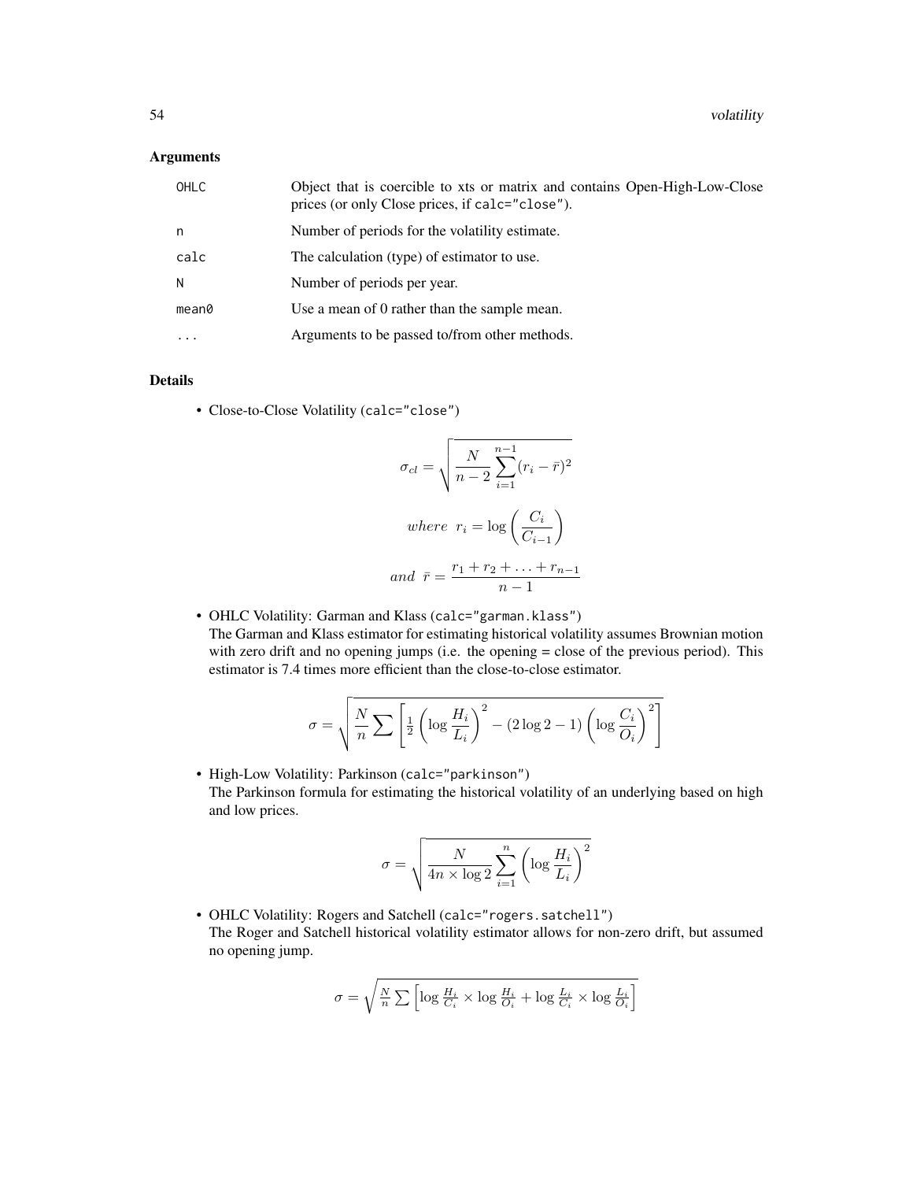### Arguments

| | |
|---|---|
| OHLC | Object that is coercible to xts or matrix and contains Open-High-Low-Close prices (or only Close prices, if `calc="close"`). |
| n | Number of periods for the volatility estimate. |
| calc | The calculation (type) of estimator to use. |
| N | Number of periods per year. |
| mean0 | Use a mean of 0 rather than the sample mean. |
| ... | Arguments to be passed to/from other methods. |

### Details

- Close-to-Close Volatility (`calc="close"`)

$$\sigma_{cl} = \sqrt{\frac{N}{n-2}\sum_{i=1}^{n-1}(r_i - \bar{r})^2}$$

$$where \;\; r_i = \log\left(\frac{C_i}{C_{i-1}}\right)$$

$$and \;\; \bar{r} = \frac{r_1 + r_2 + \ldots + r_{n-1}}{n-1}$$

- OHLC Volatility: Garman and Klass (`calc="garman.klass"`)
  The Garman and Klass estimator for estimating historical volatility assumes Brownian motion with zero drift and no opening jumps (i.e. the opening = close of the previous period). This estimator is 7.4 times more efficient than the close-to-close estimator.

$$\sigma = \sqrt{\frac{N}{n}\sum\left[\tfrac{1}{2}\left(\log\frac{H_i}{L_i}\right)^2 - (2\log 2 - 1)\left(\log\frac{C_i}{O_i}\right)^2\right]}$$

- High-Low Volatility: Parkinson (`calc="parkinson"`)
  The Parkinson formula for estimating the historical volatility of an underlying based on high and low prices.

$$\sigma = \sqrt{\frac{N}{4n \times \log 2}\sum_{i=1}^{n}\left(\log\frac{H_i}{L_i}\right)^2}$$

- OHLC Volatility: Rogers and Satchell (`calc="rogers.satchell"`)
  The Roger and Satchell historical volatility estimator allows for non-zero drift, but assumed no opening jump.

$$\sigma = \sqrt{\tfrac{N}{n}\sum\left[\log\tfrac{H_i}{C_i} \times \log\tfrac{H_i}{O_i} + \log\tfrac{L_i}{C_i} \times \log\tfrac{L_i}{O_i}\right]}$$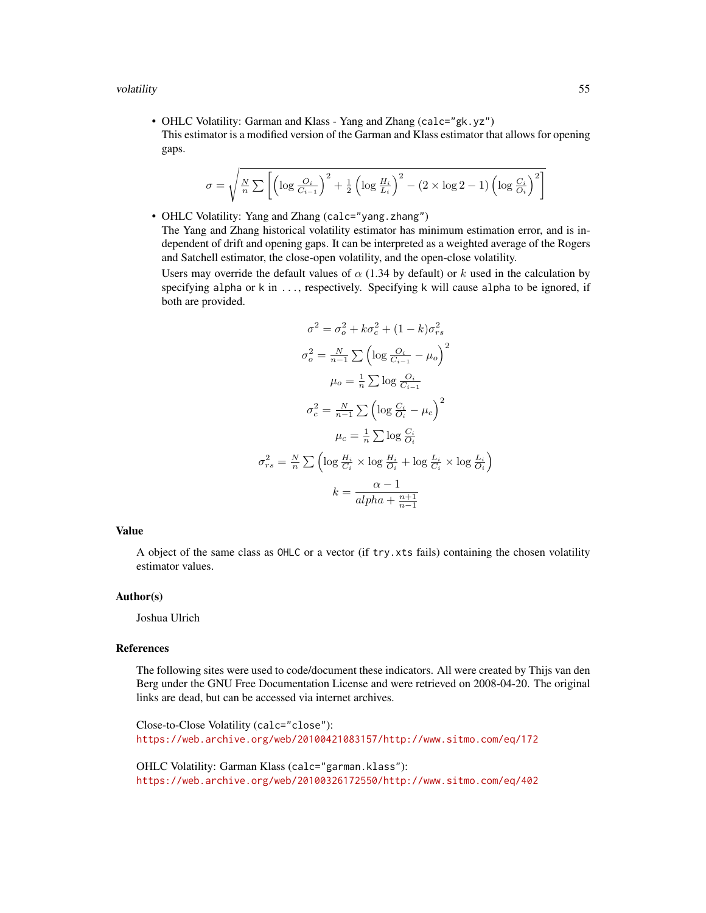- OHLC Volatility: Garman and Klass - Yang and Zhang (`calc="gk.yz"`)
  This estimator is a modified version of the Garman and Klass estimator that allows for opening gaps.

$$\sigma = \sqrt{\frac{N}{n} \sum \left[ \left( \log \frac{O_i}{C_{i-1}} \right)^2 + \frac{1}{2} \left( \log \frac{H_i}{L_i} \right)^2 - (2 \times \log 2 - 1) \left( \log \frac{C_i}{O_i} \right)^2 \right]}$$

- OHLC Volatility: Yang and Zhang (`calc="yang.zhang"`)
  The Yang and Zhang historical volatility estimator has minimum estimation error, and is independent of drift and opening gaps. It can be interpreted as a weighted average of the Rogers and Satchell estimator, the close-open volatility, and the open-close volatility.
  Users may override the default values of $\alpha$ (1.34 by default) or $k$ used in the calculation by specifying `alpha` or `k` in `...`, respectively. Specifying `k` will cause `alpha` to be ignored, if both are provided.

$$\sigma^2 = \sigma_o^2 + k\sigma_c^2 + (1-k)\sigma_{rs}^2$$

$$\sigma_o^2 = \frac{N}{n-1} \sum \left( \log \frac{O_i}{C_{i-1}} - \mu_o \right)^2$$

$$\mu_o = \frac{1}{n} \sum \log \frac{O_i}{C_{i-1}}$$

$$\sigma_c^2 = \frac{N}{n-1} \sum \left( \log \frac{C_i}{O_i} - \mu_c \right)^2$$

$$\mu_c = \frac{1}{n} \sum \log \frac{C_i}{O_i}$$

$$\sigma_{rs}^2 = \frac{N}{n} \sum \left( \log \frac{H_i}{C_i} \times \log \frac{H_i}{O_i} + \log \frac{L_i}{C_i} \times \log \frac{L_i}{O_i} \right)$$

$$k = \frac{\alpha - 1}{alpha + \frac{n+1}{n-1}}$$

## Value

A object of the same class as `OHLC` or a vector (if `try.xts` fails) containing the chosen volatility estimator values.

## Author(s)

Joshua Ulrich

## References

The following sites were used to code/document these indicators. All were created by Thijs van den Berg under the GNU Free Documentation License and were retrieved on 2008-04-20. The original links are dead, but can be accessed via internet archives.

Close-to-Close Volatility (`calc="close"`):
https://web.archive.org/web/20100421083157/http://www.sitmo.com/eq/172

OHLC Volatility: Garman Klass (`calc="garman.klass"`):
https://web.archive.org/web/20100326172550/http://www.sitmo.com/eq/402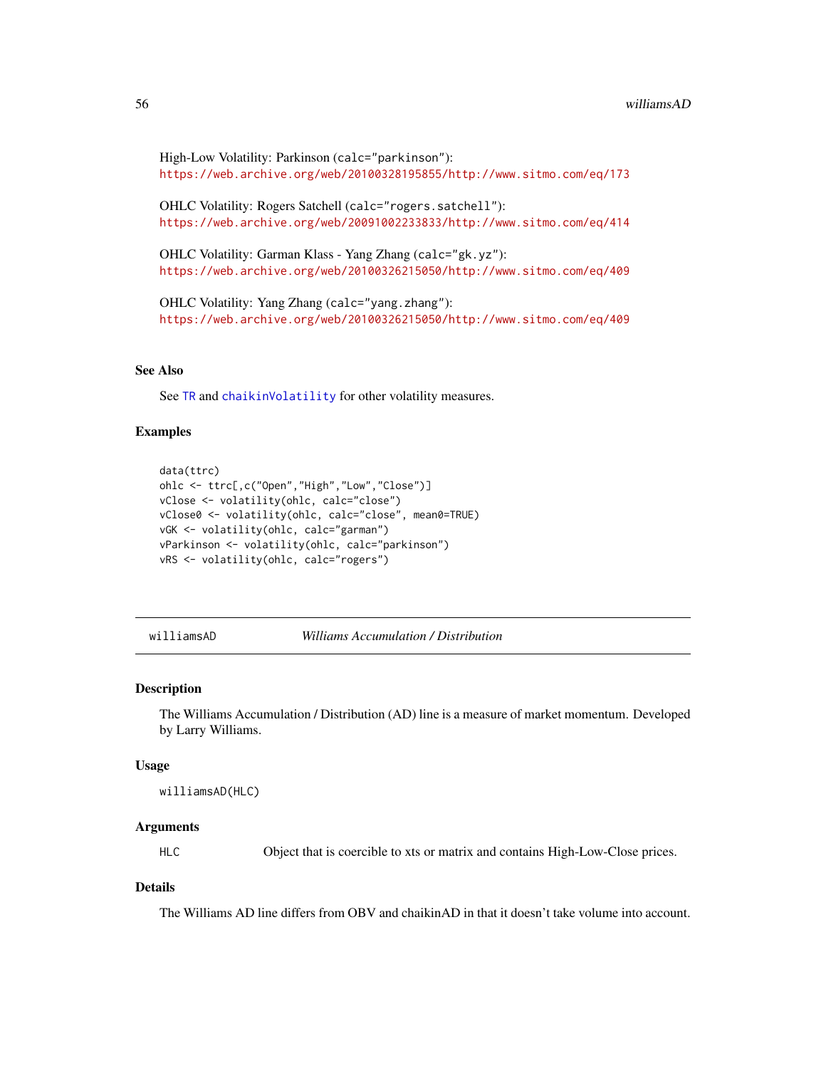High-Low Volatility: Parkinson (calc="parkinson"):
https://web.archive.org/web/20100328195855/http://www.sitmo.com/eq/173

OHLC Volatility: Rogers Satchell (calc="rogers.satchell"):
https://web.archive.org/web/20091002233833/http://www.sitmo.com/eq/414

OHLC Volatility: Garman Klass - Yang Zhang (calc="gk.yz"):
https://web.archive.org/web/20100326215050/http://www.sitmo.com/eq/409

OHLC Volatility: Yang Zhang (calc="yang.zhang"):
https://web.archive.org/web/20100326215050/http://www.sitmo.com/eq/409

### See Also

See TR and chaikinVolatility for other volatility measures.

### Examples

```
data(ttrc)
ohlc <- ttrc[,c("Open","High","Low","Close")]
vClose <- volatility(ohlc, calc="close")
vClose0 <- volatility(ohlc, calc="close", mean0=TRUE)
vGK <- volatility(ohlc, calc="garman")
vParkinson <- volatility(ohlc, calc="parkinson")
vRS <- volatility(ohlc, calc="rogers")
```

---

## williamsAD *Williams Accumulation / Distribution*

### Description

The Williams Accumulation / Distribution (AD) line is a measure of market momentum. Developed by Larry Williams.

### Usage

```
williamsAD(HLC)
```

### Arguments

| | |
|---|---|
| HLC | Object that is coercible to xts or matrix and contains High-Low-Close prices. |

### Details

The Williams AD line differs from OBV and chaikinAD in that it doesn't take volume into account.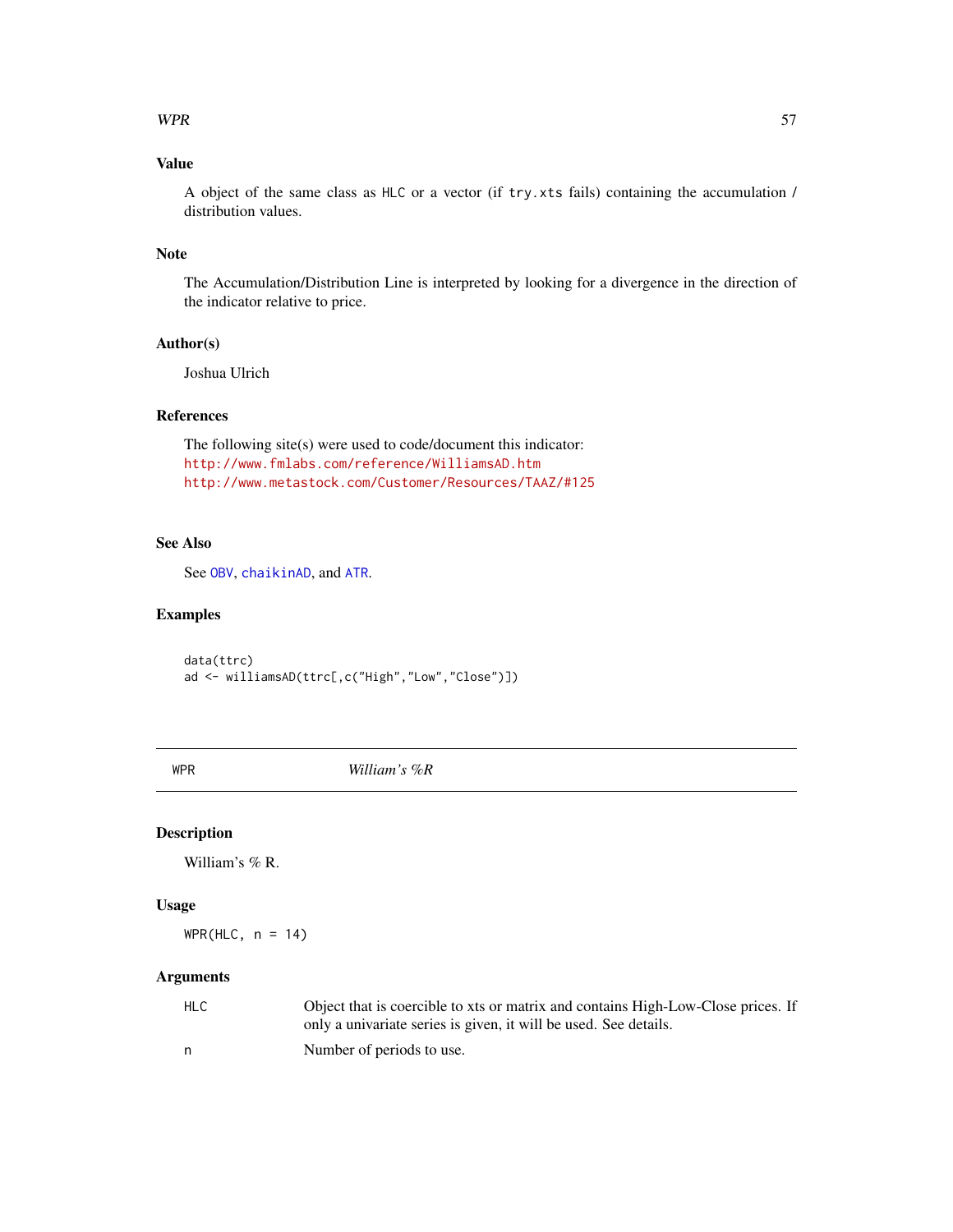## Value

A object of the same class as `HLC` or a vector (if `try.xts` fails) containing the accumulation / distribution values.

## Note

The Accumulation/Distribution Line is interpreted by looking for a divergence in the direction of the indicator relative to price.

## Author(s)

Joshua Ulrich

## References

The following site(s) were used to code/document this indicator:
http://www.fmlabs.com/reference/WilliamsAD.htm
http://www.metastock.com/Customer/Resources/TAAZ/#125

## See Also

See `OBV`, `chaikinAD`, and `ATR`.

## Examples

```
data(ttrc)
ad <- williamsAD(ttrc[,c("High","Low","Close")])
```

---

# WPR — *William's %R*

## Description

William's % R.

## Usage

```
WPR(HLC, n = 14)
```

## Arguments

| | |
|---|---|
| HLC | Object that is coercible to xts or matrix and contains High-Low-Close prices. If only a univariate series is given, it will be used. See details. |
| n | Number of periods to use. |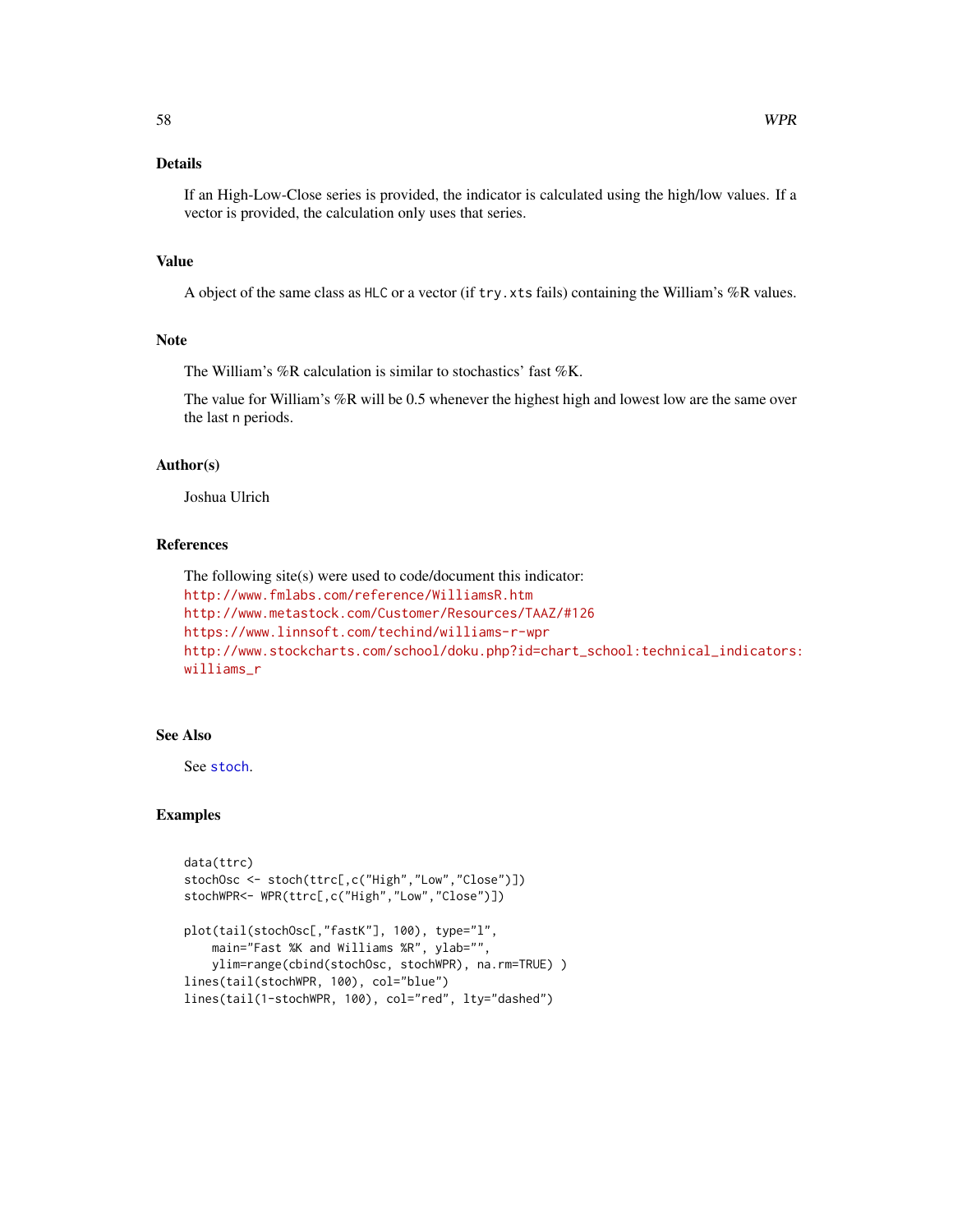## Details

If an High-Low-Close series is provided, the indicator is calculated using the high/low values. If a vector is provided, the calculation only uses that series.

## Value

A object of the same class as `HLC` or a vector (if `try.xts` fails) containing the William's %R values.

## Note

The William's %R calculation is similar to stochastics' fast %K.

The value for William's %R will be 0.5 whenever the highest high and lowest low are the same over the last `n` periods.

## Author(s)

Joshua Ulrich

## References

The following site(s) were used to code/document this indicator:
http://www.fmlabs.com/reference/WilliamsR.htm
http://www.metastock.com/Customer/Resources/TAAZ/#126
https://www.linnsoft.com/techind/williams-r-wpr
http://www.stockcharts.com/school/doku.php?id=chart_school:technical_indicators:williams_r

## See Also

See `stoch`.

## Examples

```
data(ttrc)
stochOsc <- stoch(ttrc[,c("High","Low","Close")])
stochWPR<- WPR(ttrc[,c("High","Low","Close")])

plot(tail(stochOsc[,"fastK"], 100), type="l",
    main="Fast %K and Williams %R", ylab="",
    ylim=range(cbind(stochOsc, stochWPR), na.rm=TRUE) )
lines(tail(stochWPR, 100), col="blue")
lines(tail(1-stochWPR, 100), col="red", lty="dashed")
```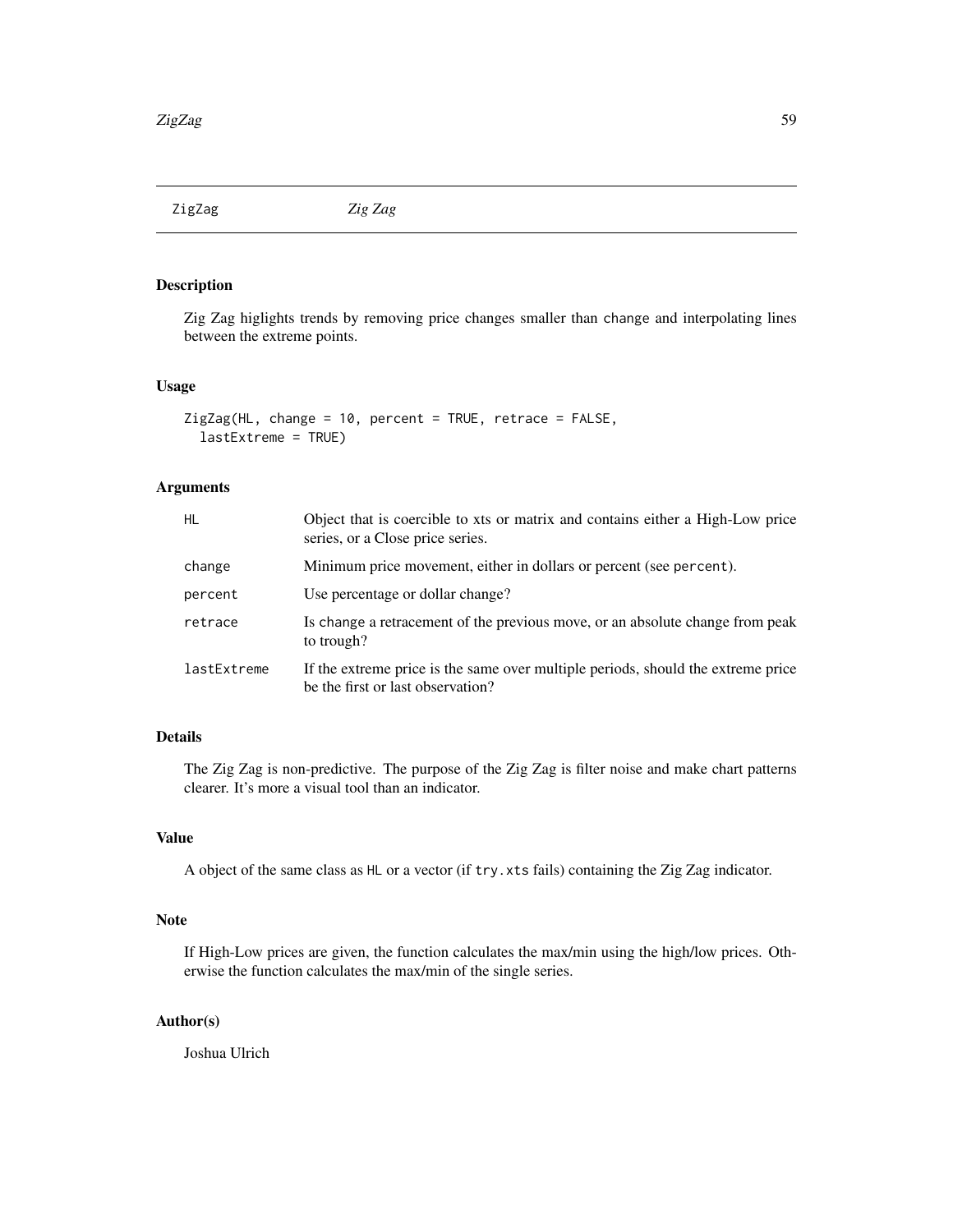## ZigZag *Zig Zag*

### Description

Zig Zag higlights trends by removing price changes smaller than `change` and interpolating lines between the extreme points.

### Usage

```
ZigZag(HL, change = 10, percent = TRUE, retrace = FALSE,
  lastExtreme = TRUE)
```

### Arguments

| | |
|---|---|
| `HL` | Object that is coercible to xts or matrix and contains either a High-Low price series, or a Close price series. |
| `change` | Minimum price movement, either in dollars or percent (see `percent`). |
| `percent` | Use percentage or dollar change? |
| `retrace` | Is `change` a retracement of the previous move, or an absolute change from peak to trough? |
| `lastExtreme` | If the extreme price is the same over multiple periods, should the extreme price be the first or last observation? |

### Details

The Zig Zag is non-predictive. The purpose of the Zig Zag is filter noise and make chart patterns clearer. It's more a visual tool than an indicator.

### Value

A object of the same class as `HL` or a vector (if `try.xts` fails) containing the Zig Zag indicator.

### Note

If High-Low prices are given, the function calculates the max/min using the high/low prices. Otherwise the function calculates the max/min of the single series.

### Author(s)

Joshua Ulrich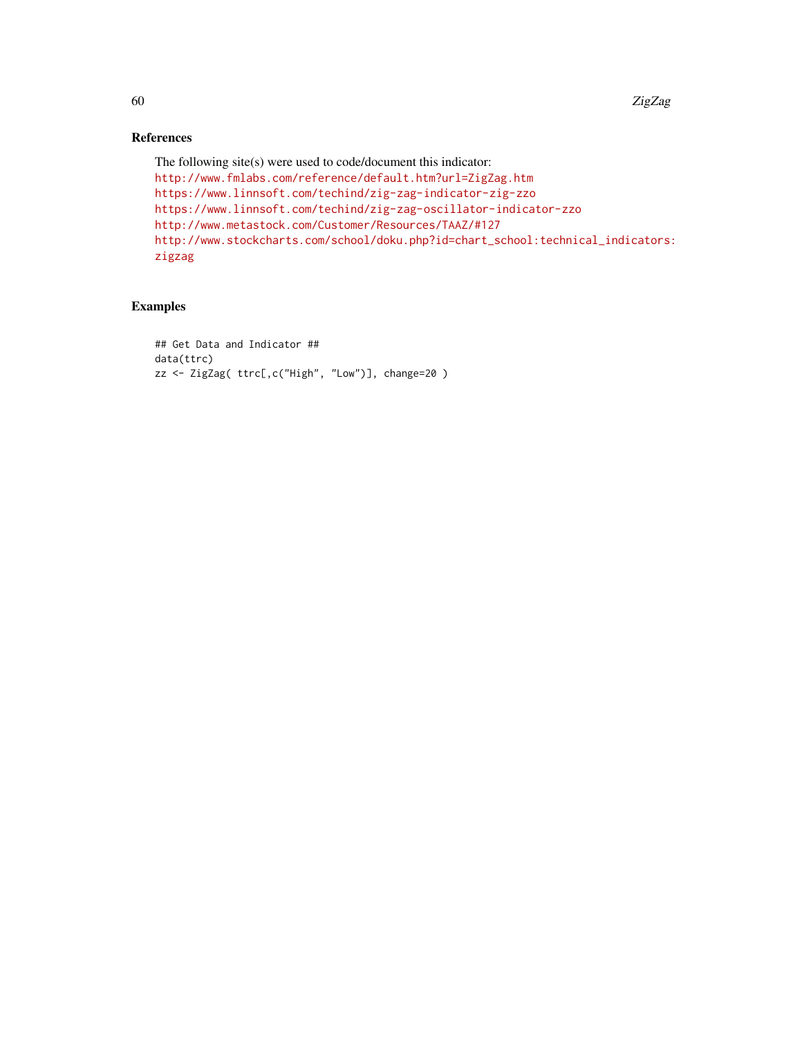### References

The following site(s) were used to code/document this indicator:
http://www.fmlabs.com/reference/default.htm?url=ZigZag.htm
https://www.linnsoft.com/techind/zig-zag-indicator-zig-zzo
https://www.linnsoft.com/techind/zig-zag-oscillator-indicator-zzo
http://www.metastock.com/Customer/Resources/TAAZ/#127
http://www.stockcharts.com/school/doku.php?id=chart_school:technical_indicators:zigzag

### Examples

```
## Get Data and Indicator ##
data(ttrc)
zz <- ZigZag( ttrc[,c("High", "Low")], change=20 )
```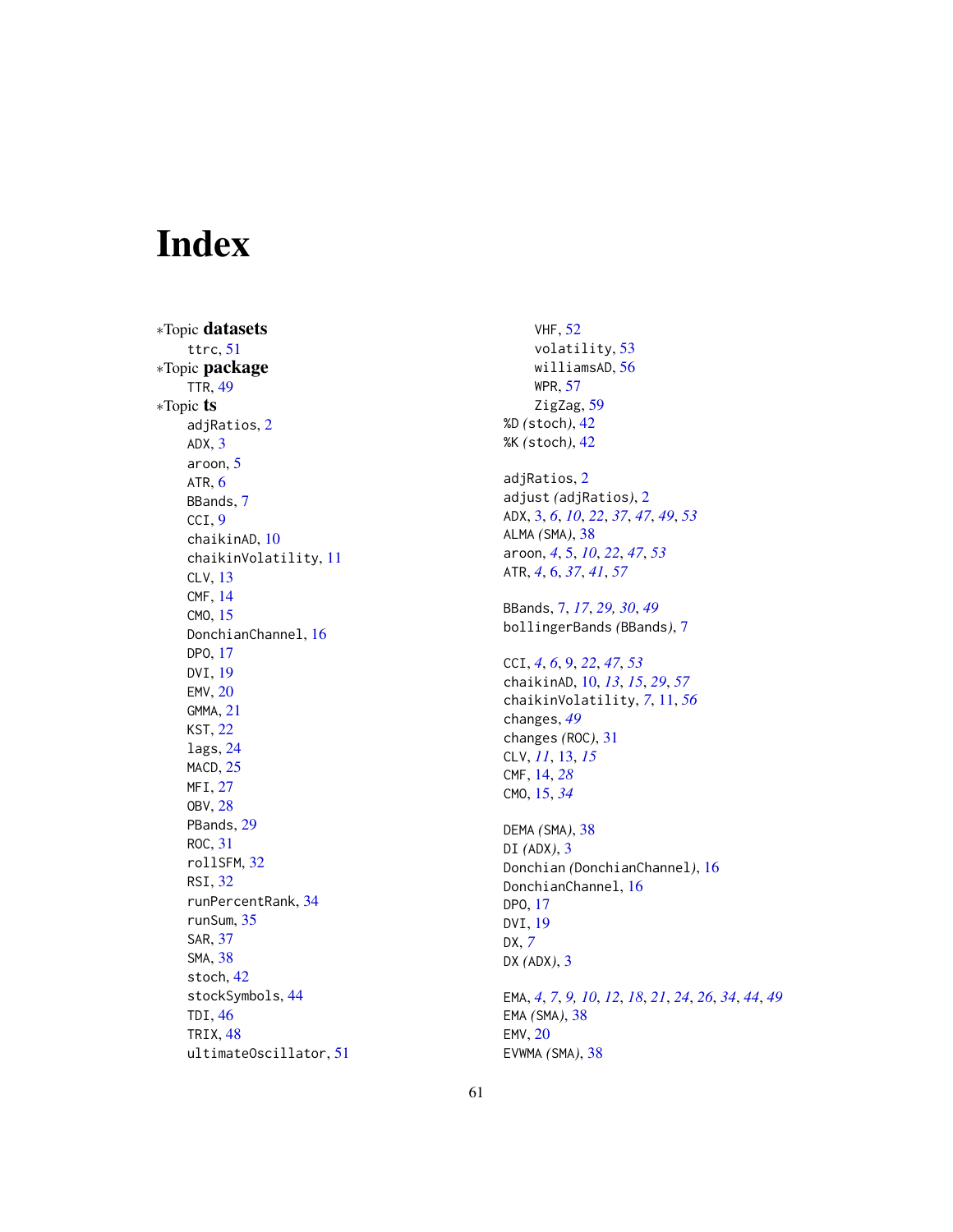# Index

∗Topic **datasets**
- ttrc, 51

∗Topic **package**
- TTR, 49

∗Topic **ts**
- adjRatios, 2
- ADX, 3
- aroon, 5
- ATR, 6
- BBands, 7
- CCI, 9
- chaikinAD, 10
- chaikinVolatility, 11
- CLV, 13
- CMF, 14
- CMO, 15
- DonchianChannel, 16
- DPO, 17
- DVI, 19
- EMV, 20
- GMMA, 21
- KST, 22
- lags, 24
- MACD, 25
- MFI, 27
- OBV, 28
- PBands, 29
- ROC, 31
- rollSFM, 32
- RSI, 32
- runPercentRank, 34
- runSum, 35
- SAR, 37
- SMA, 38
- stoch, 42
- stockSymbols, 44
- TDI, 46
- TRIX, 48
- ultimateOscillator, 51
- VHF, 52
- volatility, 53
- williamsAD, 56
- WPR, 57
- ZigZag, 59

%D *(stoch)*, 42
%K *(stoch)*, 42

adjRatios, 2
adjust *(adjRatios)*, 2
ADX, 3, *6*, *10*, *22*, *37*, *47*, *49*, *53*
ALMA *(SMA)*, 38
aroon, *4*, 5, *10*, *22*, *47*, *53*
ATR, *4*, 6, *37*, *41*, *57*

BBands, 7, *17*, *29, 30*, *49*
bollingerBands *(BBands)*, 7

CCI, *4*, *6*, 9, *22*, *47*, *53*
chaikinAD, 10, *13*, *15*, *29*, *57*
chaikinVolatility, *7*, 11, *56*
changes, *49*
changes *(ROC)*, 31
CLV, *11*, 13, *15*
CMF, 14, *28*
CMO, 15, *34*

DEMA *(SMA)*, 38
DI *(ADX)*, 3
Donchian *(DonchianChannel)*, 16
DonchianChannel, 16
DPO, 17
DVI, 19
DX, *7*
DX *(ADX)*, 3

EMA, *4*, *7*, *9, 10*, *12*, *18*, *21*, *24*, *26*, *34*, *44*, *49*
EMA *(SMA)*, 38
EMV, 20
EVWMA *(SMA)*, 38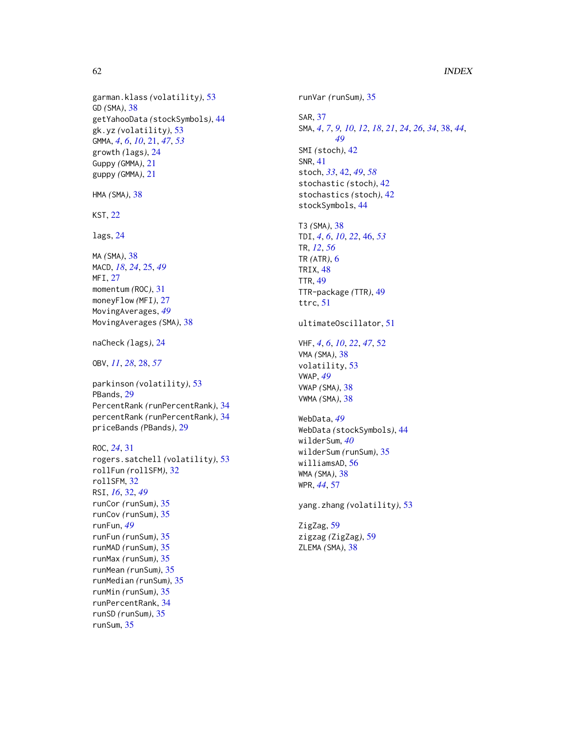garman.klass *(volatility)*, 53
GD *(SMA)*, 38
getYahooData *(stockSymbols)*, 44
gk.yz *(volatility)*, 53
GMMA, *4*, *6*, *10*, 21, *47*, *53*
growth *(lags)*, 24
Guppy *(GMMA)*, 21
guppy *(GMMA)*, 21

HMA *(SMA)*, 38

KST, 22

lags, 24

MA *(SMA)*, 38
MACD, *18*, *24*, 25, *49*
MFI, 27
momentum *(ROC)*, 31
moneyFlow *(MFI)*, 27
MovingAverages, *49*
MovingAverages *(SMA)*, 38

naCheck *(lags)*, 24

OBV, *11*, *28*, 28, *57*

parkinson *(volatility)*, 53
PBands, 29
PercentRank *(runPercentRank)*, 34
percentRank *(runPercentRank)*, 34
priceBands *(PBands)*, 29

ROC, *24*, 31
rogers.satchell *(volatility)*, 53
rollFun *(rollSFM)*, 32
rollSFM, 32
RSI, *16*, 32, *49*
runCor *(runSum)*, 35
runCov *(runSum)*, 35
runFun, *49*
runFun *(runSum)*, 35
runMAD *(runSum)*, 35
runMax *(runSum)*, 35
runMean *(runSum)*, 35
runMedian *(runSum)*, 35
runMin *(runSum)*, 35
runPercentRank, 34
runSD *(runSum)*, 35
runSum, 35
runVar *(runSum)*, 35

SAR, 37
SMA, *4*, *7*, *9*, *10*, *12*, *18*, *21*, *24*, *26*, *34*, 38, *44*, *49*
SMI *(stoch)*, 42
SNR, 41
stoch, *33*, 42, *49*, *58*
stochastic *(stoch)*, 42
stochastics *(stoch)*, 42
stockSymbols, 44

T3 *(SMA)*, 38
TDI, *4*, *6*, *10*, *22*, 46, *53*
TR, *12*, *56*
TR *(ATR)*, 6
TRIX, 48
TTR, 49
TTR-package *(TTR)*, 49
ttrc, 51

ultimateOscillator, 51

VHF, *4*, *6*, *10*, *22*, *47*, 52
VMA *(SMA)*, 38
volatility, 53
VWAP, *49*
VWAP *(SMA)*, 38
VWMA *(SMA)*, 38

WebData, *49*
WebData *(stockSymbols)*, 44
wilderSum, *40*
wilderSum *(runSum)*, 35
williamsAD, 56
WMA *(SMA)*, 38
WPR, *44*, 57

yang.zhang *(volatility)*, 53

ZigZag, 59
zigzag *(ZigZag)*, 59
ZLEMA *(SMA)*, 38